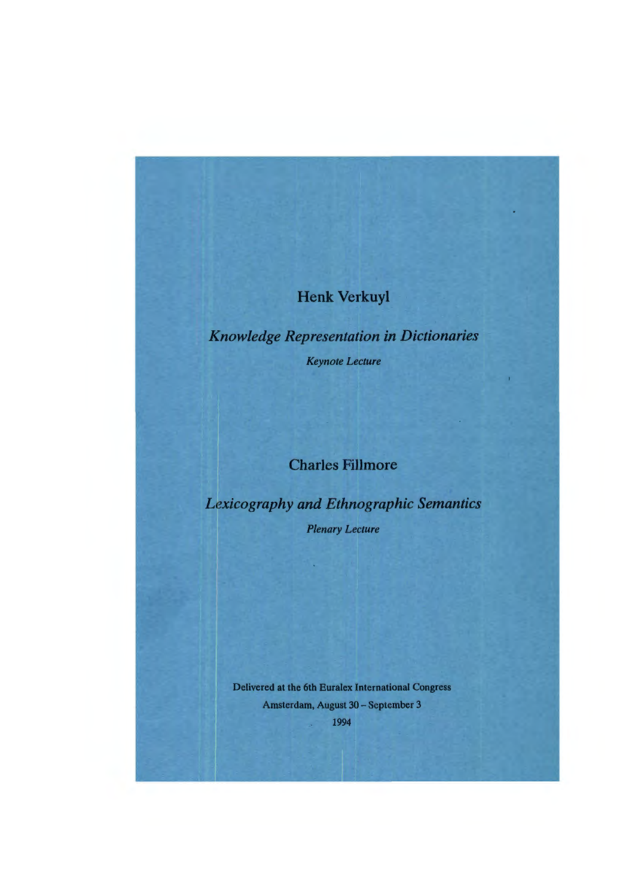# Henk Verkuyl

## *Knowledge Representation in Dictionaries*

*Keynote Lecture*

# Charles Fillmore

## *Lexicography and Ethnographic Semantics*

*Plenary Lecture*

Delivered at the 6th Euralex International Congress
Amsterdam, August 30 – September 3
1994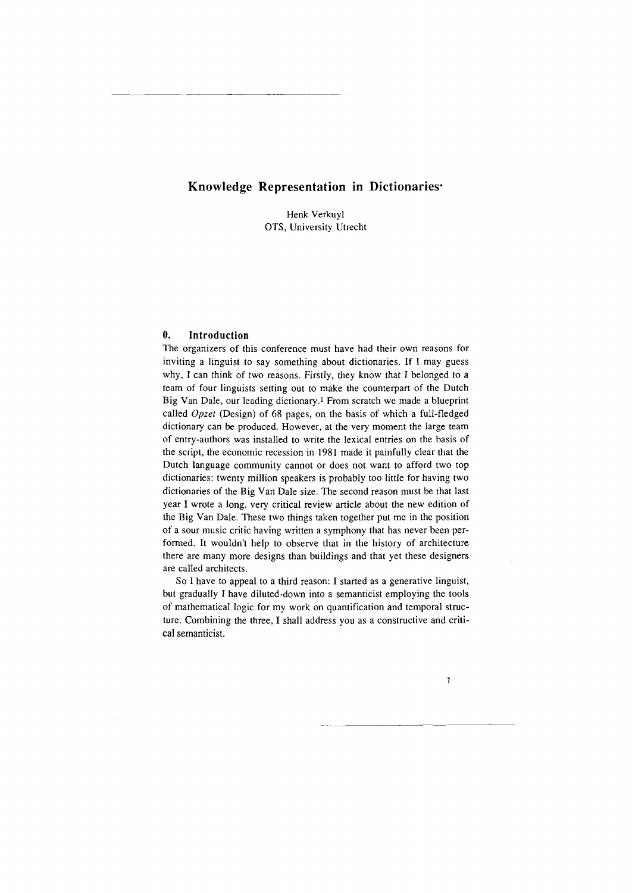# Knowledge Representation in Dictionaries*

Henk Verkuyl
OTS, University Utrecht

## 0. Introduction

The organizers of this conference must have had their own reasons for inviting a linguist to say something about dictionaries. If I may guess why, I can think of two reasons. Firstly, they know that I belonged to a team of four linguists setting out to make the counterpart of the Dutch Big Van Dale, our leading dictionary.[1] From scratch we made a blueprint called *Opzet* (Design) of 68 pages, on the basis of which a full-fledged dictionary can be produced. However, at the very moment the large team of entry-authors was installed to write the lexical entries on the basis of the script, the economic recession in 1981 made it painfully clear that the Dutch language community cannot or does not want to afford two top dictionaries: twenty million speakers is probably too little for having two dictionaries of the Big Van Dale size. The second reason must be that last year I wrote a long, very critical review article about the new edition of the Big Van Dale. These two things taken together put me in the position of a sour music critic having written a symphony that has never been performed. It wouldn't help to observe that in the history of architecture there are many more designs than buildings and that yet these designers are called architects.

So I have to appeal to a third reason: I started as a generative linguist, but gradually I have diluted-down into a semanticist employing the tools of mathematical logic for my work on quantification and temporal structure. Combining the three, I shall address you as a constructive and critical semanticist.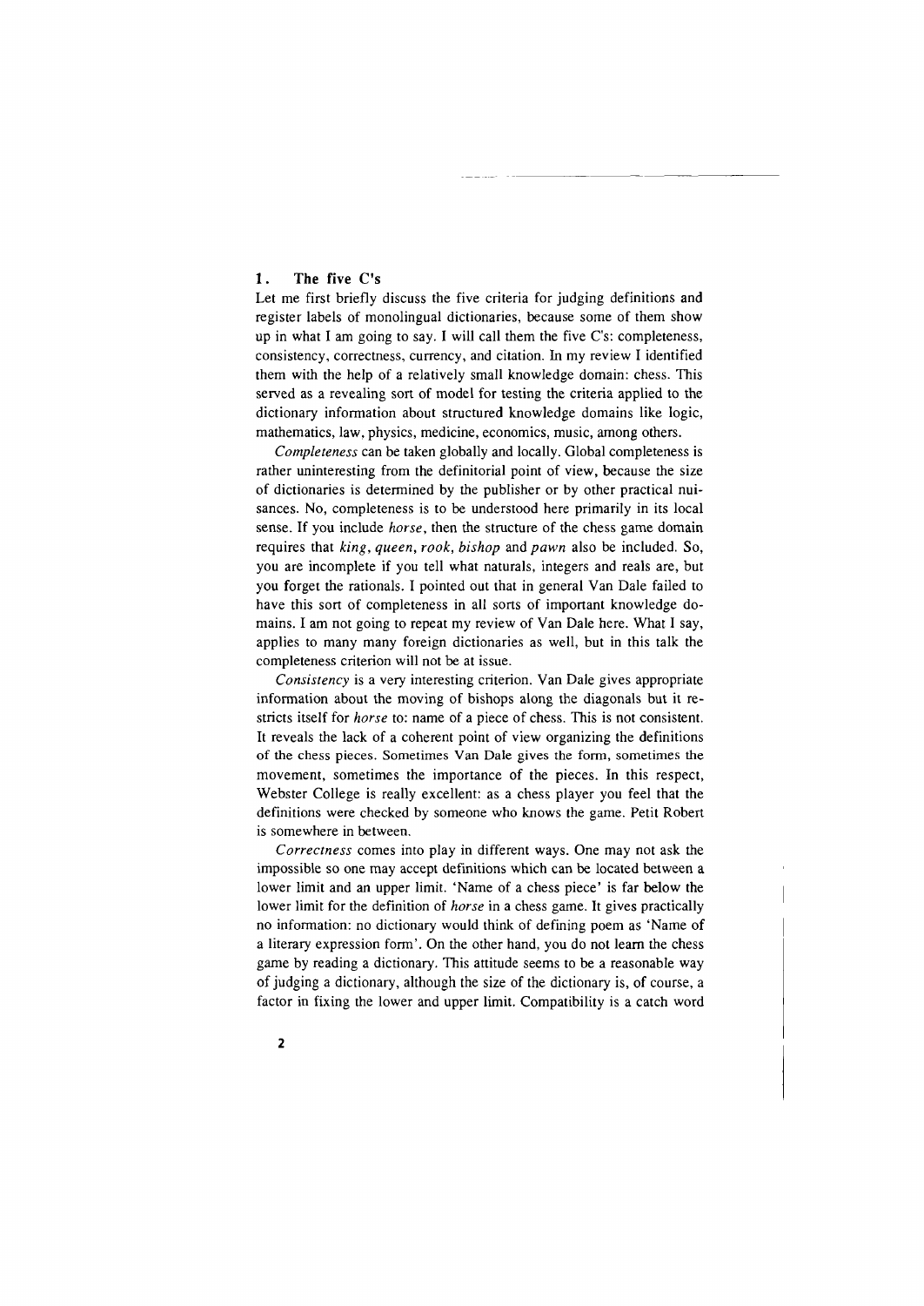## 1. The five C's

Let me first briefly discuss the five criteria for judging definitions and register labels of monolingual dictionaries, because some of them show up in what I am going to say. I will call them the five C's: completeness, consistency, correctness, currency, and citation. In my review I identified them with the help of a relatively small knowledge domain: chess. This served as a revealing sort of model for testing the criteria applied to the dictionary information about structured knowledge domains like logic, mathematics, law, physics, medicine, economics, music, among others.

*Completeness* can be taken globally and locally. Global completeness is rather uninteresting from the definitorial point of view, because the size of dictionaries is determined by the publisher or by other practical nuisances. No, completeness is to be understood here primarily in its local sense. If you include *horse*, then the structure of the chess game domain requires that *king*, *queen*, *rook*, *bishop* and *pawn* also be included. So, you are incomplete if you tell what naturals, integers and reals are, but you forget the rationals. I pointed out that in general Van Dale failed to have this sort of completeness in all sorts of important knowledge domains. I am not going to repeat my review of Van Dale here. What I say, applies to many many foreign dictionaries as well, but in this talk the completeness criterion will not be at issue.

*Consistency* is a very interesting criterion. Van Dale gives appropriate information about the moving of bishops along the diagonals but it restricts itself for *horse* to: name of a piece of chess. This is not consistent. It reveals the lack of a coherent point of view organizing the definitions of the chess pieces. Sometimes Van Dale gives the form, sometimes the movement, sometimes the importance of the pieces. In this respect, Webster College is really excellent: as a chess player you feel that the definitions were checked by someone who knows the game. Petit Robert is somewhere in between.

*Correctness* comes into play in different ways. One may not ask the impossible so one may accept definitions which can be located between a lower limit and an upper limit. 'Name of a chess piece' is far below the lower limit for the definition of *horse* in a chess game. It gives practically no information: no dictionary would think of defining poem as 'Name of a literary expression form'. On the other hand, you do not learn the chess game by reading a dictionary. This attitude seems to be a reasonable way of judging a dictionary, although the size of the dictionary is, of course, a factor in fixing the lower and upper limit. Compatibility is a catch word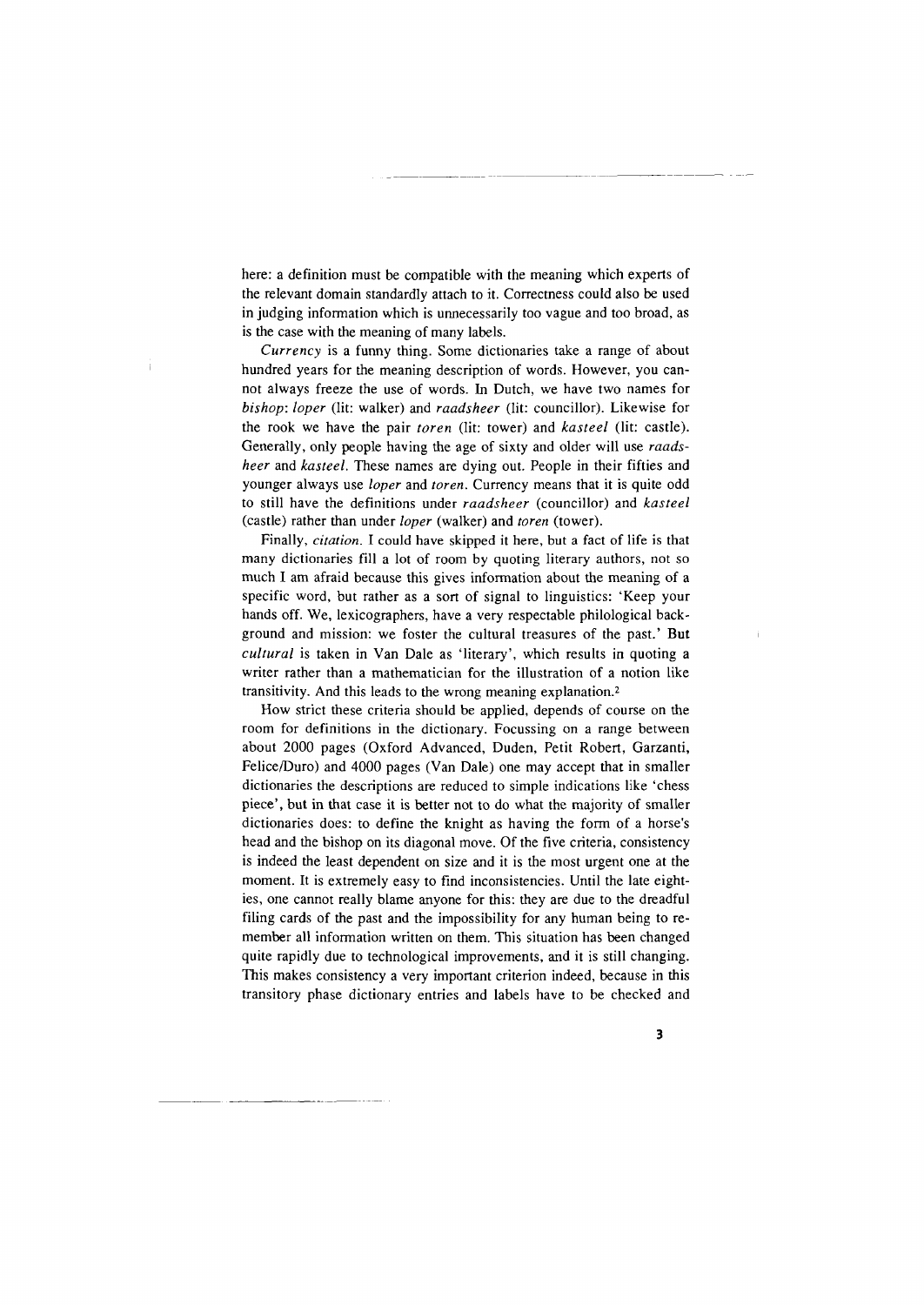here: a definition must be compatible with the meaning which experts of the relevant domain standardly attach to it. Correctness could also be used in judging information which is unnecessarily too vague and too broad, as is the case with the meaning of many labels.

*Currency* is a funny thing. Some dictionaries take a range of about hundred years for the meaning description of words. However, you cannot always freeze the use of words. In Dutch, we have two names for *bishop*: *loper* (lit: walker) and *raadsheer* (lit: councillor). Likewise for the rook we have the pair *toren* (lit: tower) and *kasteel* (lit: castle). Generally, only people having the age of sixty and older will use *raadsheer* and *kasteel*. These names are dying out. People in their fifties and younger always use *loper* and *toren*. Currency means that it is quite odd to still have the definitions under *raadsheer* (councillor) and *kasteel* (castle) rather than under *loper* (walker) and *toren* (tower).

Finally, *citation*. I could have skipped it here, but a fact of life is that many dictionaries fill a lot of room by quoting literary authors, not so much I am afraid because this gives information about the meaning of a specific word, but rather as a sort of signal to linguistics: 'Keep your hands off. We, lexicographers, have a very respectable philological background and mission: we foster the cultural treasures of the past.' But *cultural* is taken in Van Dale as 'literary', which results in quoting a writer rather than a mathematician for the illustration of a notion like transitivity. And this leads to the wrong meaning explanation.[2]

How strict these criteria should be applied, depends of course on the room for definitions in the dictionary. Focussing on a range between about 2000 pages (Oxford Advanced, Duden, Petit Robert, Garzanti, Felice/Duro) and 4000 pages (Van Dale) one may accept that in smaller dictionaries the descriptions are reduced to simple indications like 'chess piece', but in that case it is better not to do what the majority of smaller dictionaries does: to define the knight as having the form of a horse's head and the bishop on its diagonal move. Of the five criteria, consistency is indeed the least dependent on size and it is the most urgent one at the moment. It is extremely easy to find inconsistencies. Until the late eighties, one cannot really blame anyone for this: they are due to the dreadful filing cards of the past and the impossibility for any human being to remember all information written on them. This situation has been changed quite rapidly due to technological improvements, and it is still changing. This makes consistency a very important criterion indeed, because in this transitory phase dictionary entries and labels have to be checked and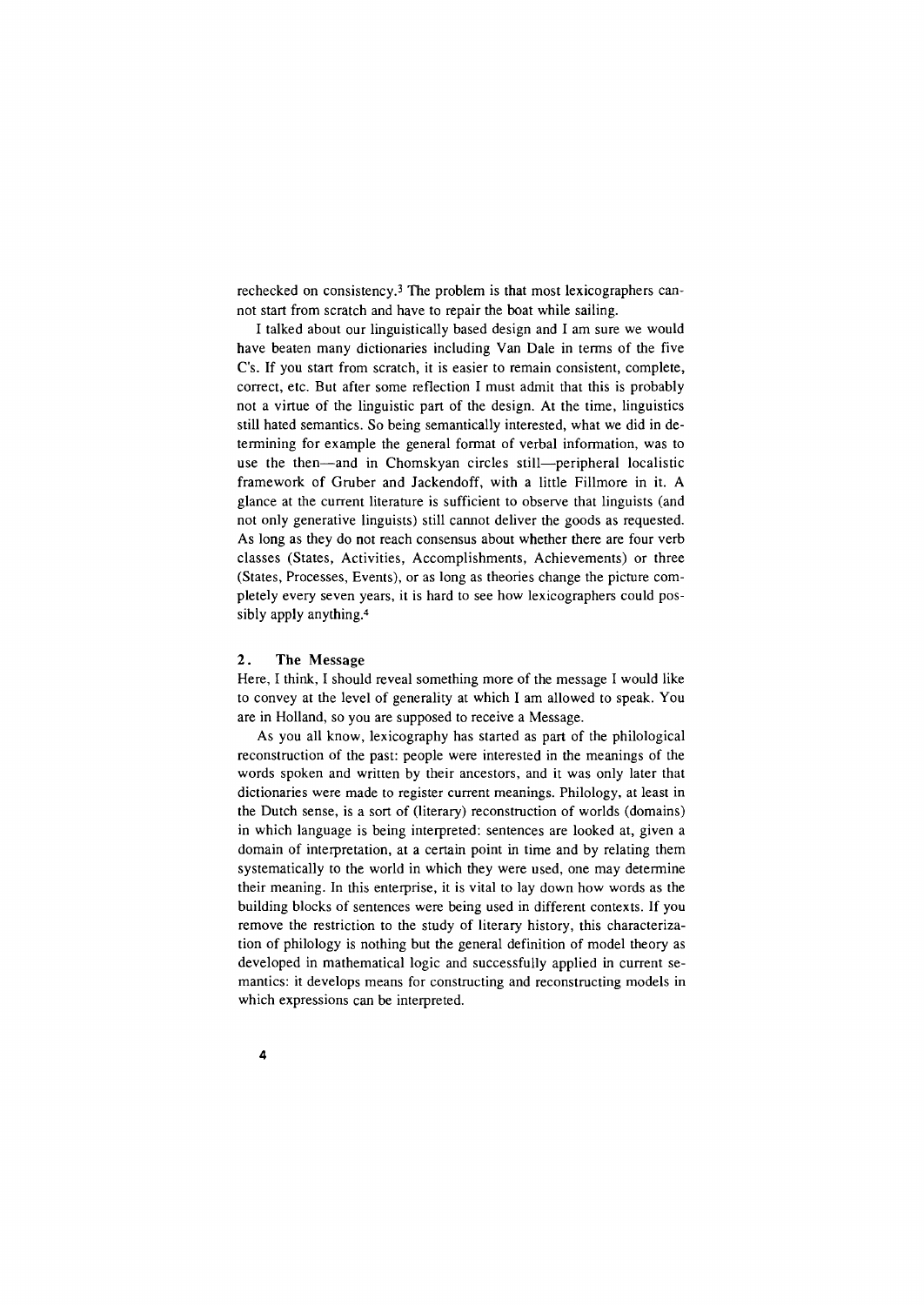rechecked on consistency.[3] The problem is that most lexicographers cannot start from scratch and have to repair the boat while sailing.

I talked about our linguistically based design and I am sure we would have beaten many dictionaries including Van Dale in terms of the five C's. If you start from scratch, it is easier to remain consistent, complete, correct, etc. But after some reflection I must admit that this is probably not a virtue of the linguistic part of the design. At the time, linguistics still hated semantics. So being semantically interested, what we did in determining for example the general format of verbal information, was to use the then—and in Chomskyan circles still—peripheral localistic framework of Gruber and Jackendoff, with a little Fillmore in it. A glance at the current literature is sufficient to observe that linguists (and not only generative linguists) still cannot deliver the goods as requested. As long as they do not reach consensus about whether there are four verb classes (States, Activities, Accomplishments, Achievements) or three (States, Processes, Events), or as long as theories change the picture completely every seven years, it is hard to see how lexicographers could possibly apply anything.[4]

## 2. The Message

Here, I think, I should reveal something more of the message I would like to convey at the level of generality at which I am allowed to speak. You are in Holland, so you are supposed to receive a Message.

As you all know, lexicography has started as part of the philological reconstruction of the past: people were interested in the meanings of the words spoken and written by their ancestors, and it was only later that dictionaries were made to register current meanings. Philology, at least in the Dutch sense, is a sort of (literary) reconstruction of worlds (domains) in which language is being interpreted: sentences are looked at, given a domain of interpretation, at a certain point in time and by relating them systematically to the world in which they were used, one may determine their meaning. In this enterprise, it is vital to lay down how words as the building blocks of sentences were being used in different contexts. If you remove the restriction to the study of literary history, this characterization of philology is nothing but the general definition of model theory as developed in mathematical logic and successfully applied in current semantics: it develops means for constructing and reconstructing models in which expressions can be interpreted.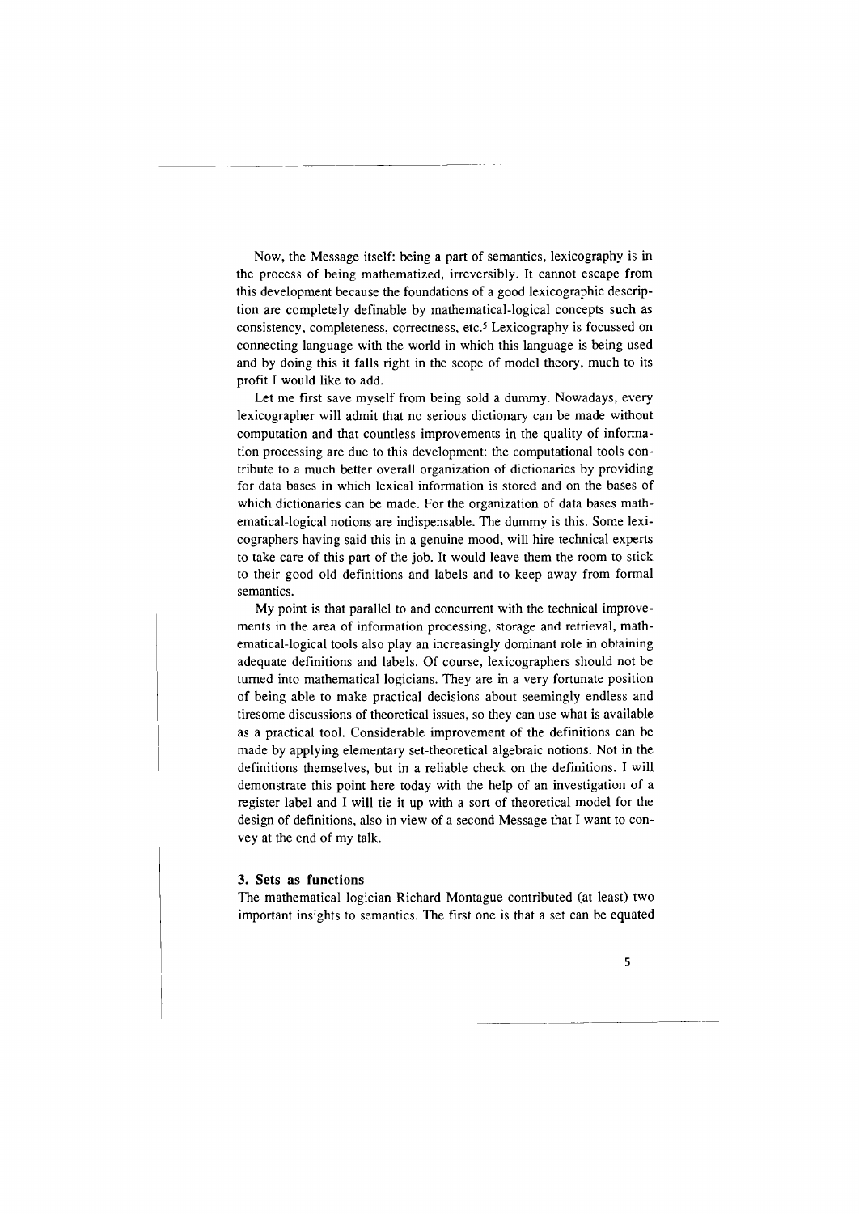Now, the Message itself: being a part of semantics, lexicography is in the process of being mathematized, irreversibly. It cannot escape from this development because the foundations of a good lexicographic description are completely definable by mathematical-logical concepts such as consistency, completeness, correctness, etc.[5] Lexicography is focussed on connecting language with the world in which this language is being used and by doing this it falls right in the scope of model theory, much to its profit I would like to add.

Let me first save myself from being sold a dummy. Nowadays, every lexicographer will admit that no serious dictionary can be made without computation and that countless improvements in the quality of information processing are due to this development: the computational tools contribute to a much better overall organization of dictionaries by providing for data bases in which lexical information is stored and on the bases of which dictionaries can be made. For the organization of data bases mathematical-logical notions are indispensable. The dummy is this. Some lexicographers having said this in a genuine mood, will hire technical experts to take care of this part of the job. It would leave them the room to stick to their good old definitions and labels and to keep away from formal semantics.

My point is that parallel to and concurrent with the technical improvements in the area of information processing, storage and retrieval, mathematical-logical tools also play an increasingly dominant role in obtaining adequate definitions and labels. Of course, lexicographers should not be turned into mathematical logicians. They are in a very fortunate position of being able to make practical decisions about seemingly endless and tiresome discussions of theoretical issues, so they can use what is available as a practical tool. Considerable improvement of the definitions can be made by applying elementary set-theoretical algebraic notions. Not in the definitions themselves, but in a reliable check on the definitions. I will demonstrate this point here today with the help of an investigation of a register label and I will tie it up with a sort of theoretical model for the design of definitions, also in view of a second Message that I want to convey at the end of my talk.

### 3. Sets as functions

The mathematical logician Richard Montague contributed (at least) two important insights to semantics. The first one is that a set can be equated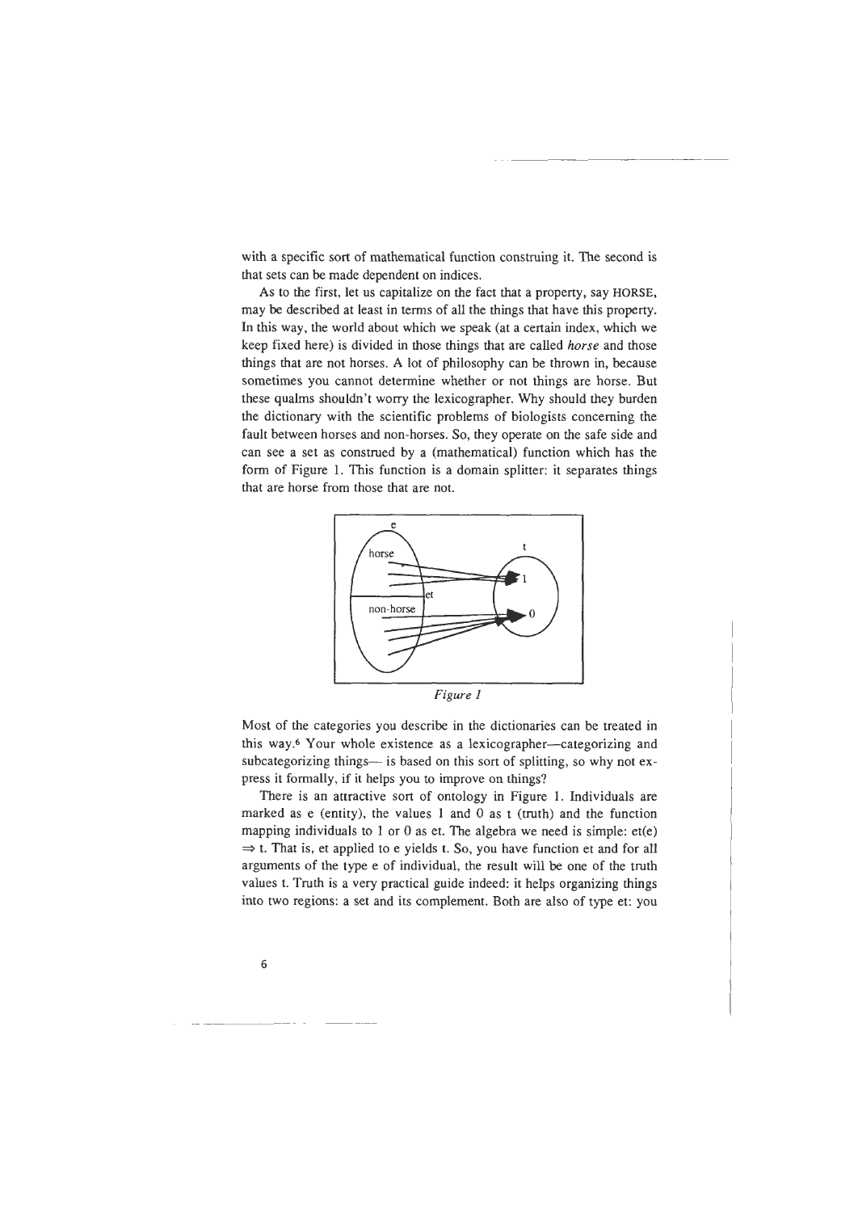with a specific sort of mathematical function construing it. The second is that sets can be made dependent on indices.

As to the first, let us capitalize on the fact that a property, say HORSE, may be described at least in terms of all the things that have this property. In this way, the world about which we speak (at a certain index, which we keep fixed here) is divided in those things that are called *horse* and those things that are not horses. A lot of philosophy can be thrown in, because sometimes you cannot determine whether or not things are horse. But these qualms shouldn't worry the lexicographer. Why should they burden the dictionary with the scientific problems of biologists concerning the fault between horses and non-horses. So, they operate on the safe side and can see a set as construed by a (mathematical) function which has the form of Figure 1. This function is a domain splitter: it separates things that are horse from those that are not.

*Figure 1*

Most of the categories you describe in the dictionaries can be treated in this way.[6] Your whole existence as a lexicographer—categorizing and subcategorizing things— is based on this sort of splitting, so why not express it formally, if it helps you to improve on things?

There is an attractive sort of ontology in Figure 1. Individuals are marked as e (entity), the values 1 and 0 as t (truth) and the function mapping individuals to 1 or 0 as et. The algebra we need is simple: et(e) $\Rightarrow$ t. That is, et applied to e yields t. So, you have function et and for all arguments of the type e of individual, the result will be one of the truth values t. Truth is a very practical guide indeed: it helps organizing things into two regions: a set and its complement. Both are also of type et: you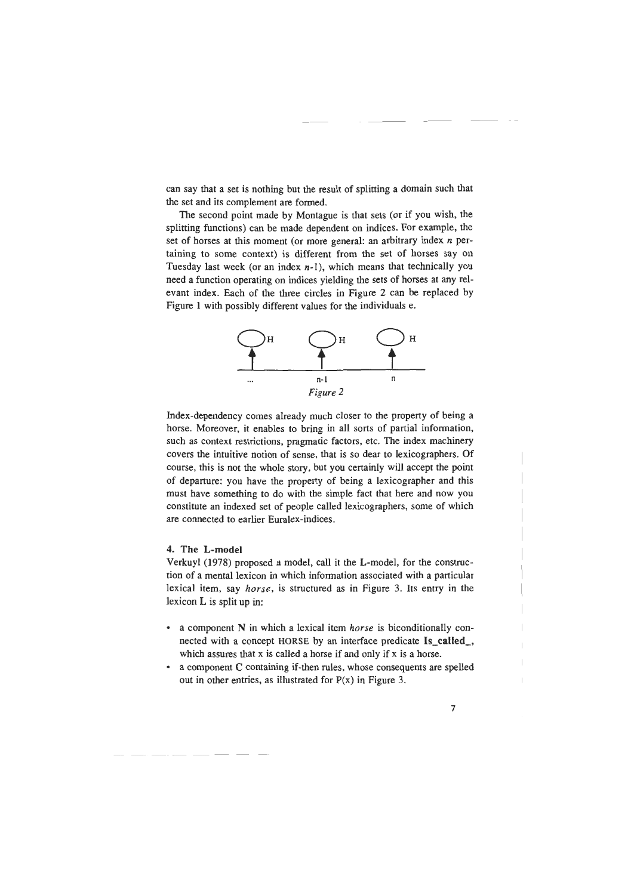can say that a set is nothing but the result of splitting a domain such that the set and its complement are formed.

The second point made by Montague is that sets (or if you wish, the splitting functions) can be made dependent on indices. For example, the set of horses at this moment (or more general: an arbitrary index $n$ pertaining to some context) is different from the set of horses say on Tuesday last week (or an index $n$-1), which means that technically you need a function operating on indices yielding the sets of horses at any relevant index. Each of the three circles in Figure 2 can be replaced by Figure 1 with possibly different values for the individuals e.

*Figure 2*

Index-dependency comes already much closer to the property of being a horse. Moreover, it enables to bring in all sorts of partial information, such as context restrictions, pragmatic factors, etc. The index machinery covers the intuitive notion of sense, that is so dear to lexicographers. Of course, this is not the whole story, but you certainly will accept the point of departure: you have the property of being a lexicographer and this must have something to do with the simple fact that here and now you constitute an indexed set of people called lexicographers, some of which are connected to earlier Euralex-indices.

#### 4. The L-model

Verkuyl (1978) proposed a model, call it the L-model, for the construction of a mental lexicon in which information associated with a particular lexical item, say *horse*, is structured as in Figure 3. Its entry in the lexicon **L** is split up in:

- a component **N** in which a lexical item *horse* is biconditionally connected with a concept HORSE by an interface predicate **Is_called_**, which assures that x is called a horse if and only if x is a horse.
- a component **C** containing if-then rules, whose consequents are spelled out in other entries, as illustrated for P(x) in Figure 3.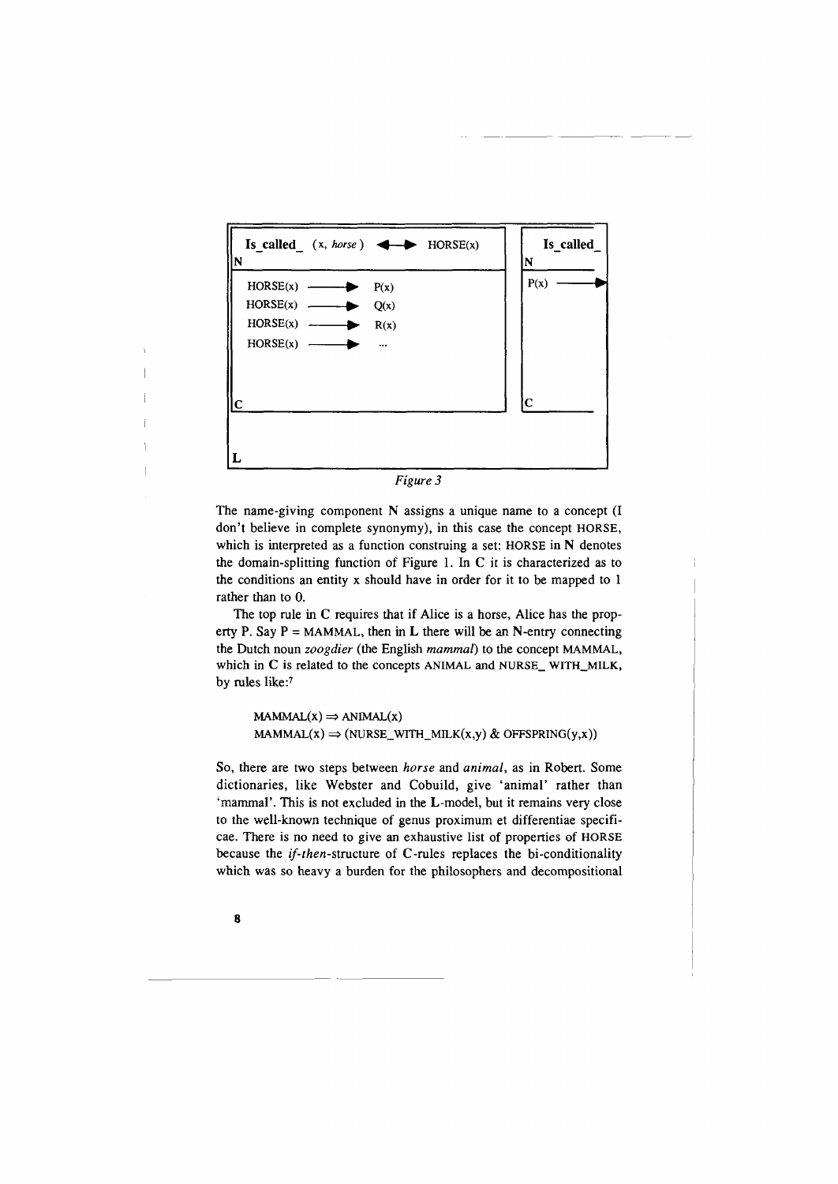| Is_called_ (x, *horse*) ◄──► HORSE(x) | Is_called_ |
|---|---|
| N | N |
| HORSE(x) ──► P(x)<br>HORSE(x) ──► Q(x)<br>HORSE(x) ──► R(x)<br>HORSE(x) ──► ... | P(x) ──► |
| C | C |
| L | |

*Figure 3*

The name-giving component **N** assigns a unique name to a concept (I don't believe in complete synonymy), in this case the concept HORSE, which is interpreted as a function construing a set: HORSE in **N** denotes the domain-splitting function of Figure 1. In **C** it is characterized as to the conditions an entity x should have in order for it to be mapped to 1 rather than to 0.

The top rule in **C** requires that if Alice is a horse, Alice has the property P. Say P = MAMMAL, then in **L** there will be an **N**-entry connecting the Dutch noun *zoogdier* (the English *mammal*) to the concept MAMMAL, which in **C** is related to the concepts ANIMAL and NURSE_WITH_MILK, by rules like:[7]

MAMMAL(x) ⇒ ANIMAL(x)
MAMMAL(x) ⇒ (NURSE_WITH_MILK(x,y) & OFFSPRING(y,x))

So, there are two steps between *horse* and *animal*, as in Robert. Some dictionaries, like Webster and Cobuild, give 'animal' rather than 'mammal'. This is not excluded in the **L**-model, but it remains very close to the well-known technique of genus proximum et differentiae specificae. There is no need to give an exhaustive list of properties of HORSE because the *if-then*-structure of **C**-rules replaces the bi-conditionality which was so heavy a burden for the philosophers and decompositional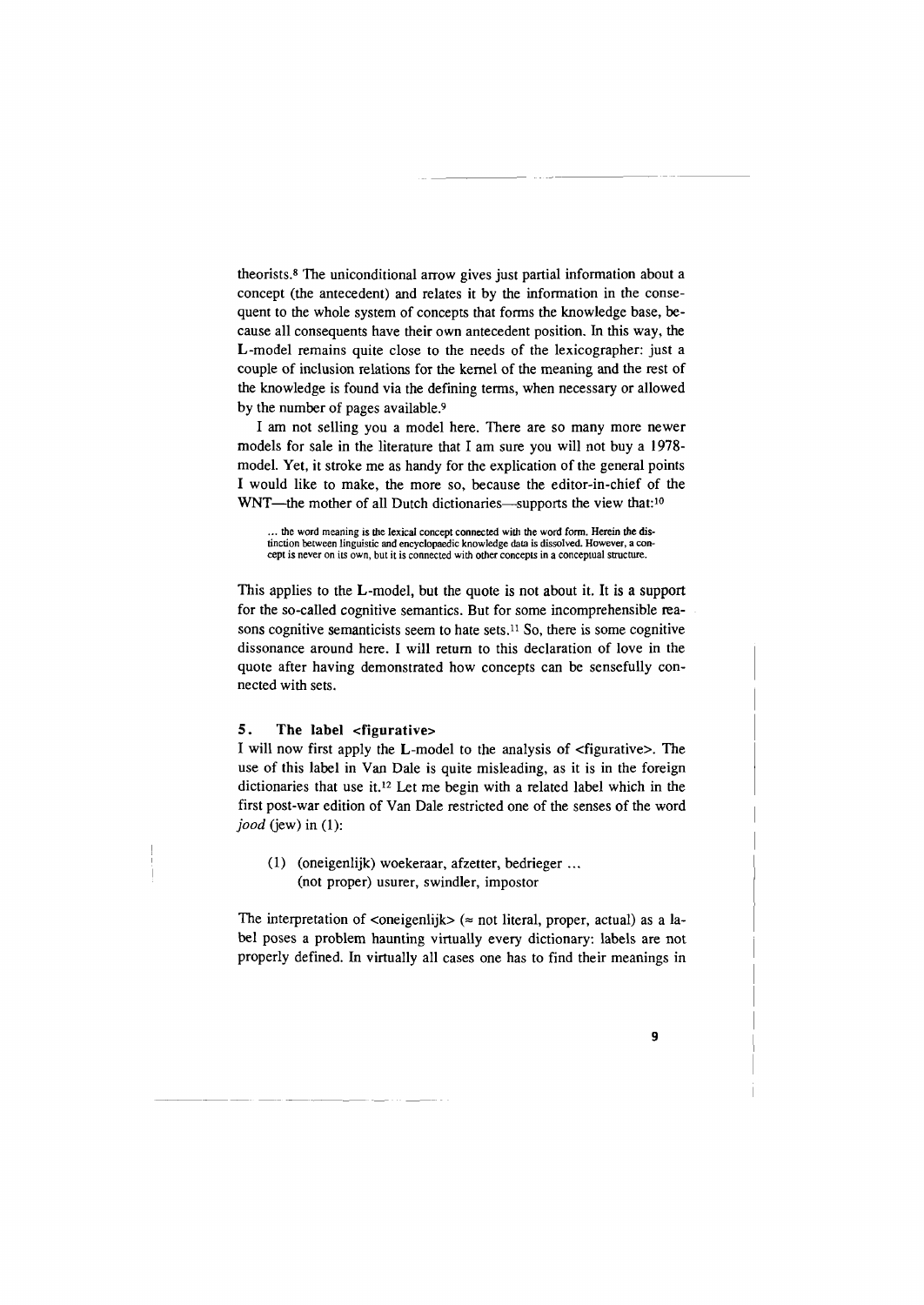theorists.[8] The uniconditional arrow gives just partial information about a concept (the antecedent) and relates it by the information in the consequent to the whole system of concepts that forms the knowledge base, because all consequents have their own antecedent position. In this way, the **L**-model remains quite close to the needs of the lexicographer: just a couple of inclusion relations for the kernel of the meaning and the rest of the knowledge is found via the defining terms, when necessary or allowed by the number of pages available.[9]

I am not selling you a model here. There are so many more newer models for sale in the literature that I am sure you will not buy a 1978-model. Yet, it stroke me as handy for the explication of the general points I would like to make, the more so, because the editor-in-chief of the WNT—the mother of all Dutch dictionaries—supports the view that:[10]

> ... the word meaning is the lexical concept connected with the word form. Herein the distinction between linguistic and encyclopaedic knowledge data is dissolved. However, a concept is never on its own, but it is connected with other concepts in a conceptual structure.

This applies to the **L**-model, but the quote is not about it. It is a support for the so-called cognitive semantics. But for some incomprehensible reasons cognitive semanticists seem to hate sets.[11] So, there is some cognitive dissonance around here. I will return to this declaration of love in the quote after having demonstrated how concepts can be sensefully connected with sets.

## 5. The label <figurative>

I will now first apply the **L**-model to the analysis of <figurative>. The use of this label in Van Dale is quite misleading, as it is in the foreign dictionaries that use it.[12] Let me begin with a related label which in the first post-war edition of Van Dale restricted one of the senses of the word *jood* (jew) in (1):

(1) (oneigenlijk) woekeraar, afzetter, bedrieger ...
(not proper) usurer, swindler, impostor

The interpretation of <oneigenlijk> (≈ not literal, proper, actual) as a label poses a problem haunting virtually every dictionary: labels are not properly defined. In virtually all cases one has to find their meanings in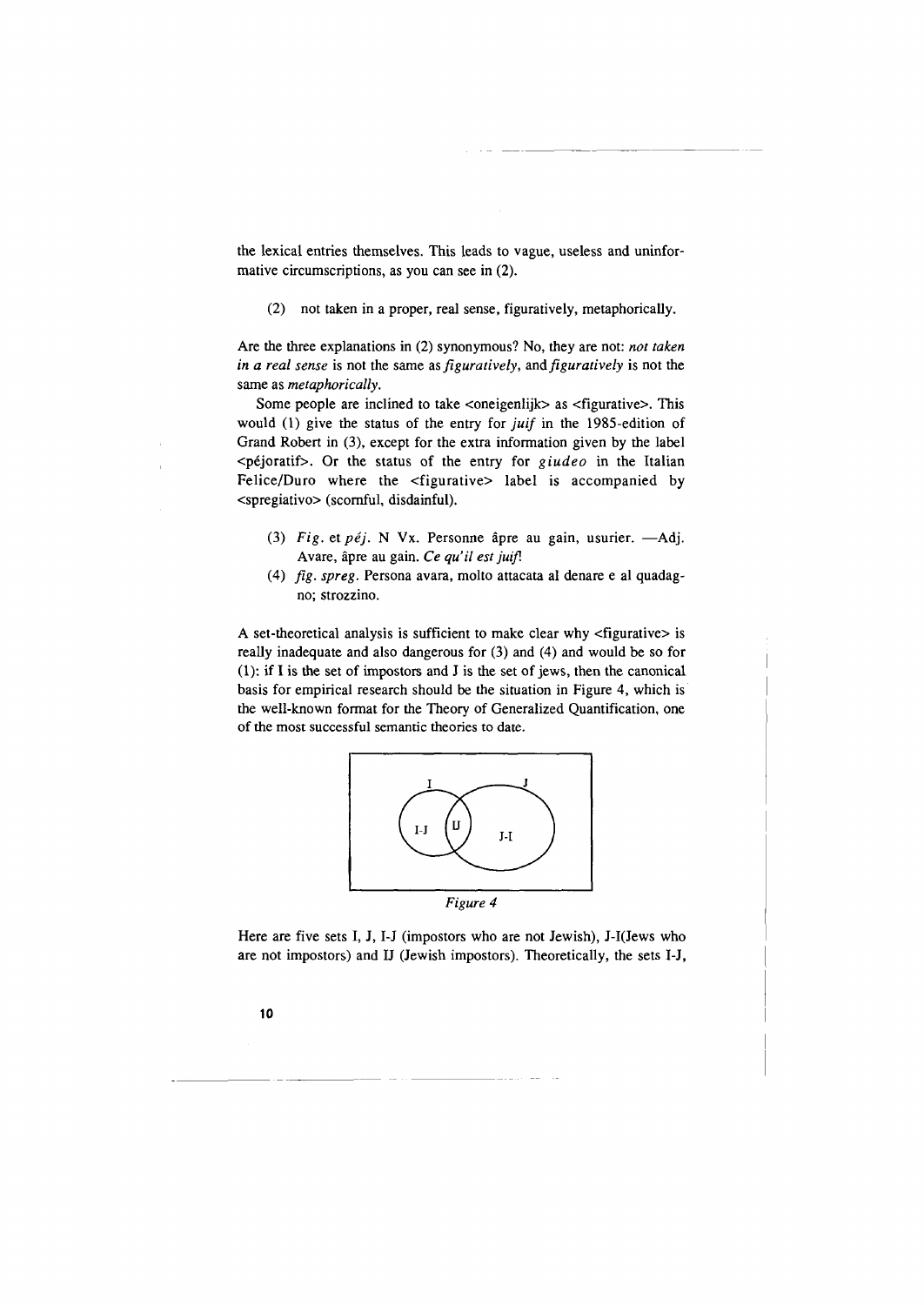the lexical entries themselves. This leads to vague, useless and uninformative circumscriptions, as you can see in (2).

(2) not taken in a proper, real sense, figuratively, metaphorically.

Are the three explanations in (2) synonymous? No, they are not: *not taken in a real sense* is not the same as *figuratively*, and *figuratively* is not the same as *metaphorically*.

Some people are inclined to take <oneigenlijk> as <figurative>. This would (1) give the status of the entry for *juif* in the 1985-edition of Grand Robert in (3), except for the extra information given by the label <péjoratif>. Or the status of the entry for *giudeo* in the Italian Felice/Duro where the <figurative> label is accompanied by <spregiativo> (scornful, disdainful).

(3) *Fig.* et *péj.* N Vx. Personne âpre au gain, usurier. —Adj. Avare, âpre au gain. *Ce qu'il est juif!*

(4) *fig. spreg.* Persona avara, molto attacata al denare e al quadagno; strozzino.

A set-theoretical analysis is sufficient to make clear why <figurative> is really inadequate and also dangerous for (3) and (4) and would be so for (1): if I is the set of impostors and J is the set of jews, then the canonical basis for empirical research should be the situation in Figure 4, which is the well-known format for the Theory of Generalized Quantification, one of the most successful semantic theories to date.

*Figure 4*

Here are five sets I, J, I-J (impostors who are not Jewish), J-I(Jews who are not impostors) and IJ (Jewish impostors). Theoretically, the sets I-J,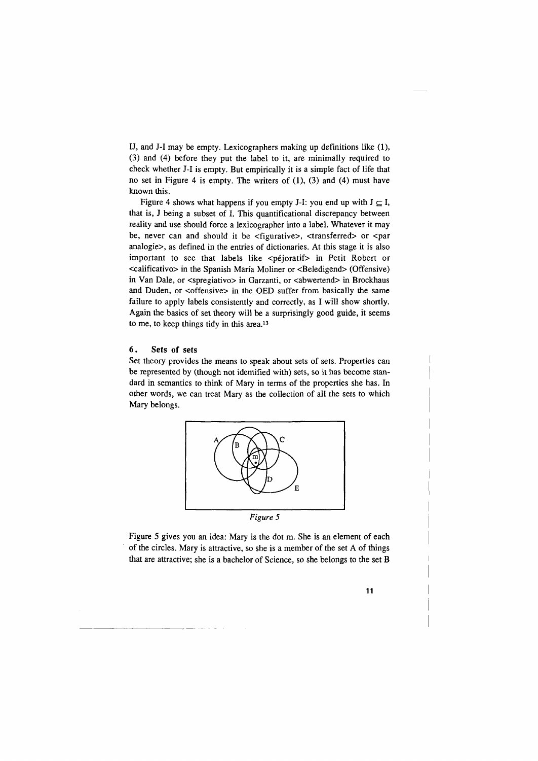IJ, and J-I may be empty. Lexicographers making up definitions like (1), (3) and (4) before they put the label to it, are minimally required to check whether J-I is empty. But empirically it is a simple fact of life that no set in Figure 4 is empty. The writers of (1), (3) and (4) must have known this.

Figure 4 shows what happens if you empty J-I: you end up with $J \subseteq I$, that is, J being a subset of I. This quantificational discrepancy between reality and use should force a lexicographer into a label. Whatever it may be, never can and should it be <figurative>, <transferred> or <par analogie>, as defined in the entries of dictionaries. At this stage it is also important to see that labels like <péjoratif> in Petit Robert or <calificativo> in the Spanish María Moliner or <Beledigend> (Offensive) in Van Dale, or <spregiativo> in Garzanti, or <abwertend> in Brockhaus and Duden, or <offensive> in the OED suffer from basically the same failure to apply labels consistently and correctly, as I will show shortly. Again the basics of set theory will be a surprisingly good guide, it seems to me, to keep things tidy in this area.[13]

## 6. Sets of sets

Set theory provides the means to speak about sets of sets. Properties can be represented by (though not identified with) sets, so it has become standard in semantics to think of Mary in terms of the properties she has. In other words, we can treat Mary as the collection of all the sets to which Mary belongs.

*Figure 5*

Figure 5 gives you an idea: Mary is the dot m. She is an element of each of the circles. Mary is attractive, so she is a member of the set A of things that are attractive; she is a bachelor of Science, so she belongs to the set B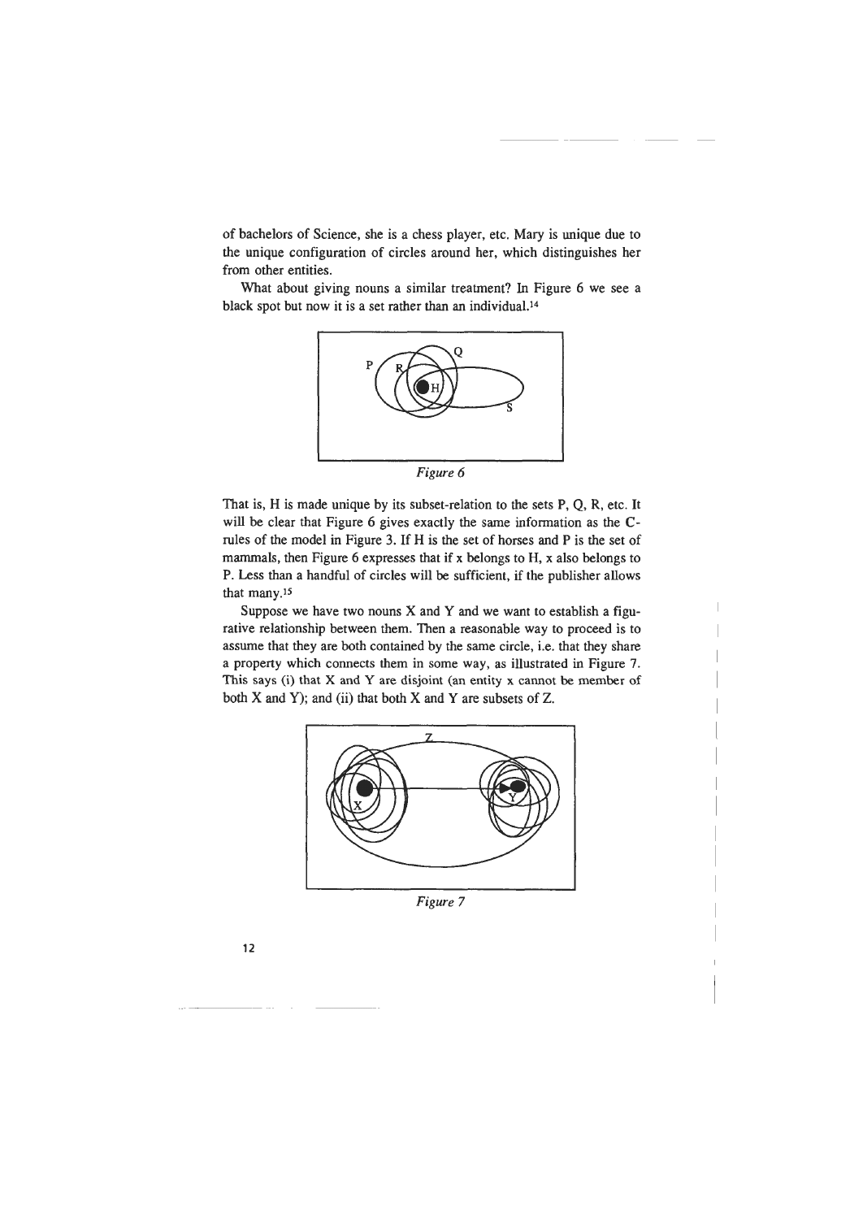of bachelors of Science, she is a chess player, etc. Mary is unique due to the unique configuration of circles around her, which distinguishes her from other entities.

What about giving nouns a similar treatment? In Figure 6 we see a black spot but now it is a set rather than an individual.[14]

*Figure 6*

That is, H is made unique by its subset-relation to the sets P, Q, R, etc. It will be clear that Figure 6 gives exactly the same information as the C-rules of the model in Figure 3. If H is the set of horses and P is the set of mammals, then Figure 6 expresses that if x belongs to H, x also belongs to P. Less than a handful of circles will be sufficient, if the publisher allows that many.[15]

Suppose we have two nouns X and Y and we want to establish a figurative relationship between them. Then a reasonable way to proceed is to assume that they are both contained by the same circle, i.e. that they share a property which connects them in some way, as illustrated in Figure 7. This says (i) that X and Y are disjoint (an entity x cannot be member of both X and Y); and (ii) that both X and Y are subsets of Z.

*Figure 7*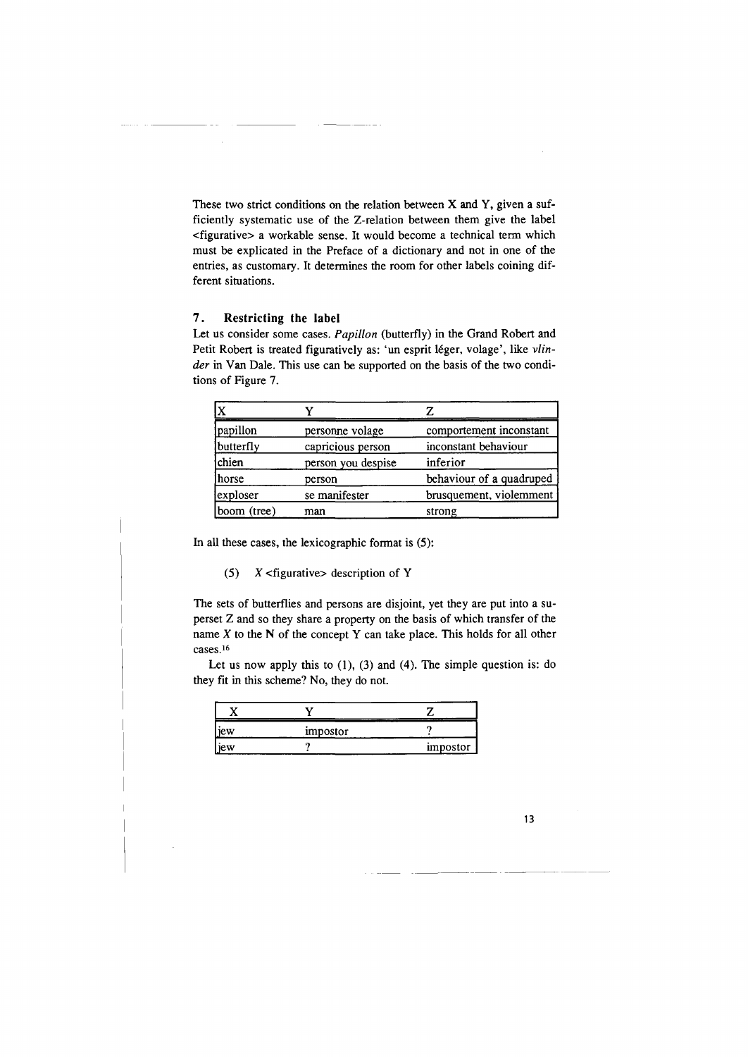These two strict conditions on the relation between X and Y, given a sufficiently systematic use of the Z-relation between them give the label <figurative> a workable sense. It would become a technical term which must be explicated in the Preface of a dictionary and not in one of the entries, as customary. It determines the room for other labels coining different situations.

## 7. Restricting the label

Let us consider some cases. *Papillon* (butterfly) in the Grand Robert and Petit Robert is treated figuratively as: 'un esprit léger, volage', like *vlinder* in Van Dale. This use can be supported on the basis of the two conditions of Figure 7.

| X | Y | Z |
|---|---|---|
| papillon | personne volage | comportement inconstant |
| butterfly | capricious person | inconstant behaviour |
| chien | person you despise | inferior |
| horse | person | behaviour of a quadruped |
| exploser | se manifester | brusquement, violemment |
| boom (tree) | man | strong |

In all these cases, the lexicographic format is (5):

(5) *X* <figurative> description of Y

The sets of butterflies and persons are disjoint, yet they are put into a superset Z and so they share a property on the basis of which transfer of the name *X* to the N of the concept Y can take place. This holds for all other cases.[16]

Let us now apply this to (1), (3) and (4). The simple question is: do they fit in this scheme? No, they do not.

| X | Y | Z |
|---|---|---|
| jew | impostor | ? |
| jew | ? | impostor |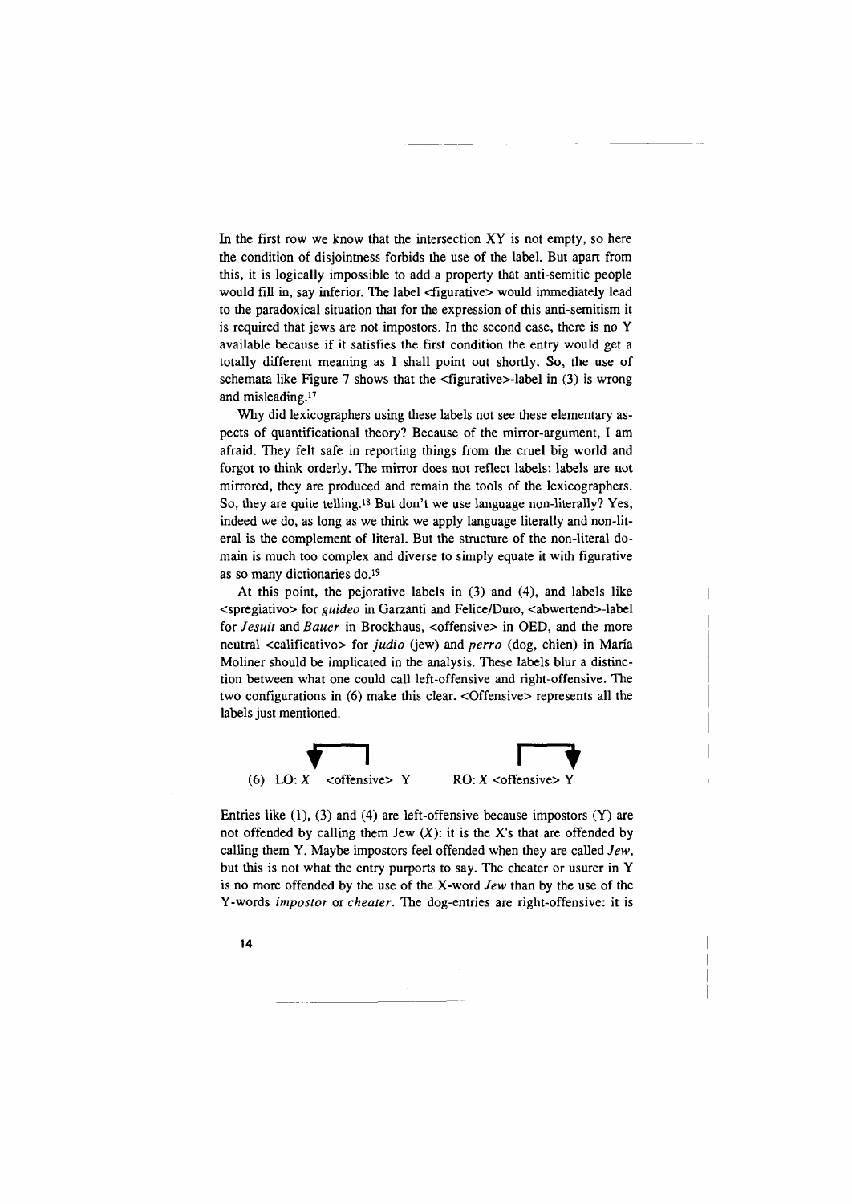In the first row we know that the intersection XY is not empty, so here the condition of disjointness forbids the use of the label. But apart from this, it is logically impossible to add a property that anti-semitic people would fill in, say inferior. The label <figurative> would immediately lead to the paradoxical situation that for the expression of this anti-semitism it is required that jews are not impostors. In the second case, there is no Y available because if it satisfies the first condition the entry would get a totally different meaning as I shall point out shortly. So, the use of schemata like Figure 7 shows that the <figurative>-label in (3) is wrong and misleading.[17]

Why did lexicographers using these labels not see these elementary aspects of quantificational theory? Because of the mirror-argument, I am afraid. They felt safe in reporting things from the cruel big world and forgot to think orderly. The mirror does not reflect labels: labels are not mirrored, they are produced and remain the tools of the lexicographers. So, they are quite telling.[18] But don't we use language non-literally? Yes, indeed we do, as long as we think we apply language literally and non-literal is the complement of literal. But the structure of the non-literal domain is much too complex and diverse to simply equate it with figurative as so many dictionaries do.[19]

At this point, the pejorative labels in (3) and (4), and labels like <spregiativo> for *guideo* in Garzanti and Felice/Duro, <abwertend>-label for *Jesuit* and *Bauer* in Brockhaus, <offensive> in OED, and the more neutral <calificativo> for *judio* (jew) and *perro* (dog, chien) in María Moliner should be implicated in the analysis. These labels blur a distinction between what one could call left-offensive and right-offensive. The two configurations in (6) make this clear. <Offensive> represents all the labels just mentioned.

(6) LO: *X* <offensive> Y        RO: *X* <offensive> Y

Entries like (1), (3) and (4) are left-offensive because impostors (Y) are not offended by calling them Jew (*X*): it is the X's that are offended by calling them Y. Maybe impostors feel offended when they are called *Jew*, but this is not what the entry purports to say. The cheater or usurer in Y is no more offended by the use of the X-word *Jew* than by the use of the Y-words *impostor* or *cheater*. The dog-entries are right-offensive: it is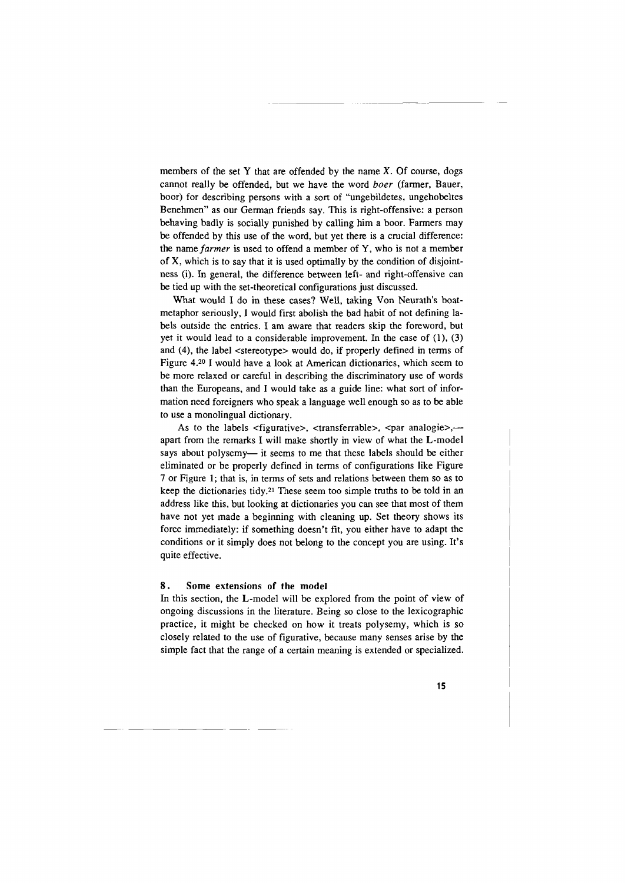members of the set Y that are offended by the name X. Of course, dogs cannot really be offended, but we have the word *boer* (farmer, Bauer, boor) for describing persons with a sort of "ungebildetes, ungehobeltes Benehmen" as our German friends say. This is right-offensive: a person behaving badly is socially punished by calling him a boor. Farmers may be offended by this use of the word, but yet there is a crucial difference: the name *farmer* is used to offend a member of Y, who is not a member of X, which is to say that it is used optimally by the condition of disjointness (i). In general, the difference between left- and right-offensive can be tied up with the set-theoretical configurations just discussed.

What would I do in these cases? Well, taking Von Neurath's boat-metaphor seriously, I would first abolish the bad habit of not defining labels outside the entries. I am aware that readers skip the foreword, but yet it would lead to a considerable improvement. In the case of (1), (3) and (4), the label <stereotype> would do, if properly defined in terms of Figure 4.[20] I would have a look at American dictionaries, which seem to be more relaxed or careful in describing the discriminatory use of words than the Europeans, and I would take as a guide line: what sort of information need foreigners who speak a language well enough so as to be able to use a monolingual dictionary.

As to the labels <figurative>, <transferrable>, <par analogie>,— apart from the remarks I will make shortly in view of what the L-model says about polysemy— it seems to me that these labels should be either eliminated or be properly defined in terms of configurations like Figure 7 or Figure 1; that is, in terms of sets and relations between them so as to keep the dictionaries tidy.[21] These seem too simple truths to be told in an address like this, but looking at dictionaries you can see that most of them have not yet made a beginning with cleaning up. Set theory shows its force immediately: if something doesn't fit, you either have to adapt the conditions or it simply does not belong to the concept you are using. It's quite effective.

## 8. Some extensions of the model

In this section, the L-model will be explored from the point of view of ongoing discussions in the literature. Being so close to the lexicographic practice, it might be checked on how it treats polysemy, which is so closely related to the use of figurative, because many senses arise by the simple fact that the range of a certain meaning is extended or specialized.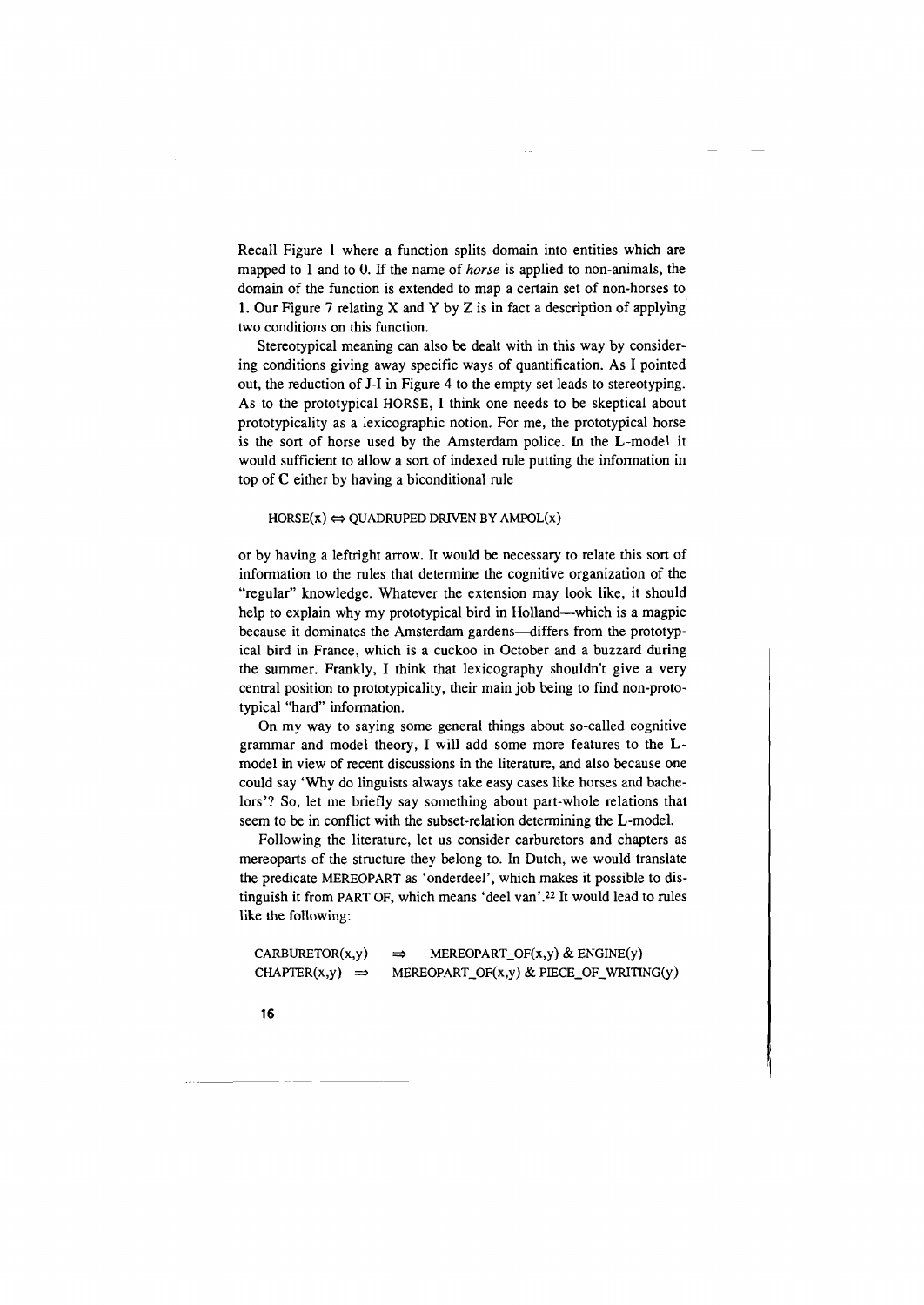Recall Figure 1 where a function splits domain into entities which are mapped to 1 and to 0. If the name of *horse* is applied to non-animals, the domain of the function is extended to map a certain set of non-horses to 1. Our Figure 7 relating X and Y by Z is in fact a description of applying two conditions on this function.

Stereotypical meaning can also be dealt with in this way by considering conditions giving away specific ways of quantification. As I pointed out, the reduction of J-I in Figure 4 to the empty set leads to stereotyping. As to the prototypical HORSE, I think one needs to be skeptical about prototypicality as a lexicographic notion. For me, the prototypical horse is the sort of horse used by the Amsterdam police. In the **L**-model it would sufficient to allow a sort of indexed rule putting the information in top of **C** either by having a biconditional rule

$$\text{HORSE}(x) \Leftrightarrow \text{QUADRUPED DRIVEN BY AMPOL}(x)$$

or by having a leftright arrow. It would be necessary to relate this sort of information to the rules that determine the cognitive organization of the "regular" knowledge. Whatever the extension may look like, it should help to explain why my prototypical bird in Holland—which is a magpie because it dominates the Amsterdam gardens—differs from the prototypical bird in France, which is a cuckoo in October and a buzzard during the summer. Frankly, I think that lexicography shouldn't give a very central position to prototypicality, their main job being to find non-prototypical "hard" information.

On my way to saying some general things about so-called cognitive grammar and model theory, I will add some more features to the **L**-model in view of recent discussions in the literature, and also because one could say 'Why do linguists always take easy cases like horses and bachelors'? So, let me briefly say something about part-whole relations that seem to be in conflict with the subset-relation determining the **L**-model.

Following the literature, let us consider carburetors and chapters as mereoparts of the structure they belong to. In Dutch, we would translate the predicate MEREOPART as 'onderdeel', which makes it possible to distinguish it from PART OF, which means 'deel van'.[22] It would lead to rules like the following:

$$\text{CARBURETOR}(x,y) \Rightarrow \text{MEREOPART\_OF}(x,y) \ \& \ \text{ENGINE}(y)$$
$$\text{CHAPTER}(x,y) \Rightarrow \text{MEREOPART\_OF}(x,y) \ \& \ \text{PIECE\_OF\_WRITING}(y)$$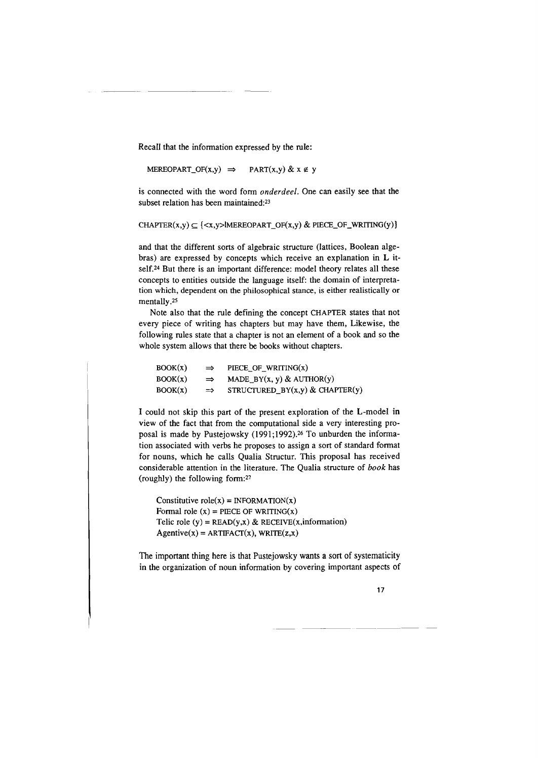Recall that the information expressed by the rule:

MEREOPART_OF(x,y) $\Rightarrow$ PART(x,y) & x $\notin$ y

is connected with the word form *onderdeel*. One can easily see that the subset relation has been maintained:[23]

CHAPTER(x,y) $\subseteq$ {<x,y>|MEREOPART_OF(x,y) & PIECE_OF_WRITING(y)}

and that the different sorts of algebraic structure (lattices, Boolean algebras) are expressed by concepts which receive an explanation in **L** itself.[24] But there is an important difference: model theory relates all these concepts to entities outside the language itself: the domain of interpretation which, dependent on the philosophical stance, is either realistically or mentally.[25]

Note also that the rule defining the concept CHAPTER states that not every piece of writing has chapters but may have them, Likewise, the following rules state that a chapter is not an element of a book and so the whole system allows that there be books without chapters.

BOOK(x) $\Rightarrow$ PIECE_OF_WRITING(x)
BOOK(x) $\Rightarrow$ MADE_BY(x, y) & AUTHOR(y)
BOOK(x) $\Rightarrow$ STRUCTURED_BY(x,y) & CHAPTER(y)

I could not skip this part of the present exploration of the **L**-model in view of the fact that from the computational side a very interesting proposal is made by Pustejowsky (1991;1992).[26] To unburden the information associated with verbs he proposes to assign a sort of standard format for nouns, which he calls Qualia Structur. This proposal has received considerable attention in the literature. The Qualia structure of *book* has (roughly) the following form:[27]

Constitutive role(x) = INFORMATION(x)
Formal role (x) = PIECE OF WRITING(x)
Telic role (y) = READ(y,x) & RECEIVE(x,information)
Agentive(x) = ARTIFACT(x), WRITE(z,x)

The important thing here is that Pustejowsky wants a sort of systematicity in the organization of noun information by covering important aspects of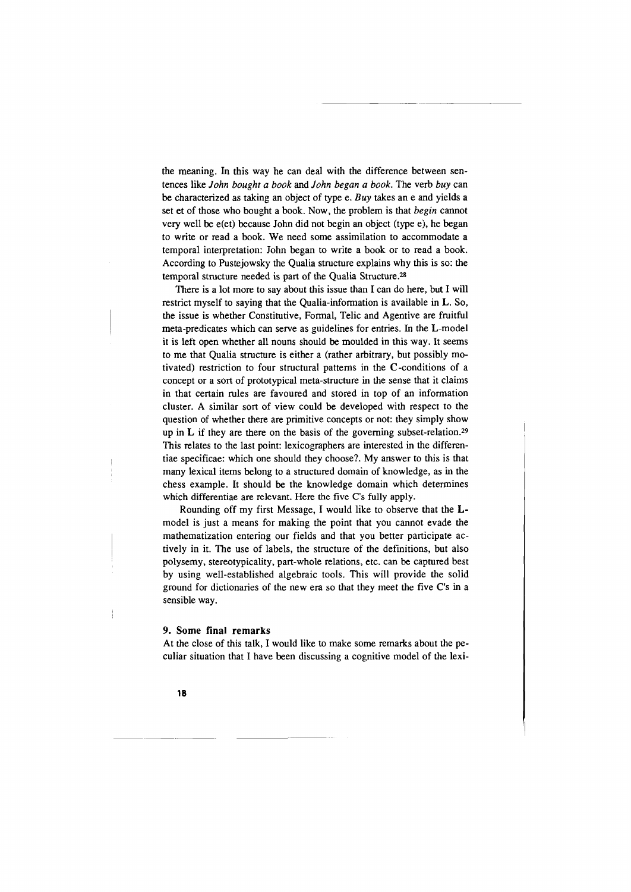the meaning. In this way he can deal with the difference between sentences like *John bought a book* and *John began a book*. The verb *buy* can be characterized as taking an object of type e. *Buy* takes an e and yields a set et of those who bought a book. Now, the problem is that *begin* cannot very well be e(et) because John did not begin an object (type e), he began to write or read a book. We need some assimilation to accommodate a temporal interpretation: John began to write a book or to read a book. According to Pustejowsky the Qualia structure explains why this is so: the temporal structure needed is part of the Qualia Structure.[28]

There is a lot more to say about this issue than I can do here, but I will restrict myself to saying that the Qualia-information is available in **L**. So, the issue is whether Constitutive, Formal, Telic and Agentive are fruitful meta-predicates which can serve as guidelines for entries. In the **L**-model it is left open whether all nouns should be moulded in this way. It seems to me that Qualia structure is either a (rather arbitrary, but possibly motivated) restriction to four structural patterns in the **C**-conditions of a concept or a sort of prototypical meta-structure in the sense that it claims in that certain rules are favoured and stored in top of an information cluster. A similar sort of view could be developed with respect to the question of whether there are primitive concepts or not: they simply show up in **L** if they are there on the basis of the governing subset-relation.[29] This relates to the last point: lexicographers are interested in the differentiae specificae: which one should they choose?. My answer to this is that many lexical items belong to a structured domain of knowledge, as in the chess example. It should be the knowledge domain which determines which differentiae are relevant. Here the five C's fully apply.

Rounding off my first Message, I would like to observe that the **L**-model is just a means for making the point that you cannot evade the mathematization entering our fields and that you better participate actively in it. The use of labels, the structure of the definitions, but also polysemy, stereotypicality, part-whole relations, etc. can be captured best by using well-established algebraic tools. This will provide the solid ground for dictionaries of the new era so that they meet the five C's in a sensible way.

## 9. Some final remarks

At the close of this talk, I would like to make some remarks about the peculiar situation that I have been discussing a cognitive model of the lexi-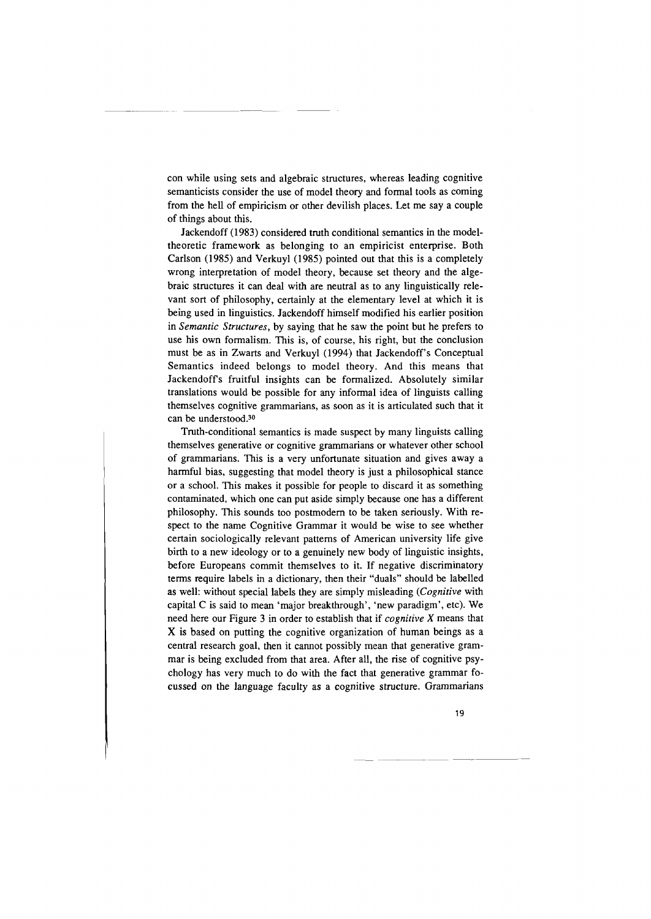con while using sets and algebraic structures, whereas leading cognitive semanticists consider the use of model theory and formal tools as coming from the hell of empiricism or other devilish places. Let me say a couple of things about this.

Jackendoff (1983) considered truth conditional semantics in the model-theoretic framework as belonging to an empiricist enterprise. Both Carlson (1985) and Verkuyl (1985) pointed out that this is a completely wrong interpretation of model theory, because set theory and the algebraic structures it can deal with are neutral as to any linguistically relevant sort of philosophy, certainly at the elementary level at which it is being used in linguistics. Jackendoff himself modified his earlier position in *Semantic Structures*, by saying that he saw the point but he prefers to use his own formalism. This is, of course, his right, but the conclusion must be as in Zwarts and Verkuyl (1994) that Jackendoff's Conceptual Semantics indeed belongs to model theory. And this means that Jackendoff's fruitful insights can be formalized. Absolutely similar translations would be possible for any informal idea of linguists calling themselves cognitive grammarians, as soon as it is articulated such that it can be understood.[30]

Truth-conditional semantics is made suspect by many linguists calling themselves generative or cognitive grammarians or whatever other school of grammarians. This is a very unfortunate situation and gives away a harmful bias, suggesting that model theory is just a philosophical stance or a school. This makes it possible for people to discard it as something contaminated, which one can put aside simply because one has a different philosophy. This sounds too postmodern to be taken seriously. With respect to the name Cognitive Grammar it would be wise to see whether certain sociologically relevant patterns of American university life give birth to a new ideology or to a genuinely new body of linguistic insights, before Europeans commit themselves to it. If negative discriminatory terms require labels in a dictionary, then their "duals" should be labelled as well: without special labels they are simply misleading (*Cognitive* with capital C is said to mean 'major breakthrough', 'new paradigm', etc). We need here our Figure 3 in order to establish that if *cognitive X* means that X is based on putting the cognitive organization of human beings as a central research goal, then it cannot possibly mean that generative grammar is being excluded from that area. After all, the rise of cognitive psychology has very much to do with the fact that generative grammar focussed on the language faculty as a cognitive structure. Grammarians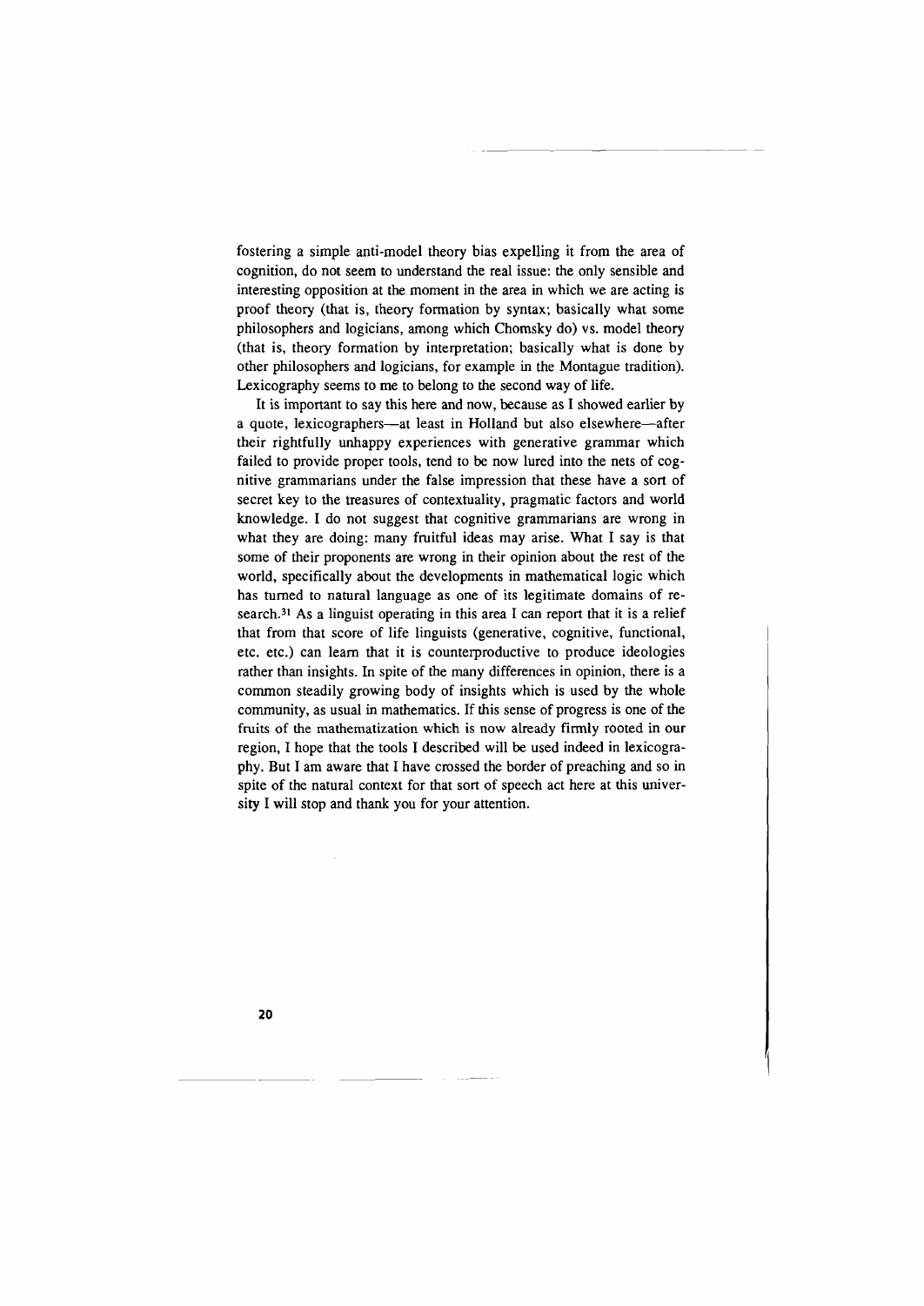fostering a simple anti-model theory bias expelling it from the area of cognition, do not seem to understand the real issue: the only sensible and interesting opposition at the moment in the area in which we are acting is proof theory (that is, theory formation by syntax; basically what some philosophers and logicians, among which Chomsky do) vs. model theory (that is, theory formation by interpretation; basically what is done by other philosophers and logicians, for example in the Montague tradition). Lexicography seems to me to belong to the second way of life.

It is important to say this here and now, because as I showed earlier by a quote, lexicographers—at least in Holland but also elsewhere—after their rightfully unhappy experiences with generative grammar which failed to provide proper tools, tend to be now lured into the nets of cognitive grammarians under the false impression that these have a sort of secret key to the treasures of contextuality, pragmatic factors and world knowledge. I do not suggest that cognitive grammarians are wrong in what they are doing: many fruitful ideas may arise. What I say is that some of their proponents are wrong in their opinion about the rest of the world, specifically about the developments in mathematical logic which has turned to natural language as one of its legitimate domains of research.[31] As a linguist operating in this area I can report that it is a relief that from that score of life linguists (generative, cognitive, functional, etc. etc.) can learn that it is counterproductive to produce ideologies rather than insights. In spite of the many differences in opinion, there is a common steadily growing body of insights which is used by the whole community, as usual in mathematics. If this sense of progress is one of the fruits of the mathematization which is now already firmly rooted in our region, I hope that the tools I described will be used indeed in lexicography. But I am aware that I have crossed the border of preaching and so in spite of the natural context for that sort of speech act here at this university I will stop and thank you for your attention.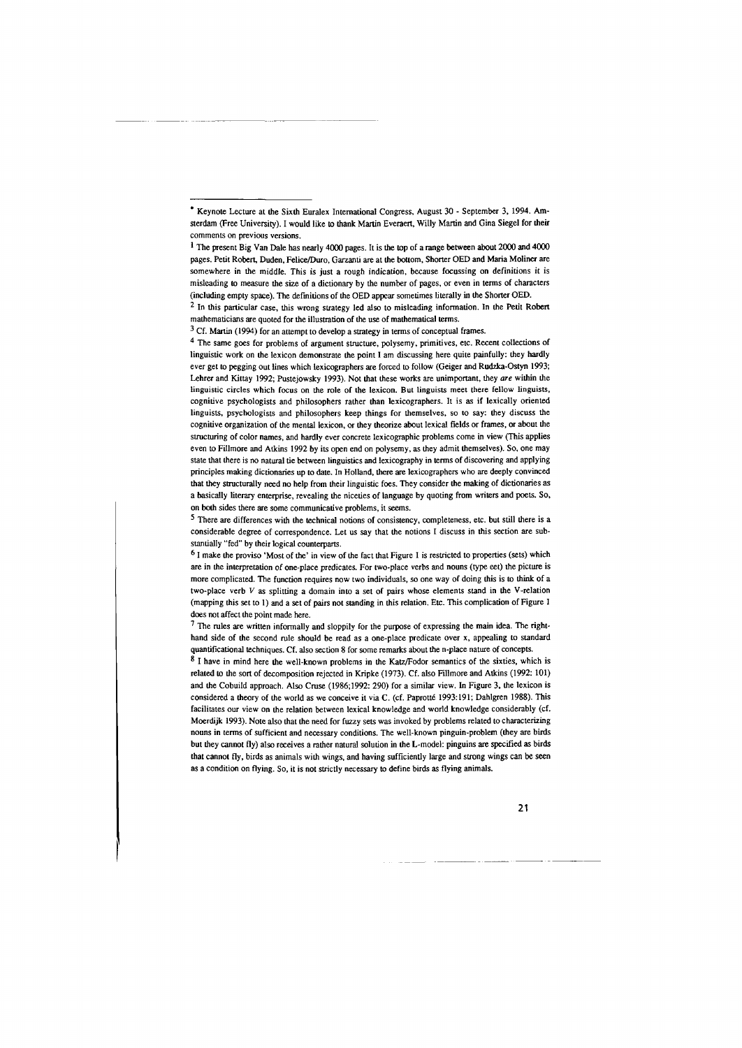* Keynote Lecture at the Sixth Euralex International Congress, August 30 - September 3, 1994. Amsterdam (Free University). I would like to thank Martin Everaert, Willy Martin and Gina Siegel for their comments on previous versions.

[1] The present Big Van Dale has nearly 4000 pages. It is the top of a range between about 2000 and 4000 pages. Petit Robert, Duden, Felice/Duro, Garzanti are at the bottom, Shorter OED and Maria Moliner are somewhere in the middle. This is just a rough indication, because focussing on definitions it is misleading to measure the size of a dictionary by the number of pages, or even in terms of characters (including empty space). The definitions of the OED appear sometimes literally in the Shorter OED.

[2] In this particular case, this wrong strategy led also to misleading information. In the Petit Robert mathematicians are quoted for the illustration of the use of mathematical terms.

[3] Cf. Martin (1994) for an attempt to develop a strategy in terms of conceptual frames.

[4] The same goes for problems of argument structure, polysemy, primitives, etc. Recent collections of linguistic work on the lexicon demonstrate the point I am discussing here quite painfully: they hardly ever get to pegging out lines which lexicographers are forced to follow (Geiger and Rudzka-Ostyn 1993; Lehrer and Kittay 1992; Pustejowsky 1993). Not that these works are unimportant, they *are* within the linguistic circles which focus on the role of the lexicon. But linguists meet there fellow linguists, cognitive psychologists and philosophers rather than lexicographers. It is as if lexically oriented linguists, psychologists and philosophers keep things for themselves, so to say: they discuss the cognitive organization of the mental lexicon, or they theorize about lexical fields or frames, or about the structuring of color names, and hardly ever concrete lexicographic problems come in view (This applies even to Fillmore and Atkins 1992 by its open end on polysemy, as they admit themselves). So, one may state that there is no natural tie between linguistics and lexicography in terms of discovering and applying principles making dictionaries up to date. In Holland, there are lexicographers who are deeply convinced that they structurally need no help from their linguistic foes. They consider the making of dictionaries as a basically literary enterprise, revealing the niceties of language by quoting from writers and poets. So, on both sides there are some communicative problems, it seems.

[5] There are differences with the technical notions of consistency, completeness, etc. but still there is a considerable degree of correspondence. Let us say that the notions I discuss in this section are substantially "fed" by their logical counterparts.

[6] I make the proviso 'Most of the' in view of the fact that Figure 1 is restricted to properties (sets) which are in the interpretation of one-place predicates. For two-place verbs and nouns (type eet) the picture is more complicated. The function requires now two individuals, so one way of doing this is to think of a two-place verb $V$ as splitting a domain into a set of pairs whose elements stand in the V-relation (mapping this set to 1) and a set of pairs not standing in this relation. Etc. This complication of Figure 1 does not affect the point made here.

[7] The rules are written informally and sloppily for the purpose of expressing the main idea. The right-hand side of the second rule should be read as a one-place predicate over x, appealing to standard quantificational techniques. Cf. also section 8 for some remarks about the n-place nature of concepts.

[8] I have in mind here the well-known problems in the Katz/Fodor semantics of the sixties, which is related to the sort of decomposition rejected in Kripke (1973). Cf. also Fillmore and Atkins (1992: 101) and the Cobuild approach. Also Cruse (1986;1992: 290) for a similar view. In Figure 3, the lexicon is considered a theory of the world as we conceive it via C. (cf. Paprotté 1993:191; Dahlgren 1988). This facilitates our view on the relation between lexical knowledge and world knowledge considerably (cf. Moerdijk 1993). Note also that the need for fuzzy sets was invoked by problems related to characterizing nouns in terms of sufficient and necessary conditions. The well-known pinguin-problem (they are birds but they cannot fly) also receives a rather natural solution in the L-model: pinguins are specified as birds that cannot fly, birds as animals with wings, and having sufficiently large and strong wings can be seen as a condition on flying. So, it is not strictly necessary to define birds as flying animals.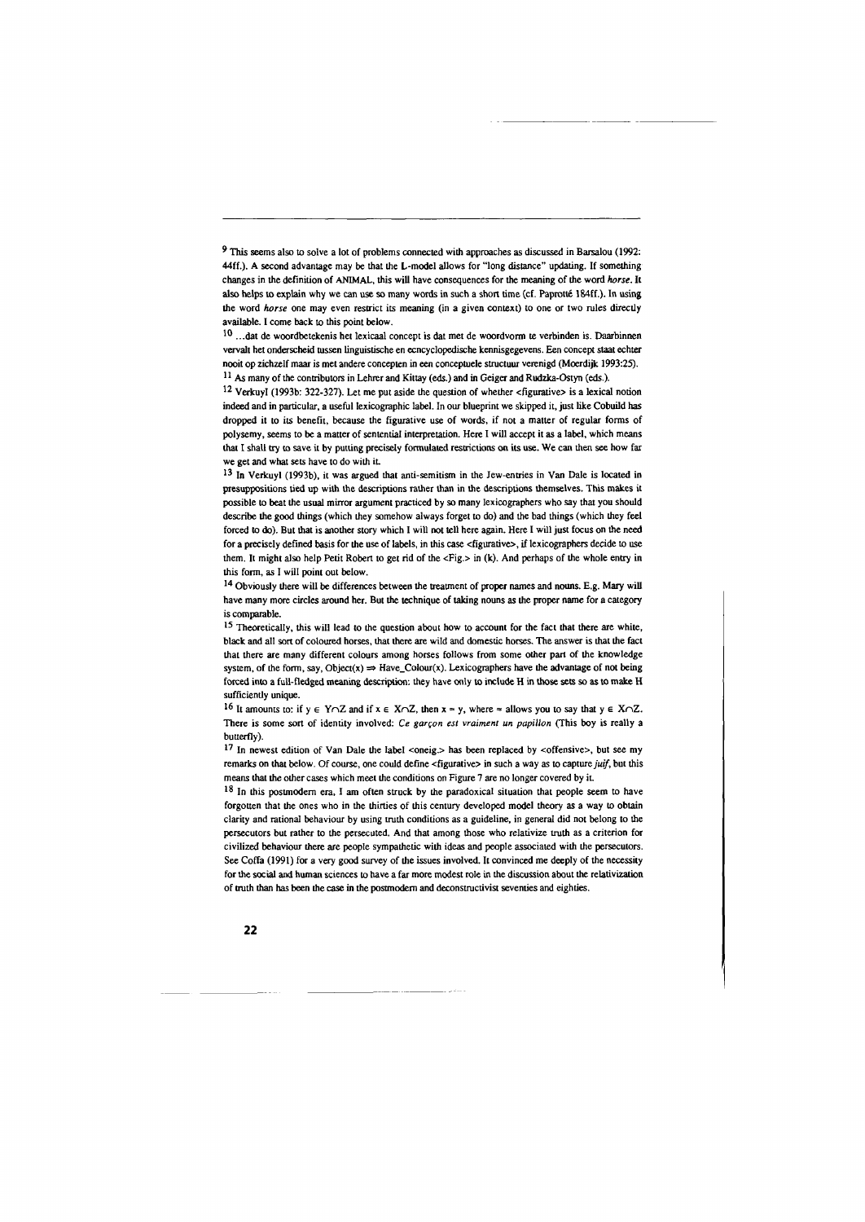[9] This seems also to solve a lot of problems connected with approaches as discussed in Barsalou (1992: 44ff.). A second advantage may be that the L-model allows for "long distance" updating. If something changes in the definition of ANIMAL, this will have consequences for the meaning of the word *horse*. It also helps to explain why we can use so many words in such a short time (cf. Paprotté 184ff.). In using the word *horse* one may even restrict its meaning (in a given context) to one or two rules directly available. I come back to this point below.

[10] ...dat de woordbetekenis het lexicaal concept is dat met de woordvorm te verbinden is. Daarbinnen vervalt het onderscheid tussen linguïstische en ecncyclopedische kennisgegevens. Een concept staat echter nooit op zichzelf maar is met andere concepten in een conceptuele structuur verenigd (Moerdijk 1993:25).

[11] As many of the contributors in Lehrer and Kittay (eds.) and in Geiger and Rudzka-Ostyn (eds.).

[12] Verkuyl (1993b: 322-327). Let me put aside the question of whether <figurative> is a lexical notion indeed and in particular, a useful lexicographic label. In our blueprint we skipped it, just like Cobuild has dropped it to its benefit, because the figurative use of words, if not a matter of regular forms of polysemy, seems to be a matter of sentential interpretation. Here I will accept it as a label, which means that I shall try to save it by putting precisely formulated restrictions on its use. We can then see how far we get and what sets have to do with it.

[13] In Verkuyl (1993b), it was argued that anti-semitism in the Jew-entries in Van Dale is located in presuppositions tied up with the descriptions rather than in the descriptions themselves. This makes it possible to beat the usual mirror argument practiced by so many lexicographers who say that you should describe the good things (which they somehow always forget to do) and the bad things (which they feel forced to do). But that is another story which I will not tell here again. Here I will just focus on the need for a precisely defined basis for the use of labels, in this case <figurative>, if lexicographers decide to use them. It might also help Petit Robert to get rid of the <Fig.> in (k). And perhaps of the whole entry in this form, as I will point out below.

[14] Obviously there will be differences between the treatment of proper names and nouns. E.g. Mary will have many more circles around her. But the technique of taking nouns as the proper name for a category is comparable.

[15] Theoretically, this will lead to the question about how to account for the fact that there are white, black and all sort of coloured horses, that there are wild and domestic horses. The answer is that the fact that there are many different colours among horses follows from some other part of the knowledge system, of the form, say, $\text{Object}(x) \Rightarrow \text{Have\_Colour}(x)$. Lexicographers have the advantage of not being forced into a full-fledged meaning description: they have only to include H in those sets so as to make H sufficiently unique.

[16] It amounts to: if $y \in Y \cap Z$ and if $x \in X \cap Z$, then $x \approx y$, where $\approx$ allows you to say that $y \in X \cap Z$. There is some sort of identity involved: *Ce garçon est vraiment un papillon* (This boy is really a butterfly).

[17] In newest edition of Van Dale the label <oneig.> has been replaced by <offensive>, but see my remarks on that below. Of course, one could define <figurative> in such a way as to capture *juif*, but this means that the other cases which meet the conditions on Figure 7 are no longer covered by it.

[18] In this postmodern era, I am often struck by the paradoxical situation that people seem to have forgotten that the ones who in the thirties of this century developed model theory as a way to obtain clarity and rational behaviour by using truth conditions as a guideline, in general did not belong to the persecutors but rather to the persecuted. And that among those who relativize truth as a criterion for civilized behaviour there are people sympathetic with ideas and people associated with the persecutors. See Coffa (1991) for a very good survey of the issues involved. It convinced me deeply of the necessity for the social and human sciences to have a far more modest role in the discussion about the relativization of truth than has been the case in the postmodern and deconstructivist seventies and eighties.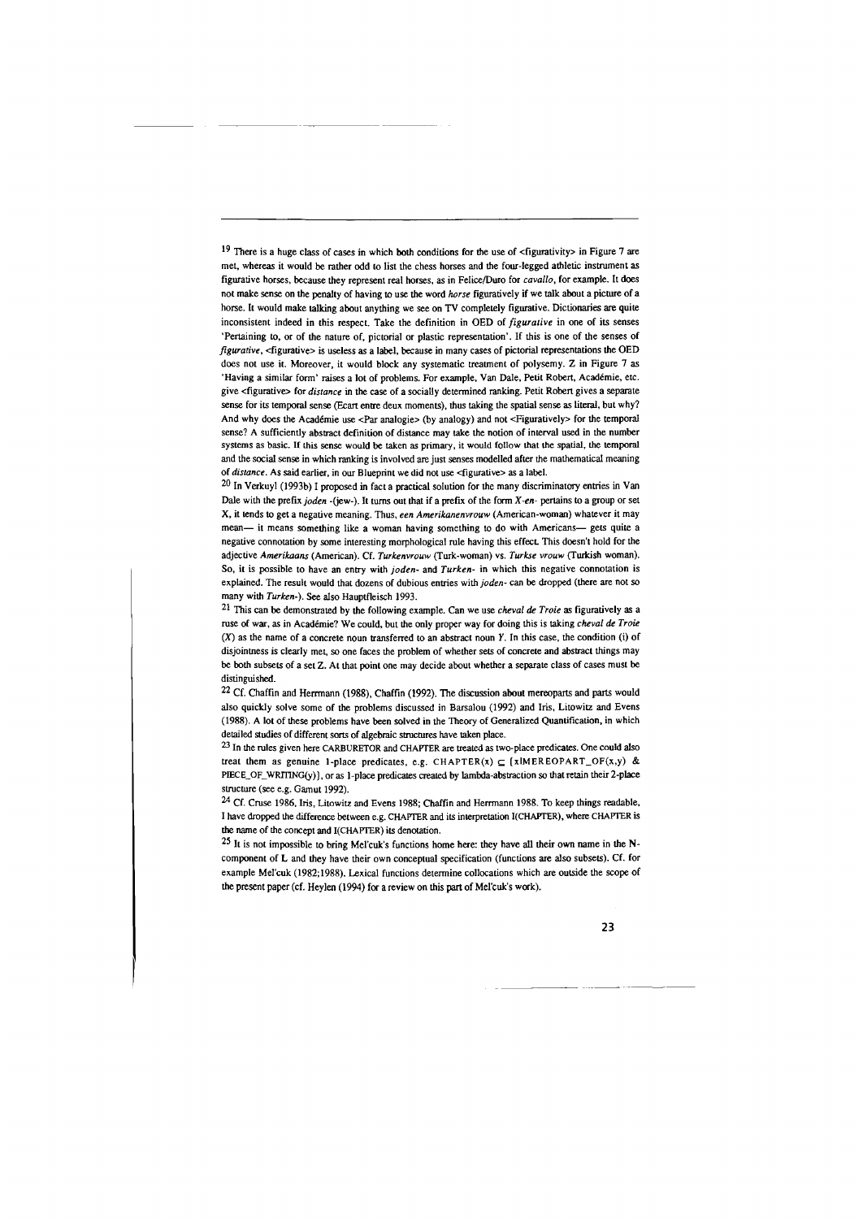[19] There is a huge class of cases in which both conditions for the use of <figurativity> in Figure 7 are met, whereas it would be rather odd to list the chess horses and the four-legged athletic instrument as figurative horses, because they represent real horses, as in Felice/Duro for *cavallo*, for example. It does not make sense on the penalty of having to use the word *horse* figuratively if we talk about a picture of a horse. It would make talking about anything we see on TV completely figurative. Dictionaries are quite inconsistent indeed in this respect. Take the definition in OED of *figurative* in one of its senses 'Pertaining to, or of the nature of, pictorial or plastic representation'. If this is one of the senses of *figurative*, <figurative> is useless as a label, because in many cases of pictorial representations the OED does not use it. Moreover, it would block any systematic treatment of polysemy. Z in Figure 7 as 'Having a similar form' raises a lot of problems. For example, Van Dale, Petit Robert, Académie, etc. give <figurative> for *distance* in the case of a socially determined ranking. Petit Robert gives a separate sense for its temporal sense (Ecart entre deux moments), thus taking the spatial sense as literal, but why? And why does the Académie use <Par analogie> (by analogy) and not <Figuratively> for the temporal sense? A sufficiently abstract definition of distance may take the notion of interval used in the number systems as basic. If this sense would be taken as primary, it would follow that the spatial, the temporal and the social sense in which ranking is involved are just senses modelled after the mathematical meaning of *distance*. As said earlier, in our Blueprint we did not use <figurative> as a label.

[20] In Verkuyl (1993b) I proposed in fact a practical solution for the many discriminatory entries in Van Dale with the prefix *joden* -(jew-). It turns out that if a prefix of the form *X-en-* pertains to a group or set X, it tends to get a negative meaning. Thus, *een Amerikanenvrouw* (American-woman) whatever it may mean— it means something like a woman having something to do with Americans— gets quite a negative connotation by some interesting morphological rule having this effect. This doesn't hold for the adjective *Amerikaans* (American). Cf. *Turkenvrouw* (Turk-woman) vs. *Turkse vrouw* (Turkish woman). So, it is possible to have an entry with *joden-* and *Turken-* in which this negative connotation is explained. The result would that dozens of dubious entries with *joden-* can be dropped (there are not so many with *Turken-*). See also Hauptfleisch 1993.

[21] This can be demonstrated by the following example. Can we use *cheval de Troie* as figuratively as a ruse of war, as in Académie? We could, but the only proper way for doing this is taking *cheval de Troie* ($X$) as the name of a concrete noun transferred to an abstract noun $Y$. In this case, the condition (i) of disjointness is clearly met, so one faces the problem of whether sets of concrete and abstract things may be both subsets of a set Z. At that point one may decide about whether a separate class of cases must be distinguished.

[22] Cf. Chaffin and Herrmann (1988), Chaffin (1992). The discussion about mereoparts and parts would also quickly solve some of the problems discussed in Barsalou (1992) and Iris, Litowitz and Evens (1988). A lot of these problems have been solved in the Theory of Generalized Quantification, in which detailed studies of different sorts of algebraic structures have taken place.

[23] In the rules given here CARBURETOR and CHAPTER are treated as two-place predicates. One could also treat them as genuine 1-place predicates, e.g. $\text{CHAPTER}(x) \subseteq \{x | \text{MEREOPART\_OF}(x,y) \ \& \ \text{PIECE\_OF\_WRITING}(y)\}$, or as 1-place predicates created by lambda-abstraction so that retain their 2-place structure (see e.g. Gamut 1992).

[24] Cf. Cruse 1986, Iris, Litowitz and Evens 1988; Chaffin and Herrmann 1988. To keep things readable, I have dropped the difference between e.g. CHAPTER and its interpretation I(CHAPTER), where CHAPTER is the name of the concept and I(CHAPTER) its denotation.

[25] It is not impossible to bring Mel'cuk's functions home here: they have all their own name in the N-component of L and they have their own conceptual specification (functions are also subsets). Cf. for example Mel'cuk (1982;1988). Lexical functions determine collocations which are outside the scope of the present paper (cf. Heylen (1994) for a review on this part of Mel'cuk's work).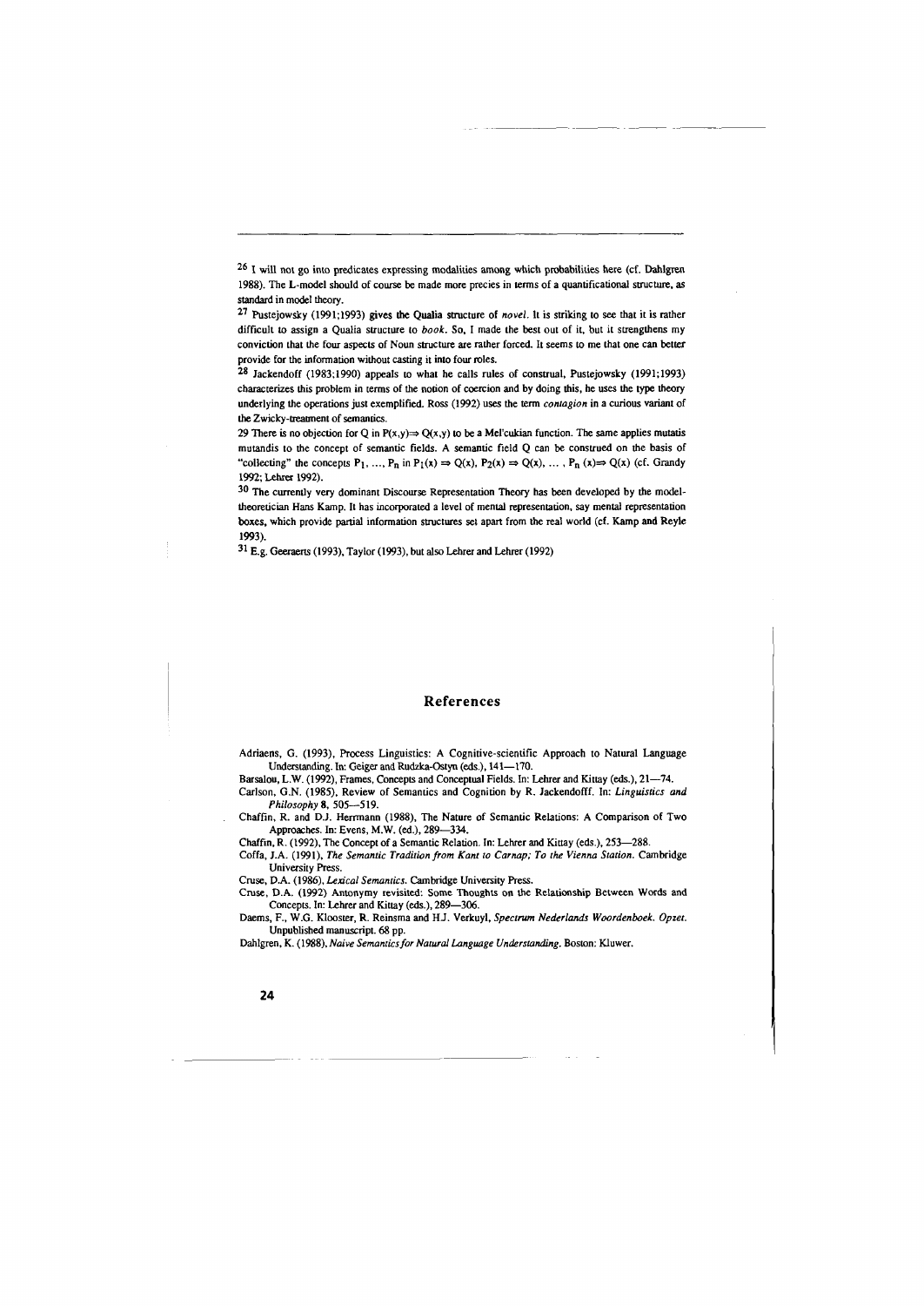[26] I will not go into predicates expressing modalities among which probabilities here (cf. Dahlgren 1988). The L-model should of course be made more precies in terms of a quantificational structure, as standard in model theory.

[27] Pustejowsky (1991;1993) gives the Qualia structure of *novel*. It is striking to see that it is rather difficult to assign a Qualia structure to *book*. So, I made the best out of it, but it strengthens my conviction that the four aspects of Noun structure are rather forced. It seems to me that one can better provide for the information without casting it into four roles.

[28] Jackendoff (1983;1990) appeals to what he calls rules of construal, Pustejowsky (1991;1993) characterizes this problem in terms of the notion of coercion and by doing this, he uses the type theory underlying the operations just exemplified. Ross (1992) uses the term *contagion* in a curious variant of the Zwicky-treatment of semantics.

29 There is no objection for Q in $P(x,y) \Rightarrow Q(x,y)$ to be a Mel'cukian function. The same applies mutatis mutandis to the concept of semantic fields. A semantic field Q can be construed on the basis of "collecting" the concepts $P_1, \ldots, P_n$ in $P_1(x) \Rightarrow Q(x)$, $P_2(x) \Rightarrow Q(x)$, ... , $P_n(x) \Rightarrow Q(x)$ (cf. Grandy 1992; Lehrer 1992).

[30] The currently very dominant Discourse Representation Theory has been developed by the model-theoretician Hans Kamp. It has incorporated a level of mental representation, say mental representation boxes, which provide partial information structures set apart from the real world (cf. Kamp and Reyle 1993).

[31] E.g. Geeraerts (1993), Taylor (1993), but also Lehrer and Lehrer (1992)

## References

Adriaens, G. (1993), Process Linguistics: A Cognitive-scientific Approach to Natural Language Understanding. In: Geiger and Rudzka-Ostyn (eds.), 141—170.

Barsalou, L.W. (1992), Frames, Concepts and Conceptual Fields. In: Lehrer and Kittay (eds.), 21—74.

Carlson, G.N. (1985), Review of Semantics and Cognition by R. Jackendofff. In: *Linguistics and Philosophy* **8**, 505—519.

Chaffin, R. and D.J. Herrmann (1988), The Nature of Semantic Relations: A Comparison of Two Approaches. In: Evens, M.W. (ed.), 289—334.

Chaffin, R. (1992), The Concept of a Semantic Relation. In: Lehrer and Kittay (eds.), 253—288.

Coffa, J.A. (1991), *The Semantic Tradition from Kant to Carnap; To the Vienna Station*. Cambridge University Press.

Cruse, D.A. (1986), *Lexical Semantics*. Cambridge University Press.

Cruse, D.A. (1992) Antonymy revisited: Some Thoughts on the Relationship Between Words and Concepts. In: Lehrer and Kittay (eds.), 289—306.

Daems, F., W.G. Klooster, R. Reinsma and H.J. Verkuyl, *Spectrum Nederlands Woordenboek. Opzet*. Unpublished manuscript. 68 pp.

Dahlgren, K. (1988), *Naive Semantics for Natural Language Understanding*. Boston: Kluwer.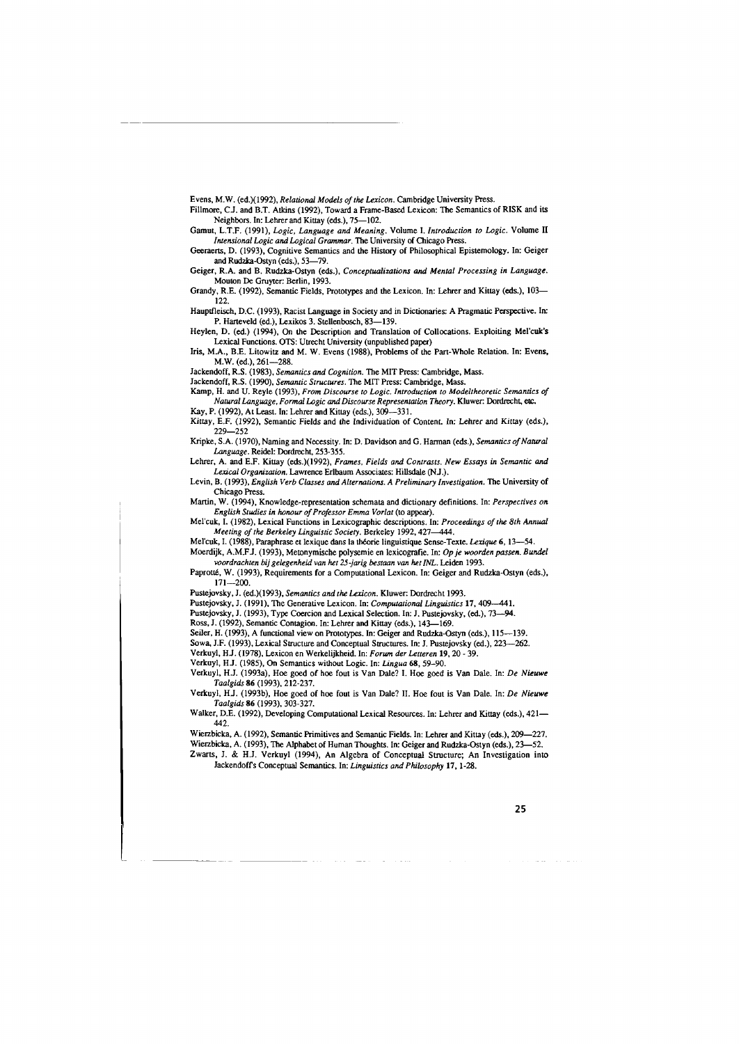Evens, M.W. (ed.)(1992), *Relational Models of the Lexicon*. Cambridge University Press.

Fillmore, C.J. and B.T. Atkins (1992), Toward a Frame-Based Lexicon: The Semantics of RISK and its Neighbors. In: Lehrer and Kittay (eds.), 75—102.

Gamut, L.T.F. (1991), *Logic, Language and Meaning*. Volume I. *Introduction to Logic*. Volume II *Intensional Logic and Logical Grammar*. The University of Chicago Press.

Geeraerts, D. (1993), Cognitive Semantics and the History of Philosophical Epistemology. In: Geiger and Rudzka-Ostyn (eds.), 53—79.

Geiger, R.A. and B. Rudzka-Ostyn (eds.), *Conceptualizations and Mental Processing in Language*. Mouton De Gruyter: Berlin, 1993.

Grandy, R.E. (1992), Semantic Fields, Prototypes and the Lexicon. In: Lehrer and Kittay (eds.), 103—122.

Hauptfleisch, D.C. (1993), Racist Language in Society and in Dictionaries: A Pragmatic Perspective. In: P. Harteveld (ed.), Lexikos 3. Stellenbosch, 83—139.

Heylen, D. (ed.) (1994), On the Description and Translation of Collocations. Exploiting Mel'cuk's Lexical Functions. OTS: Utrecht University (unpublished paper)

Iris, M.A., B.E. Litowitz and M. W. Evens (1988), Problems of the Part-Whole Relation. In: Evens, M.W. (ed.), 261—288.

Jackendoff, R.S. (1983), *Semantics and Cognition*. The MIT Press: Cambridge, Mass.

Jackendoff, R.S. (1990), *Semantic Structures*. The MIT Press: Cambridge, Mass.

Kamp, H. and U. Reyle (1993), *From Discourse to Logic. Introduction to Modeltheoretic Semantics of Natural Language, Formal Logic and Discourse Representation Theory*. Kluwer: Dordrecht, etc.

Kay, P. (1992), At Least. In: Lehrer and Kittay (eds.), 309—331.

Kittay, E.F. (1992), Semantic Fields and the Individuation of Content. In: Lehrer and Kittay (eds.), 229—252

Kripke, S.A. (1970), Naming and Necessity. In: D. Davidson and G. Harman (eds.), *Semantics of Natural Language*. Reidel: Dordrecht, 253-355.

Lehrer, A. and E.F. Kittay (eds.)(1992), *Frames, Fields and Contrasts. New Essays in Semantic and Lexical Organization*. Lawrence Erlbaum Associates: Hillsdale (N.J.).

Levin, B. (1993), *English Verb Classes and Alternations. A Preliminary Investigation*. The University of Chicago Press.

Martin, W. (1994), Knowledge-representation schemata and dictionary definitions. In: *Perspectives on English Studies in honour of Professor Emma Vorlat* (to appear).

Mel'cuk, I. (1982), Lexical Functions in Lexicographic descriptions. In: *Proceedings of the 8th Annual Meeting of the Berkeley Linguistic Society*. Berkeley 1992, 427—444.

Mel'cuk, I. (1988), Paraphrase et lexique dans la théorie linguistique Sense-Texte. *Lexique* **6**, 13—54.

Moerdijk, A.M.F.J. (1993), Metonymische polysemie en lexicografie. In: *Op je woorden passen. Bundel voordrachten bij gelegenheid van het 25-jarig bestaan van het INL*. Leiden 1993.

Paprotté, W. (1993), Requirements for a Computational Lexicon. In: Geiger and Rudzka-Ostyn (eds.), 171—200.

Pustejovsky, J. (ed.)(1993), *Semantics and the Lexicon*. Kluwer: Dordrecht 1993.

Pustejovsky, J. (1991), The Generative Lexicon. In: *Computational Linguistics* **17**, 409—441.

Pustejovsky, J. (1993), Type Coercion and Lexical Selection. In: J. Pustejovsky, (ed.), 73—94.

Ross, J. (1992), Semantic Contagion. In: Lehrer and Kittay (eds.), 143—169.

Seiler, H. (1993), A functional view on Prototypes. In: Geiger and Rudzka-Ostyn (eds.), 115—139.

Sowa, J.F. (1993), Lexical Structure and Conceptual Structures. In: J. Pustejovsky (ed.), 223—262.

Verkuyl, H.J. (1978), Lexicon en Werkelijkheid. In: *Forum der Letteren* **19**, 20 - 39.

Verkuyl, H.J. (1985), On Semantics without Logic. In: *Lingua* **68**, 59–90.

Verkuyl, H.J. (1993a), Hoe goed of hoe fout is Van Dale? I. Hoe goed is Van Dale. In: *De Nieuwe Taalgids* **86** (1993), 212-237.

Verkuyl, H.J. (1993b), Hoe goed of hoe fout is Van Dale? II. Hoe fout is Van Dale. In: *De Nieuwe Taalgids* **86** (1993), 303-327.

Walker, D.E. (1992), Developing Computational Lexical Resources. In: Lehrer and Kittay (eds.), 421—442.

Wierzbicka, A. (1992), Semantic Primitives and Semantic Fields. In: Lehrer and Kittay (eds.), 209—227.

Wierzbicka, A. (1993), The Alphabet of Human Thoughts. In: Geiger and Rudzka-Ostyn (eds.), 23—52.

Zwarts, J. & H.J. Verkuyl (1994), An Algebra of Conceptual Structure; An Investigation into Jackendoff's Conceptual Semantics. In: *Linguistics and Philosophy* **17**, 1-28.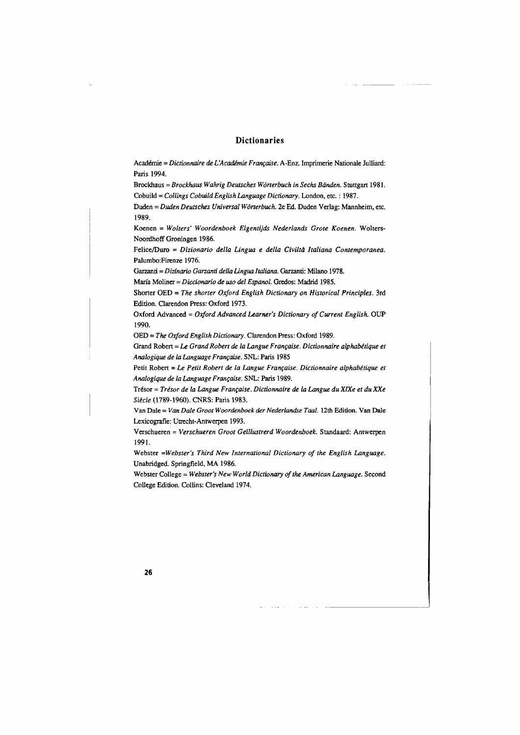## Dictionaries

Académie = *Dictionnaire de L'Académie Française.* A-Enz. Imprimerie Nationale Julliard: Paris 1994.

Brockhaus = *Brockhaus Wahrig Deutsches Wörterbuch in Sechs Bänden.* Stuttgart 1981.

Cobuild = *Collings Cobuild English Language Dictionary.* London, etc. : 1987.

Duden = *Duden Deutsches Universal Wörterbuch.* 2e Ed. Duden Verlag: Mannheim, etc. 1989.

Koenen = *Wolters' Woordenboek Eigentijds Nederlands Grote Koenen.* Wolters-Noordhoff Groningen 1986.

Felice/Duro = *Dizionario della Lingua e della Civiltà Italiana Contemporanea.* Palumbo:Firenze 1976.

Garzanti = *Dizinario Garzanti della Lingua Italiana.* Garzanti: Milano 1978.

María Moliner = *Diccionario de uso del Espanol.* Gredos: Madrid 1985.

Shorter OED = *The shorter Oxford English Dictionary on Historical Principles.* 3rd Edition. Clarendon Press: Oxford 1973.

Oxford Advanced = *Oxford Advanced Learner's Dictionary of Current English.* OUP 1990.

OED = *The Oxford English Dictionary.* Clarendon Press: Oxford 1989.

Grand Robert = *Le Grand Robert de la Langue Française. Dictionnaire alphabétique et Analogique de la Language Française.* SNL: Paris 1985

Petit Robert = *Le Petit Robert de la Langue Française. Dictionnaire alphabétique et Analogique de la Language Française.* SNL: Paris 1989.

Trésor = *Trésor de la Langue Française. Dictionnaire de la Langue du XIXe et du XXe Siècle* (1789-1960). CNRS: Paris 1983.

Van Dale = *Van Dale Groot Woordenboek der Nederlandse Taal.* 12th Edition. Van Dale Lexicografie: Utrecht-Antwerpen 1993.

Verschueren = *Verschueren Groot Geïllustrerd Woordenboek.* Standaard: Antwerpen 1991.

Webster =*Webster's Third New International Dictionary of the English Language.* Unabridged. Springfield, MA 1986.

Webster College = *Webster's New World Dictionary of the American Language.* Second College Edition. Collins: Cleveland 1974.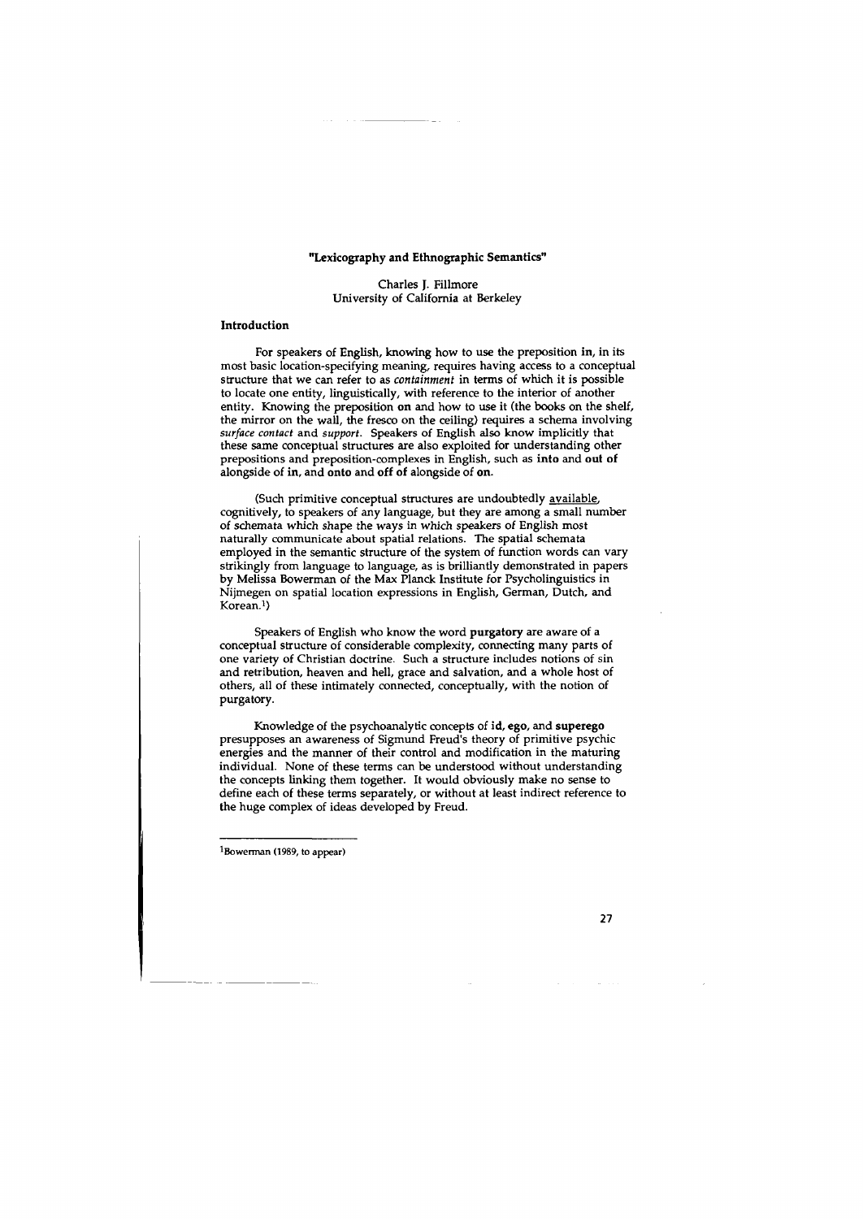# "Lexicography and Ethnographic Semantics"

Charles J. Fillmore
University of California at Berkeley

## Introduction

For speakers of English, knowing how to use the preposition **in**, in its most basic location-specifying meaning, requires having access to a conceptual structure that we can refer to as *containment* in terms of which it is possible to locate one entity, linguistically, with reference to the interior of another entity. Knowing the preposition **on** and how to use it (the books on the shelf, the mirror on the wall, the fresco on the ceiling) requires a schema involving *surface contact* and *support*. Speakers of English also know implicitly that these same conceptual structures are also exploited for understanding other prepositions and preposition-complexes in English, such as **into** and **out of** alongside of **in**, and **onto** and **off of** alongside of **on**.

(Such primitive conceptual structures are undoubtedly available, cognitively, to speakers of any language, but they are among a small number of schemata which shape the ways in which speakers of English most naturally communicate about spatial relations. The spatial schemata employed in the semantic structure of the system of function words can vary strikingly from language to language, as is brilliantly demonstrated in papers by Melissa Bowerman of the Max Planck Institute for Psycholinguistics in Nijmegen on spatial location expressions in English, German, Dutch, and Korean.[1])

Speakers of English who know the word **purgatory** are aware of a conceptual structure of considerable complexity, connecting many parts of one variety of Christian doctrine. Such a structure includes notions of sin and retribution, heaven and hell, grace and salvation, and a whole host of others, all of these intimately connected, conceptually, with the notion of purgatory.

Knowledge of the psychoanalytic concepts of **id**, **ego**, and **superego** presupposes an awareness of Sigmund Freud's theory of primitive psychic energies and the manner of their control and modification in the maturing individual. None of these terms can be understood without understanding the concepts linking them together. It would obviously make no sense to define each of these terms separately, or without at least indirect reference to the huge complex of ideas developed by Freud.

---

[1] Bowerman (1989, to appear)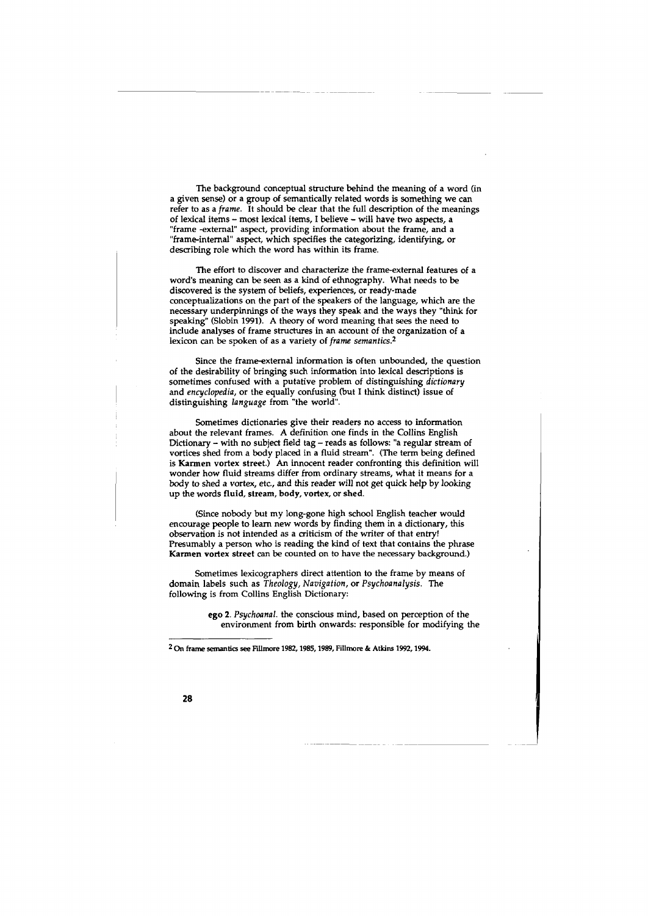The background conceptual structure behind the meaning of a word (in a given sense) or a group of semantically related words is something we can refer to as a *frame*. It should be clear that the full description of the meanings of lexical items – most lexical items, I believe – will have two aspects, a "frame -external" aspect, providing information about the frame, and a "frame-internal" aspect, which specifies the categorizing, identifying, or describing role which the word has within its frame.

The effort to discover and characterize the frame-external features of a word's meaning can be seen as a kind of ethnography. What needs to be discovered is the system of beliefs, experiences, or ready-made conceptualizations on the part of the speakers of the language, which are the necessary underpinnings of the ways they speak and the ways they "think for speaking" (Slobin 1991). A theory of word meaning that sees the need to include analyses of frame structures in an account of the organization of a lexicon can be spoken of as a variety of *frame semantics*.[2]

Since the frame-external information is often unbounded, the question of the desirability of bringing such information into lexical descriptions is sometimes confused with a putative problem of distinguishing *dictionary* and *encyclopedia*, or the equally confusing (but I think distinct) issue of distinguishing *language* from "the world".

Sometimes dictionaries give their readers no access to information about the relevant frames. A definition one finds in the Collins English Dictionary – with no subject field tag – reads as follows: "a regular stream of vortices shed from a body placed in a fluid stream". (The term being defined is **Karmen vortex street**.) An innocent reader confronting this definition will wonder how fluid streams differ from ordinary streams, what it means for a body to shed a vortex, etc., and this reader will not get quick help by looking up the words **fluid**, **stream**, **body**, **vortex**, or **shed**.

(Since nobody but my long-gone high school English teacher would encourage people to learn new words by finding them in a dictionary, this observation is not intended as a criticism of the writer of that entry! Presumably a person who is reading the kind of text that contains the phrase **Karmen vortex street** can be counted on to have the necessary background.)

Sometimes lexicographers direct attention to the frame by means of domain labels such as *Theology*, *Navigation*, or *Psychoanalysis*. The following is from Collins English Dictionary:

> **ego 2**. *Psychoanal.* the conscious mind, based on perception of the environment from birth onwards: responsible for modifying the

[2] On frame semantics see Fillmore 1982, 1985, 1989, Fillmore & Atkins 1992, 1994.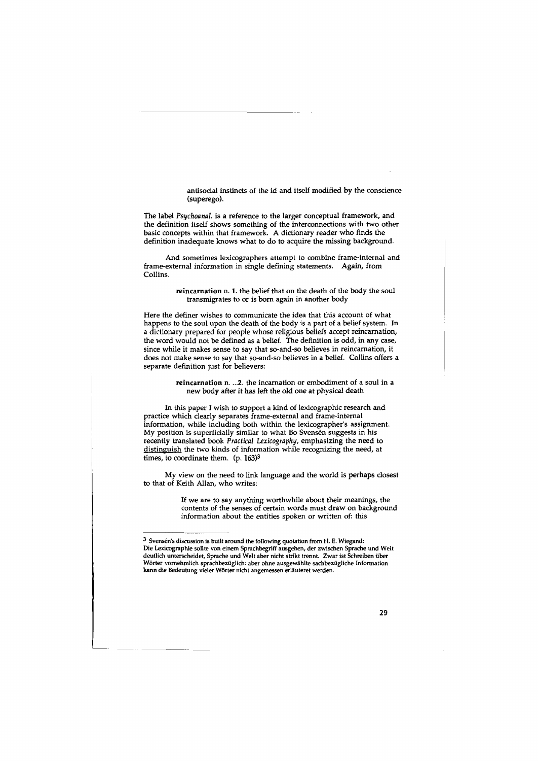> antisocial instincts of the id and itself modified by the conscience (superego).

The label *Psychoanal.* is a reference to the larger conceptual framework, and the definition itself shows something of the interconnections with two other basic concepts within that framework. A dictionary reader who finds the definition inadequate knows what to do to acquire the missing background.

And sometimes lexicographers attempt to combine frame-internal and frame-external information in single defining statements. Again, from Collins.

> **reincarnation** n. 1. the belief that on the death of the body the soul transmigrates to or is born again in another body

Here the definer wishes to communicate the idea that this account of what happens to the soul upon the death of the body is a part of a belief system. In a dictionary prepared for people whose religious beliefs accept reincarnation, the word would not be defined as a belief. The definition is odd, in any case, since while it makes sense to say that so-and-so believes in reincarnation, it does not make sense to say that so-and-so believes in a belief. Collins offers a separate definition just for believers:

> **reincarnation** n. ...2. the incarnation or embodiment of a soul in a new body after it has left the old one at physical death

In this paper I wish to support a kind of lexicographic research and practice which clearly separates frame-external and frame-internal information, while including both within the lexicographer's assignment. My position is superficially similar to what Bo Svensén suggests in his recently translated book *Practical Lexicography*, emphasizing the need to distinguish the two kinds of information while recognizing the need, at times, to coordinate them. (p. 163)[3]

My view on the need to link language and the world is perhaps closest to that of Keith Allan, who writes:

> If we are to say anything worthwhile about their meanings, the contents of the senses of certain words must draw on background information about the entities spoken or written of: this

---

[3] Svensén's discussion is built around the following quotation from H. E. Wiegand: Die Lexicographie sollte von einem Sprachbegriff ausgehen, der zwischen Sprache und Welt deutlich unterscheidet, Sprache und Welt aber nicht strikt trennt. Zwar ist Schreiben über Wörter vornehmlich sprachbezüglich: aber ohne ausgewählte sachbezügliche Information kann die Bedeutung vieler Wörter nicht angemessen erläuteret werden.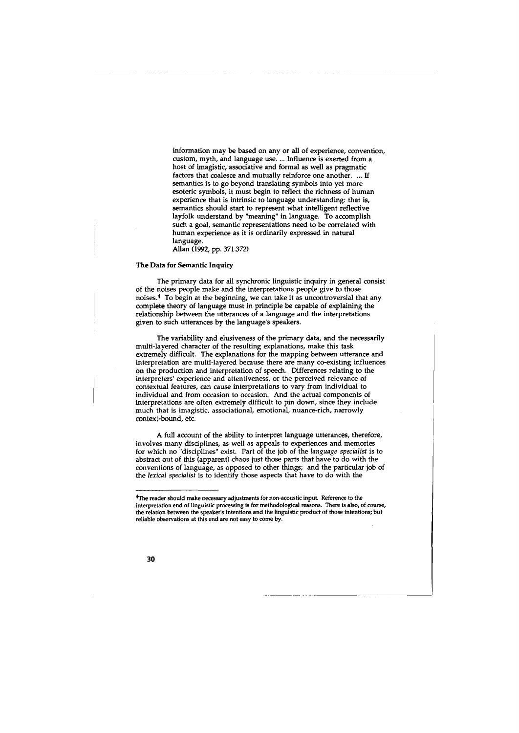information may be based on any or all of experience, convention, custom, myth, and language use. ... Influence is exerted from a host of imagistic, associative and formal as well as pragmatic factors that coalesce and mutually reinforce one another. ... If semantics is to go beyond translating symbols into yet more esoteric symbols, it must begin to reflect the richness of human experience that is intrinsic to language understanding: that is, semantics should start to represent what intelligent reflective layfolk understand by "meaning" in language. To accomplish such a goal, semantic representations need to be correlated with human experience as it is ordinarily expressed in natural language.
Allan (1992, pp. 371.372)

### The Data for Semantic Inquiry

The primary data for all synchronic linguistic inquiry in general consist of the noises people make and the interpretations people give to those noises.[4] To begin at the beginning, we can take it as uncontroversial that any complete theory of language must in principle be capable of explaining the relationship between the utterances of a language and the interpretations given to such utterances by the language's speakers.

The variability and elusiveness of the primary data, and the necessarily multi-layered character of the resulting explanations, make this task extremely difficult. The explanations for the mapping between utterance and interpretation are multi-layered because there are many co-existing influences on the production and interpretation of speech. Differences relating to the interpreters' experience and attentiveness, or the perceived relevance of contextual features, can cause interpretations to vary from individual to individual and from occasion to occasion. And the actual components of interpretations are often extremely difficult to pin down, since they include much that is imagistic, associational, emotional, nuance-rich, narrowly context-bound, etc.

A full account of the ability to interpret language utterances, therefore, involves many disciplines, as well as appeals to experiences and memories for which no "disciplines" exist. Part of the job of the *language specialist* is to abstract out of this (apparent) chaos just those parts that have to do with the conventions of language, as opposed to other things; and the particular job of the *lexical specialist* is to identify those aspects that have to do with the

---

[4]The reader should make necessary adjustments for non-acoustic input. Reference to the interpretation end of linguistic processing is for methodological reasons. There is also, of course, the relation between the speaker's intentions and the linguistic product of those intentions; but reliable observations at this end are not easy to come by.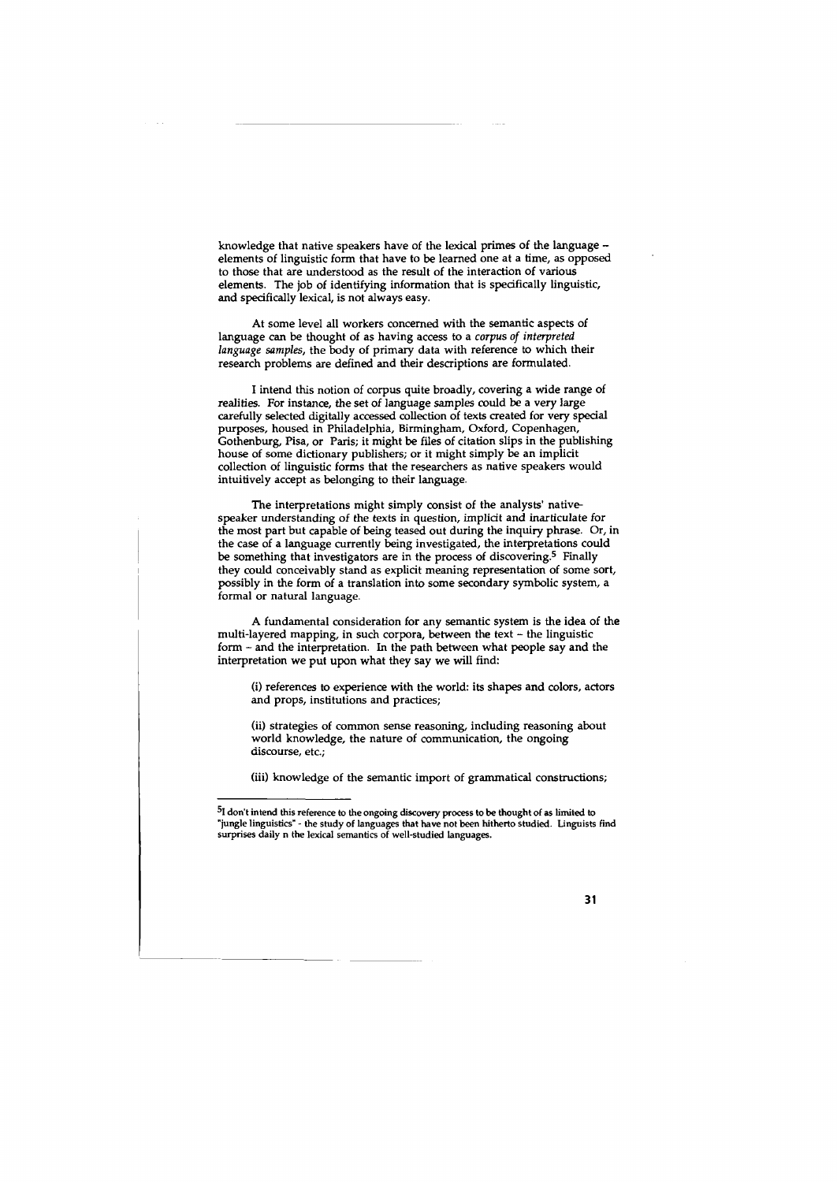knowledge that native speakers have of the lexical primes of the language – elements of linguistic form that have to be learned one at a time, as opposed to those that are understood as the result of the interaction of various elements. The job of identifying information that is specifically linguistic, and specifically lexical, is not always easy.

At some level all workers concerned with the semantic aspects of language can be thought of as having access to a *corpus of interpreted language samples*, the body of primary data with reference to which their research problems are defined and their descriptions are formulated.

I intend this notion of corpus quite broadly, covering a wide range of realities. For instance, the set of language samples could be a very large carefully selected digitally accessed collection of texts created for very special purposes, housed in Philadelphia, Birmingham, Oxford, Copenhagen, Gothenburg, Pisa, or Paris; it might be files of citation slips in the publishing house of some dictionary publishers; or it might simply be an implicit collection of linguistic forms that the researchers as native speakers would intuitively accept as belonging to their language.

The interpretations might simply consist of the analysts' native-speaker understanding of the texts in question, implicit and inarticulate for the most part but capable of being teased out during the inquiry phrase. Or, in the case of a language currently being investigated, the interpretations could be something that investigators are in the process of discovering.[5] Finally they could conceivably stand as explicit meaning representation of some sort, possibly in the form of a translation into some secondary symbolic system, a formal or natural language.

A fundamental consideration for any semantic system is the idea of the multi-layered mapping, in such corpora, between the text – the linguistic form – and the interpretation. In the path between what people say and the interpretation we put upon what they say we will find:

(i) references to experience with the world: its shapes and colors, actors and props, institutions and practices;

(ii) strategies of common sense reasoning, including reasoning about world knowledge, the nature of communication, the ongoing discourse, etc.;

(iii) knowledge of the semantic import of grammatical constructions;

---

[5] I don't intend this reference to the ongoing discovery process to be thought of as limited to "jungle linguistics" - the study of languages that have not been hitherto studied. Linguists find surprises daily n the lexical semantics of well-studied languages.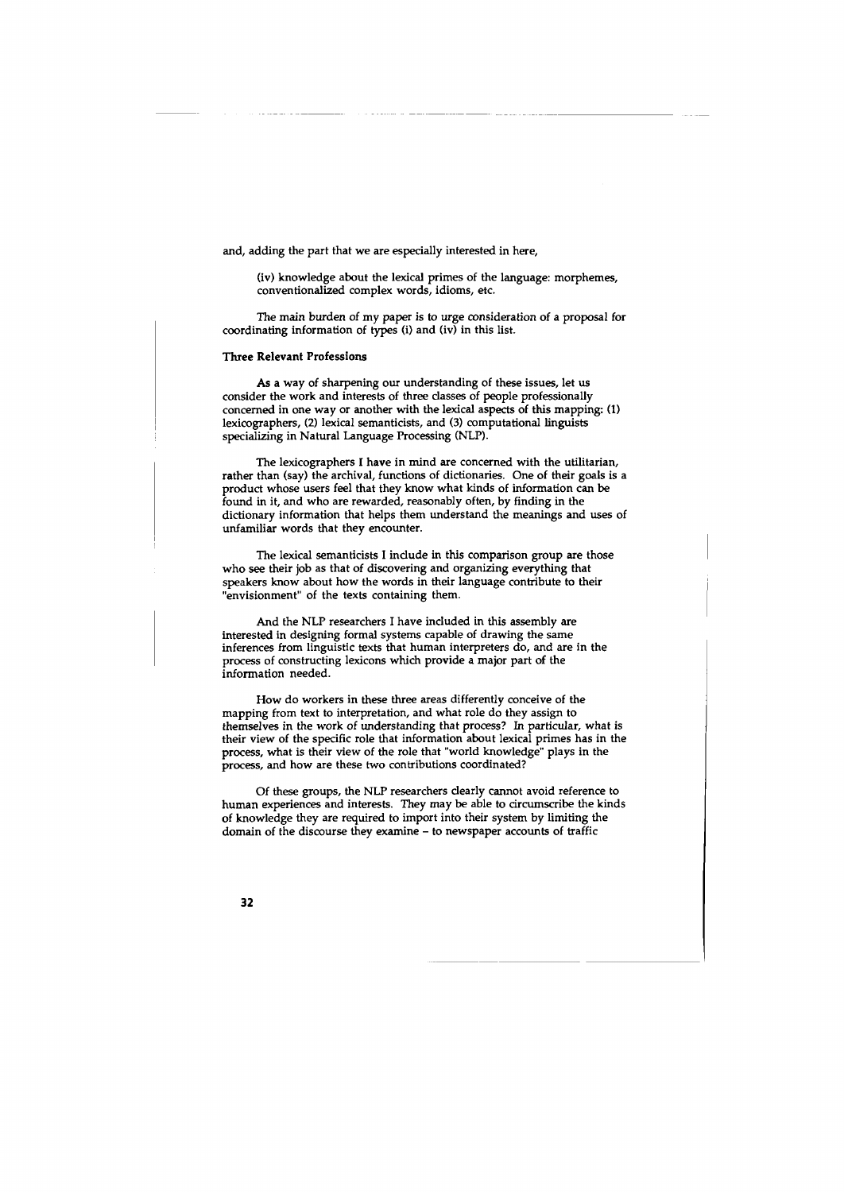and, adding the part that we are especially interested in here,

> (iv) knowledge about the lexical primes of the language: morphemes, conventionalized complex words, idioms, etc.

The main burden of my paper is to urge consideration of a proposal for coordinating information of types (i) and (iv) in this list.

### Three Relevant Professions

As a way of sharpening our understanding of these issues, let us consider the work and interests of three classes of people professionally concerned in one way or another with the lexical aspects of this mapping: (1) lexicographers, (2) lexical semanticists, and (3) computational linguists specializing in Natural Language Processing (NLP).

The lexicographers I have in mind are concerned with the utilitarian, rather than (say) the archival, functions of dictionaries. One of their goals is a product whose users feel that they know what kinds of information can be found in it, and who are rewarded, reasonably often, by finding in the dictionary information that helps them understand the meanings and uses of unfamiliar words that they encounter.

The lexical semanticists I include in this comparison group are those who see their job as that of discovering and organizing everything that speakers know about how the words in their language contribute to their "envisionment" of the texts containing them.

And the NLP researchers I have included in this assembly are interested in designing formal systems capable of drawing the same inferences from linguistic texts that human interpreters do, and are in the process of constructing lexicons which provide a major part of the information needed.

How do workers in these three areas differently conceive of the mapping from text to interpretation, and what role do they assign to themselves in the work of understanding that process? In particular, what is their view of the specific role that information about lexical primes has in the process, what is their view of the role that "world knowledge" plays in the process, and how are these two contributions coordinated?

Of these groups, the NLP researchers clearly cannot avoid reference to human experiences and interests. They may be able to circumscribe the kinds of knowledge they are required to import into their system by limiting the domain of the discourse they examine – to newspaper accounts of traffic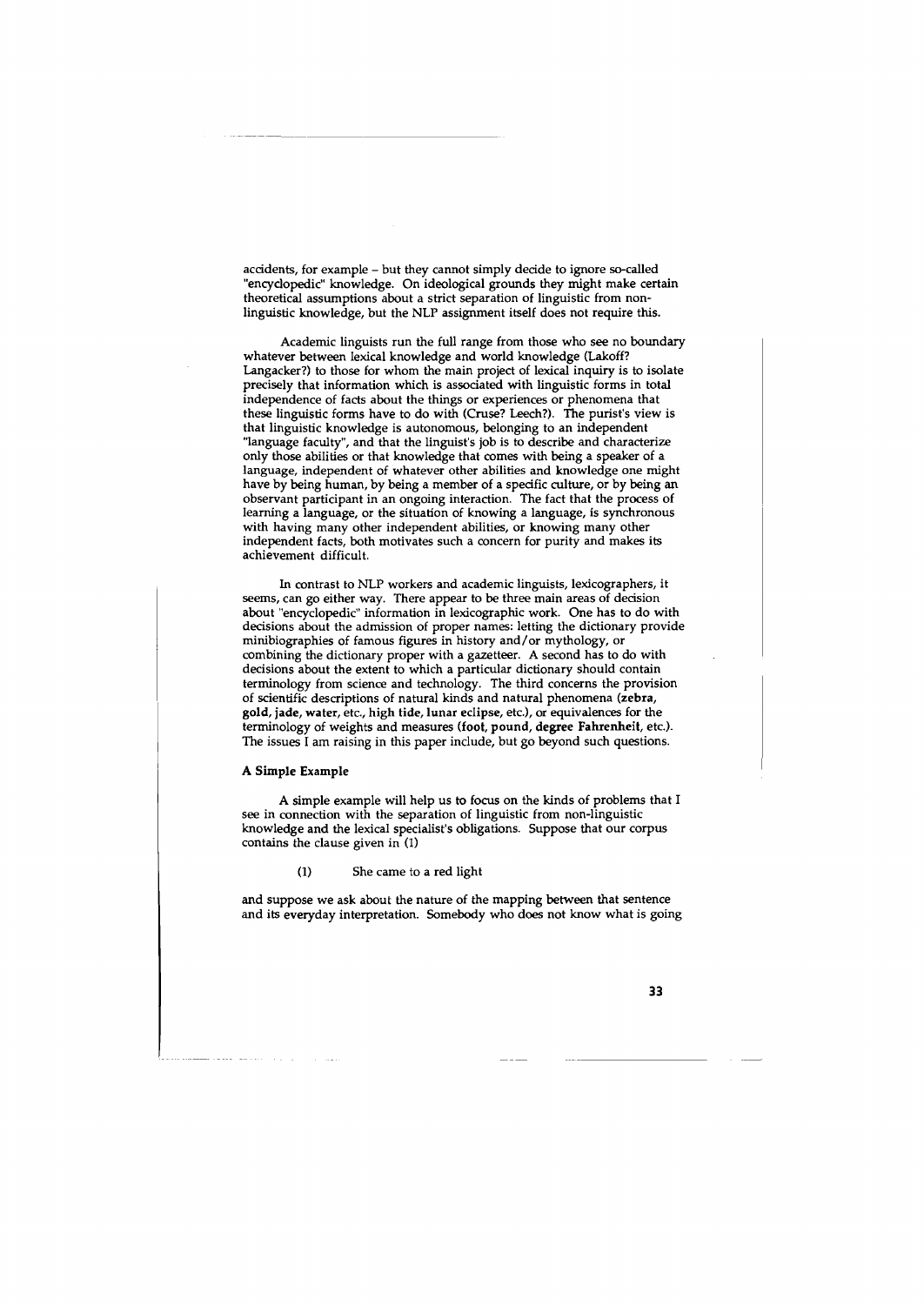accidents, for example – but they cannot simply decide to ignore so-called "encyclopedic" knowledge. On ideological grounds they might make certain theoretical assumptions about a strict separation of linguistic from non-linguistic knowledge, but the NLP assignment itself does not require this.

Academic linguists run the full range from those who see no boundary whatever between lexical knowledge and world knowledge (Lakoff? Langacker?) to those for whom the main project of lexical inquiry is to isolate precisely that information which is associated with linguistic forms in total independence of facts about the things or experiences or phenomena that these linguistic forms have to do with (Cruse? Leech?). The purist's view is that linguistic knowledge is autonomous, belonging to an independent "language faculty", and that the linguist's job is to describe and characterize only those abilities or that knowledge that comes with being a speaker of a language, independent of whatever other abilities and knowledge one might have by being human, by being a member of a specific culture, or by being an observant participant in an ongoing interaction. The fact that the process of learning a language, or the situation of knowing a language, is synchronous with having many other independent abilities, or knowing many other independent facts, both motivates such a concern for purity and makes its achievement difficult.

In contrast to NLP workers and academic linguists, lexicographers, it seems, can go either way. There appear to be three main areas of decision about "encyclopedic" information in lexicographic work. One has to do with decisions about the admission of proper names: letting the dictionary provide minibiographies of famous figures in history and/or mythology, or combining the dictionary proper with a gazetteer. A second has to do with decisions about the extent to which a particular dictionary should contain terminology from science and technology. The third concerns the provision of scientific descriptions of natural kinds and natural phenomena (**zebra**, **gold**, **jade**, **water**, etc., **high tide**, **lunar eclipse**, etc.), or equivalences for the terminology of weights and measures (**foot**, **pound**, **degree Fahrenheit**, etc.). The issues I am raising in this paper include, but go beyond such questions.

### A Simple Example

A simple example will help us to focus on the kinds of problems that I see in connection with the separation of linguistic from non-linguistic knowledge and the lexical specialist's obligations. Suppose that our corpus contains the clause given in (1)

> (1) She came to a red light

and suppose we ask about the nature of the mapping between that sentence and its everyday interpretation. Somebody who does not know what is going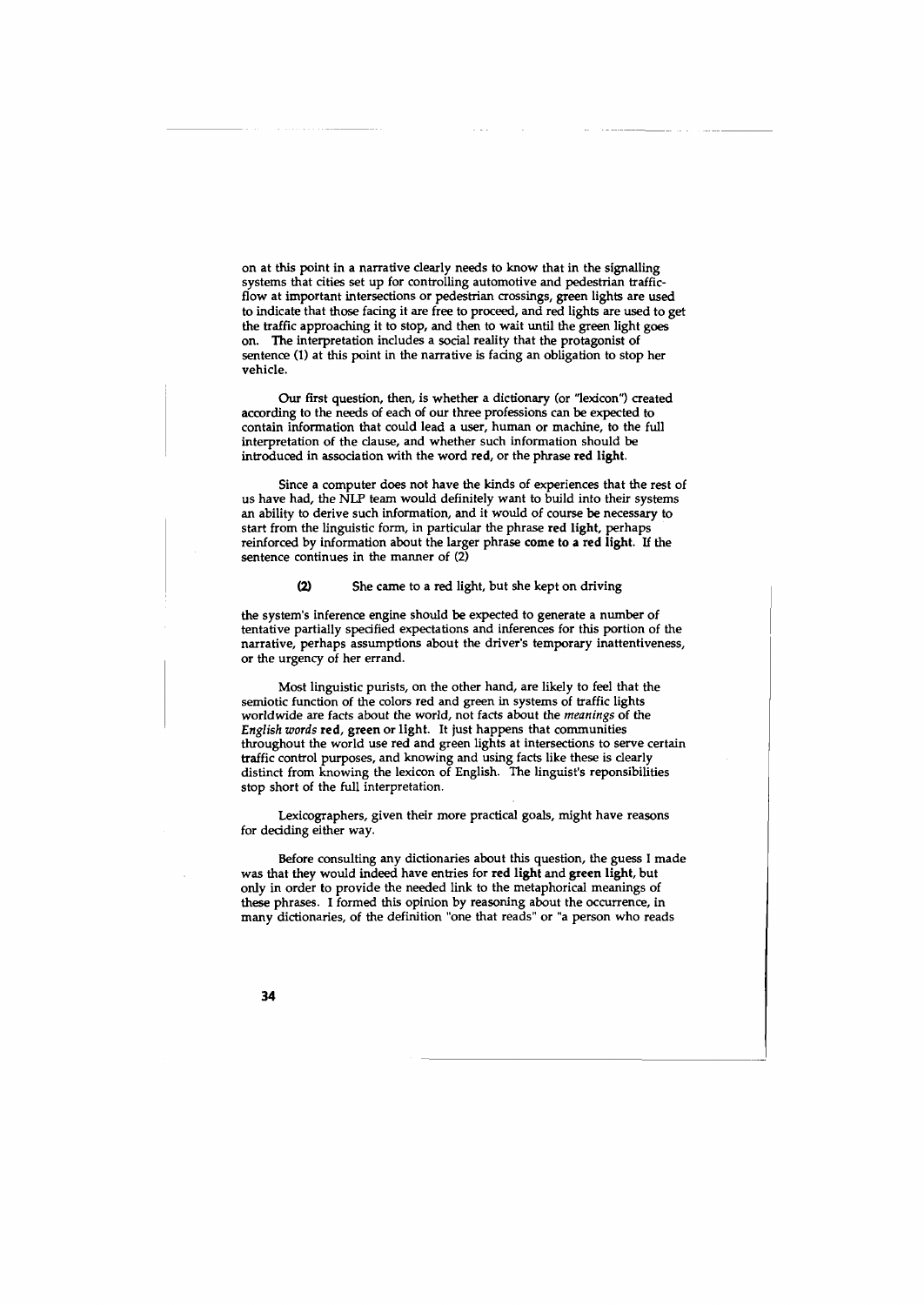on at this point in a narrative clearly needs to know that in the signalling systems that cities set up for controlling automotive and pedestrian traffic-flow at important intersections or pedestrian crossings, green lights are used to indicate that those facing it are free to proceed, and red lights are used to get the traffic approaching it to stop, and then to wait until the green light goes on. The interpretation includes a social reality that the protagonist of sentence (1) at this point in the narrative is facing an obligation to stop her vehicle.

Our first question, then, is whether a dictionary (or "lexicon") created according to the needs of each of our three professions can be expected to contain information that could lead a user, human or machine, to the full interpretation of the clause, and whether such information should be introduced in association with the word **red**, or the phrase **red light**.

Since a computer does not have the kinds of experiences that the rest of us have had, the NLP team would definitely want to build into their systems an ability to derive such information, and it would of course be necessary to start from the linguistic form, in particular the phrase **red light**, perhaps reinforced by information about the larger phrase **come to a red light**. If the sentence continues in the manner of (2)

**(2)** She came to a red light, but she kept on driving

the system's inference engine should be expected to generate a number of tentative partially specified expectations and inferences for this portion of the narrative, perhaps assumptions about the driver's temporary inattentiveness, or the urgency of her errand.

Most linguistic purists, on the other hand, are likely to feel that the semiotic function of the colors red and green in systems of traffic lights worldwide are facts about the world, not facts about the *meanings* of the *English words* **red**, **green** or **light**. It just happens that communities throughout the world use red and green lights at intersections to serve certain traffic control purposes, and knowing and using facts like these is clearly distinct from knowing the lexicon of English. The linguist's reponsibilities stop short of the full interpretation.

Lexicographers, given their more practical goals, might have reasons for deciding either way.

Before consulting any dictionaries about this question, the guess I made was that they would indeed have entries for **red light** and **green light**, but only in order to provide the needed link to the metaphorical meanings of these phrases. I formed this opinion by reasoning about the occurrence, in many dictionaries, of the definition "one that reads" or "a person who reads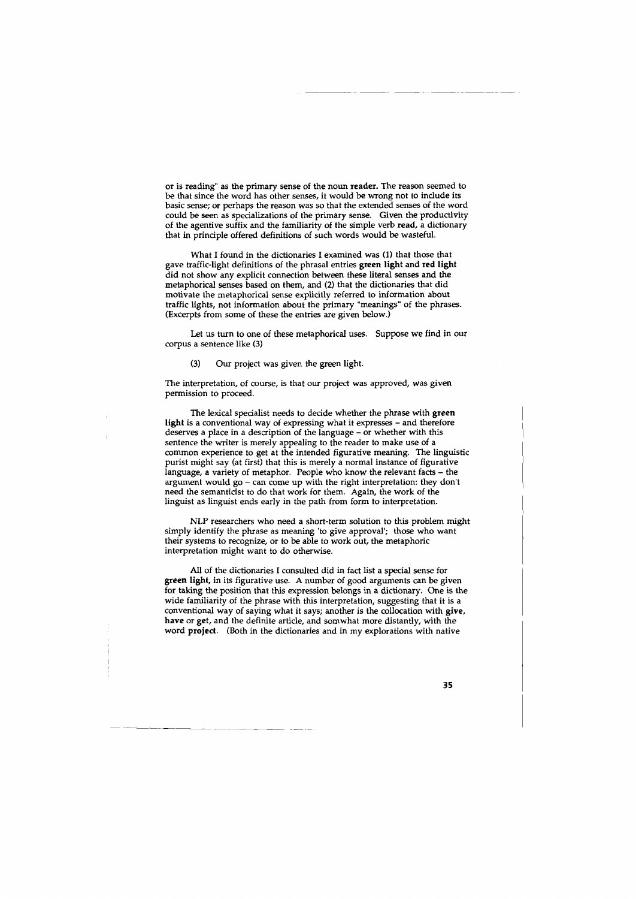or is reading" as the primary sense of the noun **reader**. The reason seemed to be that since the word has other senses, it would be wrong not to include its basic sense; or perhaps the reason was so that the extended senses of the word could be seen as specializations of the primary sense. Given the productivity of the agentive suffix and the familiarity of the simple verb **read**, a dictionary that in principle offered definitions of such words would be wasteful.

What I found in the dictionaries I examined was (1) that those that gave traffic-light definitions of the phrasal entries **green light** and **red light** did not show any explicit connection between these literal senses and the metaphorical senses based on them, and (2) that the dictionaries that did motivate the metaphorical sense explicitly referred to information about traffic lights, not information about the primary "meanings" of the phrases. (Excerpts from some of these the entries are given below.)

Let us turn to one of these metaphorical uses. Suppose we find in our corpus a sentence like (3)

(3) Our project was given the green light.

The interpretation, of course, is that our project was approved, was given permission to proceed.

The lexical specialist needs to decide whether the phrase with **green light** is a conventional way of expressing what it expresses – and therefore deserves a place in a description of the language – or whether with this sentence the writer is merely appealing to the reader to make use of a common experience to get at the intended figurative meaning. The linguistic purist might say (at first) that this is merely a normal instance of figurative language, a variety of metaphor. People who know the relevant facts – the argument would go – can come up with the right interpretation: they don't need the semanticist to do that work for them. Again, the work of the linguist as linguist ends early in the path from form to interpretation.

NLP researchers who need a short-term solution to this problem might simply identify the phrase as meaning 'to give approval'; those who want their systems to recognize, or to be able to work out, the metaphoric interpretation might want to do otherwise.

All of the dictionaries I consulted did in fact list a special sense for **green light**, in its figurative use. A number of good arguments can be given for taking the position that this expression belongs in a dictionary. One is the wide familiarity of the phrase with this interpretation, suggesting that it is a conventional way of saying what it says; another is the collocation with **give**, **have** or **get**, and the definite article, and somwhat more distantly, with the word **project**. (Both in the dictionaries and in my explorations with native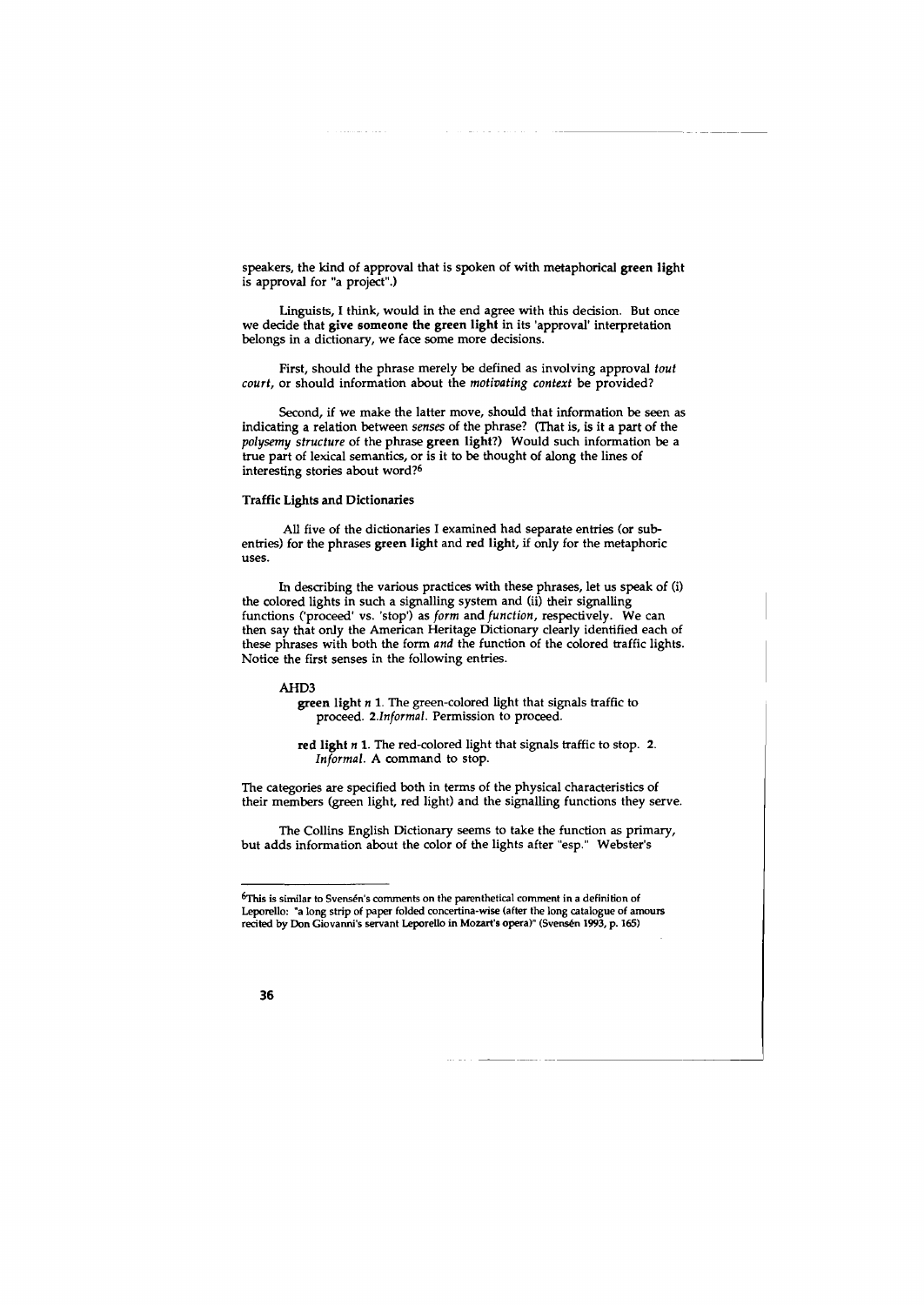speakers, the kind of approval that is spoken of with metaphorical **green light** is approval for "a project".)

Linguists, I think, would in the end agree with this decision. But once we decide that **give someone the green light** in its 'approval' interpretation belongs in a dictionary, we face some more decisions.

First, should the phrase merely be defined as involving approval *tout court*, or should information about the *motivating context* be provided?

Second, if we make the latter move, should that information be seen as indicating a relation between *senses* of the phrase? (That is, is it a part of the *polysemy structure* of the phrase **green light**?) Would such information be a true part of lexical semantics, or is it to be thought of along the lines of interesting stories about word?[6]

### Traffic Lights and Dictionaries

All five of the dictionaries I examined had separate entries (or sub-entries) for the phrases **green light** and **red light**, if only for the metaphoric uses.

In describing the various practices with these phrases, let us speak of (i) the colored lights in such a signalling system and (ii) their signalling functions ('proceed' vs. 'stop') as *form* and *function*, respectively. We can then say that only the American Heritage Dictionary clearly identified each of these phrases with both the form *and* the function of the colored traffic lights. Notice the first senses in the following entries.

AHD3

> **green light** *n* **1**. The green-colored light that signals traffic to proceed. **2**.*Informal*. Permission to proceed.
>
> **red light** *n* **1**. The red-colored light that signals traffic to stop. **2**. *Informal*. A command to stop.

The categories are specified both in terms of the physical characteristics of their members (green light, red light) and the signalling functions they serve.

The Collins English Dictionary seems to take the function as primary, but adds information about the color of the lights after "esp." Webster's

---

[6] This is similar to Svensén's comments on the parenthetical comment in a definition of Leporello: "a long strip of paper folded concertina-wise (after the long catalogue of amours recited by Don Giovanni's servant Leporello in Mozart's opera)" (Svensén 1993, p. 165)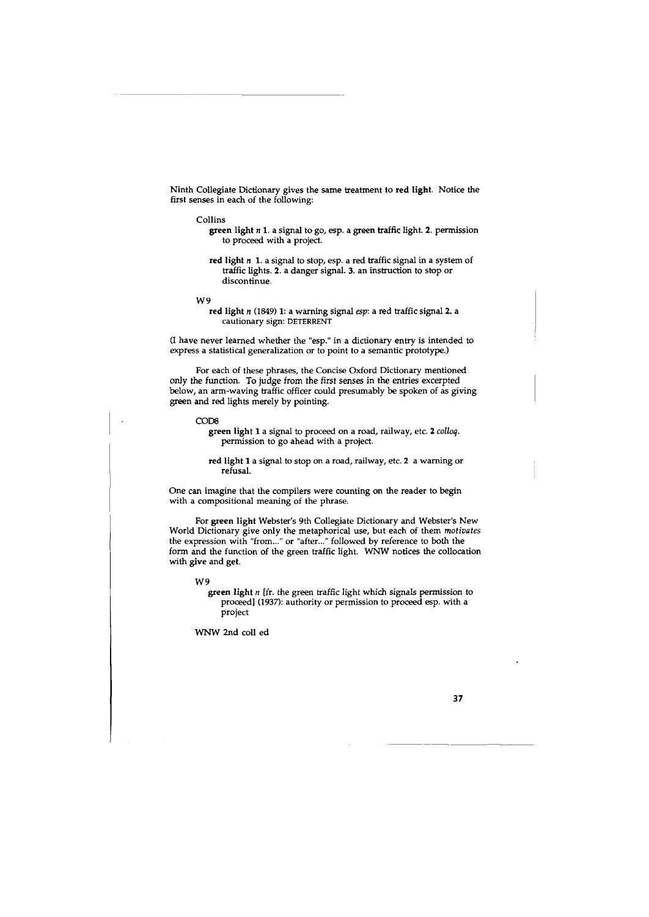Ninth Collegiate Dictionary gives the same treatment to **red light**. Notice the first senses in each of the following:

Collins

> **green light** *n* **1.** a signal to go, esp. a green traffic light. **2.** permission to proceed with a project.
>
> **red light** *n* **1.** a signal to stop, esp. a red traffic signal in a system of traffic lights. **2.** a danger signal. **3.** an instruction to stop or discontinue.

W9

> **red light** *n* (1849) **1:** a warning signal *esp*: a red traffic signal **2.** a cautionary sign: DETERRENT

(I have never learned whether the "esp." in a dictionary entry is intended to express a statistical generalization or to point to a semantic prototype.)

For each of these phrases, the Concise Oxford Dictionary mentioned only the function. To judge from the first senses in the entries excerpted below, an arm-waving traffic officer could presumably be spoken of as giving green and red lights merely by pointing.

COD8

> **green light 1** a signal to proceed on a road, railway, etc. **2** *colloq.* permission to go ahead with a project.
>
> **red light 1** a signal to stop on a road, railway, etc. **2** a warning or refusal.

One can imagine that the compilers were counting on the reader to begin with a compositional meaning of the phrase.

For **green light** Webster's 9th Collegiate Dictionary and Webster's New World Dictionary give only the metaphorical use, but each of them *motivates* the expression with "from..." or "after..." followed by reference to both the form and the function of the green traffic light. WNW notices the collocation with **give** and **get**.

W9

> **green light** *n* [fr. the green traffic light which signals permission to proceed] (1937): authority or permission to proceed esp. with a project

WNW 2nd coll ed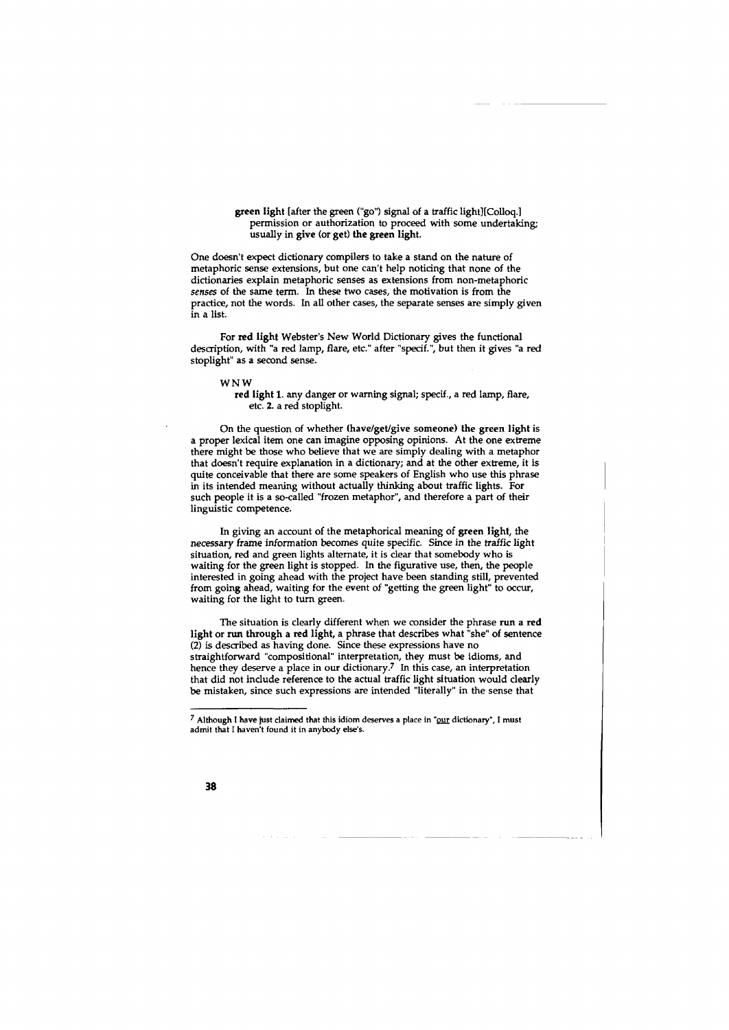**green light** [after the green ("go") signal of a traffic light][Colloq.] permission or authorization to proceed with some undertaking; usually in **give** (or **get**) **the green light**.

One doesn't expect dictionary compilers to take a stand on the nature of metaphoric sense extensions, but one can't help noticing that none of the dictionaries explain metaphoric senses as extensions from non-metaphoric *senses* of the same term. In these two cases, the motivation is from the practice, not the words. In all other cases, the separate senses are simply given in a list.

For **red light** Webster's New World Dictionary gives the functional description, with "a red lamp, flare, etc." after "specif.", but then it gives "a red stoplight" as a second sense.

WNW

**red light 1.** any danger or warning signal; specif., a red lamp, flare, etc. **2.** a red stoplight.

On the question of whether **(have/get/give someone) the green light** is a proper lexical item one can imagine opposing opinions. At the one extreme there might be those who believe that we are simply dealing with a metaphor that doesn't require explanation in a dictionary; and at the other extreme, it is quite conceivable that there are some speakers of English who use this phrase in its intended meaning without actually thinking about traffic lights. For such people it is a so-called "frozen metaphor", and therefore a part of their linguistic competence.

In giving an account of the metaphorical meaning of **green light**, the necessary frame information becomes quite specific. Since in the traffic light situation, red and green lights alternate, it is clear that somebody who is waiting for the green light is stopped. In the figurative use, then, the people interested in going ahead with the project have been standing still, prevented from going ahead, waiting for the event of "getting the green light" to occur, waiting for the light to turn green.

The situation is clearly different when we consider the phrase **run a red light** or **run through a red light**, a phrase that describes what "she" of sentence (2) is described as having done. Since these expressions have no straightforward "compositional" interpretation, they must be idioms, and hence they deserve a place in our dictionary.[7] In this case, an interpretation that did not include reference to the actual traffic light situation would clearly be mistaken, since such expressions are intended "literally" in the sense that

[7] Although I have just claimed that this idiom deserves a place in "our dictionary", I must admit that I haven't found it in anybody else's.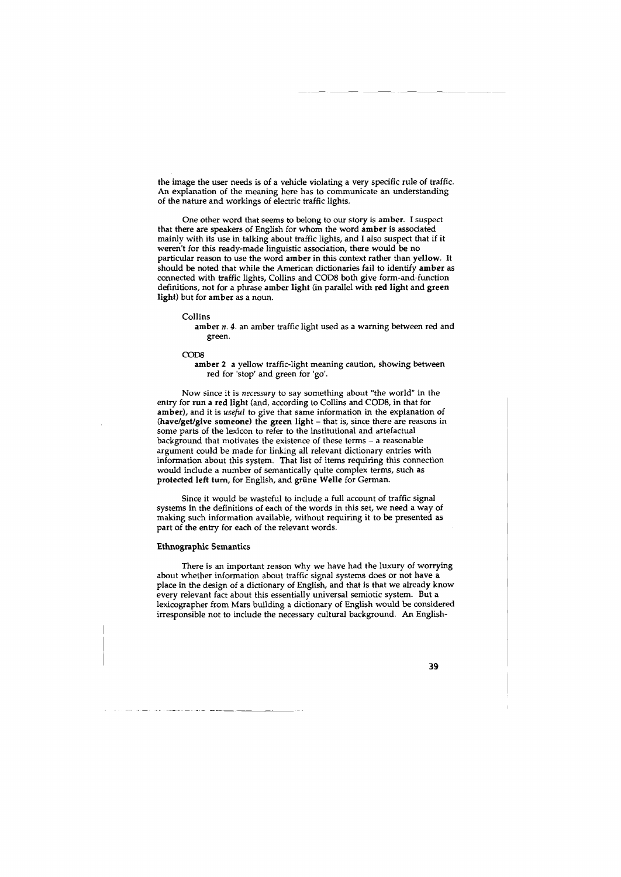the image the user needs is of a vehicle violating a very specific rule of traffic. An explanation of the meaning here has to communicate an understanding of the nature and workings of electric traffic lights.

One other word that seems to belong to our story is **amber**. I suspect that there are speakers of English for whom the word **amber** is associated mainly with its use in talking about traffic lights, and I also suspect that if it weren't for this ready-made linguistic association, there would be no particular reason to use the word **amber** in this context rather than **yellow**. It should be noted that while the American dictionaries fail to identify **amber** as connected with traffic lights, Collins and COD8 both give form-and-function definitions, not for a phrase **amber light** (in parallel with **red light** and **green light**) but for **amber** as a noun.

Collins

> **amber** *n.* **4.** an amber traffic light used as a warning between red and green.

COD8

> **amber 2** a yellow traffic-light meaning caution, showing between red for 'stop' and green for 'go'.

Now since it is *necessary* to say something about "the world" in the entry for **run a red light** (and, according to Collins and COD8, in that for **amber**), and it is *useful* to give that same information in the explanation of **(have/get/give someone) the green light** – that is, since there are reasons in some parts of the lexicon to refer to the institutional and artefactual background that motivates the existence of these terms – a reasonable argument could be made for linking all relevant dictionary entries with information about this system. That list of items requiring this connection would include a number of semantically quite complex terms, such as **protected left turn**, for English, and **grüne Welle** for German.

Since it would be wasteful to include a full account of traffic signal systems in the definitions of each of the words in this set, we need a way of making such information available, without requiring it to be presented as part of the entry for each of the relevant words.

### Ethnographic Semantics

There is an important reason why we have had the luxury of worrying about whether information about traffic signal systems does or not have a place in the design of a dictionary of English, and that is that we already know every relevant fact about this essentially universal semiotic system. But a lexicographer from Mars building a dictionary of English would be considered irresponsible not to include the necessary cultural background. An English-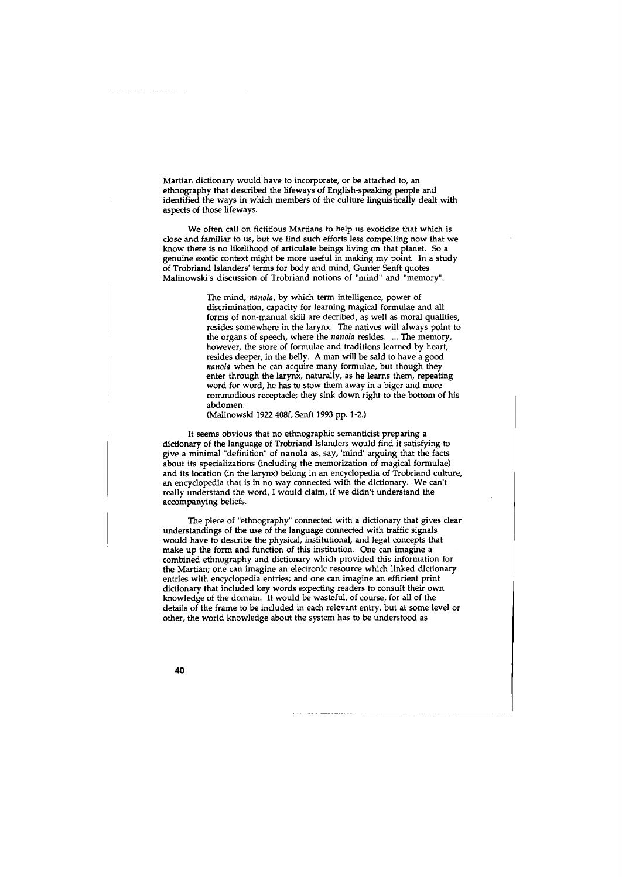Martian dictionary would have to incorporate, or be attached to, an ethnography that described the lifeways of English-speaking people and identified the ways in which members of the culture linguistically dealt with aspects of those lifeways.

We often call on fictitious Martians to help us exoticize that which is close and familiar to us, but we find such efforts less compelling now that we know there is no likelihood of articulate beings living on that planet. So a genuine exotic context might be more useful in making my point. In a study of Trobriand Islanders' terms for body and mind, Gunter Senft quotes Malinowski's discussion of Trobriand notions of "mind" and "memory".

> The mind, *nanola*, by which term intelligence, power of discrimination, capacity for learning magical formulae and all forms of non-manual skill are decribed, as well as moral qualities, resides somewhere in the larynx. The natives will always point to the organs of speech, where the *nanola* resides. ... The memory, however, the store of formulae and traditions learned by heart, resides deeper, in the belly. A man will be said to have a good *nanola* when he can acquire many formulae, but though they enter through the larynx, naturally, as he learns them, repeating word for word, he has to stow them away in a biger and more commodious receptacle; they sink down right to the bottom of his abdomen.
> (Malinowski 1922 408f, Senft 1993 pp. 1-2.)

It seems obvious that no ethnographic semanticist preparing a dictionary of the language of Trobriand Islanders would find it satisfying to give a minimal "definition" of nanola as, say, 'mind' arguing that the facts about its specializations (including the memorization of magical formulae) and its location (in the larynx) belong in an encyclopedia of Trobriand culture, an encyclopedia that is in no way connected with the dictionary. We can't really understand the word, I would claim, if we didn't understand the accompanying beliefs.

The piece of "ethnography" connected with a dictionary that gives clear understandings of the use of the language connected with traffic signals would have to describe the physical, institutional, and legal concepts that make up the form and function of this institution. One can imagine a combined ethnography and dictionary which provided this information for the Martian; one can imagine an electronic resource which linked dictionary entries with encyclopedia entries; and one can imagine an efficient print dictionary that included key words expecting readers to consult their own knowledge of the domain. It would be wasteful, of course, for all of the details of the frame to be included in each relevant entry, but at some level or other, the world knowledge about the system has to be understood as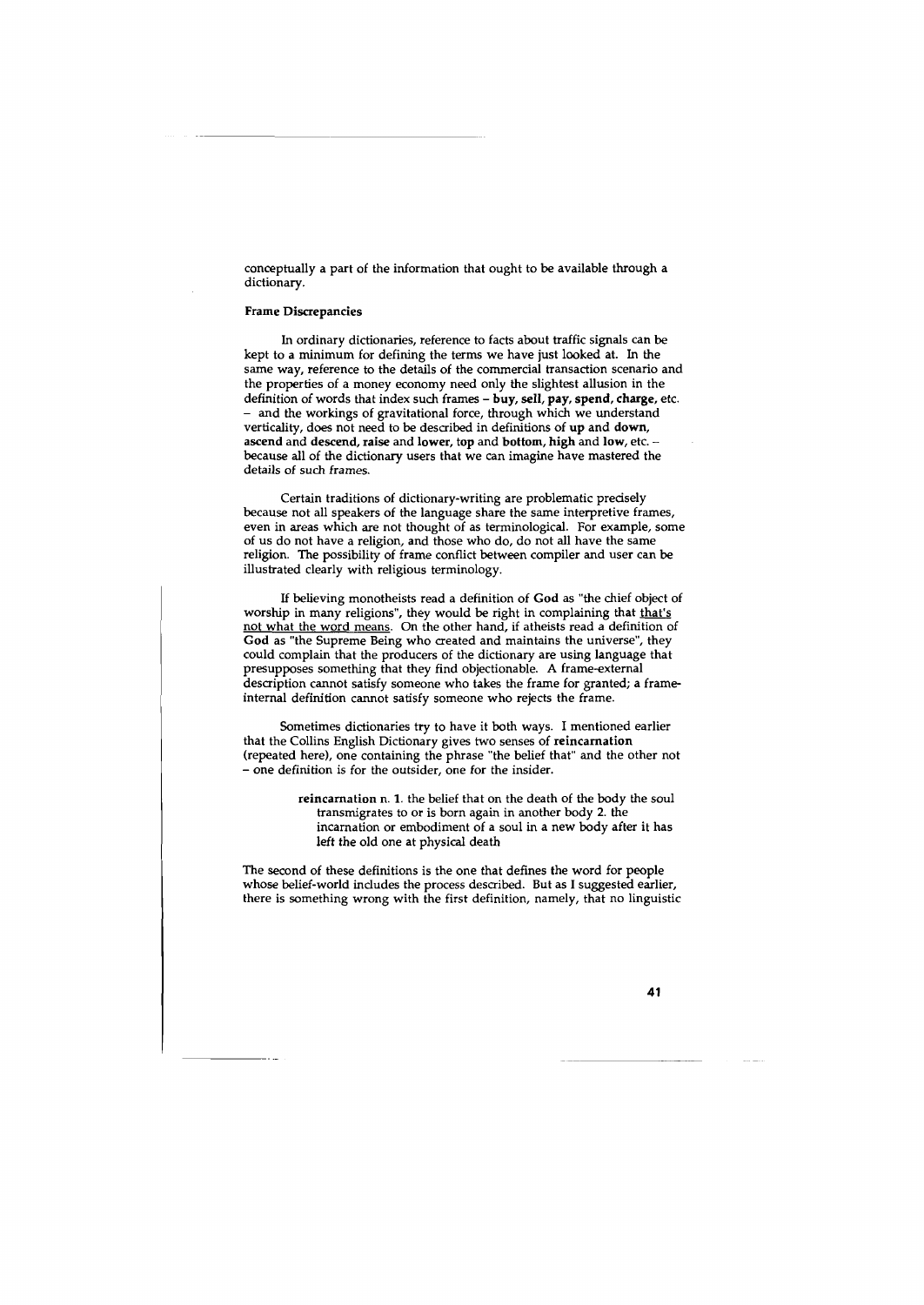conceptually a part of the information that ought to be available through a dictionary.

**Frame Discrepancies**

In ordinary dictionaries, reference to facts about traffic signals can be kept to a minimum for defining the terms we have just looked at. In the same way, reference to the details of the commercial transaction scenario and the properties of a money economy need only the slightest allusion in the definition of words that index such frames – **buy, sell, pay, spend, charge,** etc. – and the workings of gravitational force, through which we understand verticality, does not need to be described in definitions of **up** and **down, ascend** and **descend, raise** and **lower, top** and **bottom, high** and **low,** etc. – because all of the dictionary users that we can imagine have mastered the details of such frames.

Certain traditions of dictionary-writing are problematic precisely because not all speakers of the language share the same interpretive frames, even in areas which are not thought of as terminological. For example, some of us do not have a religion, and those who do, do not all have the same religion. The possibility of frame conflict between compiler and user can be illustrated clearly with religious terminology.

If believing monotheists read a definition of **God** as "the chief object of worship in many religions", they would be right in complaining that that's not what the word means. On the other hand, if atheists read a definition of **God** as "the Supreme Being who created and maintains the universe", they could complain that the producers of the dictionary are using language that presupposes something that they find objectionable. A frame-external description cannot satisfy someone who takes the frame for granted; a frame-internal definition cannot satisfy someone who rejects the frame.

Sometimes dictionaries try to have it both ways. I mentioned earlier that the Collins English Dictionary gives two senses of **reincarnation** (repeated here), one containing the phrase "the belief that" and the other not – one definition is for the outsider, one for the insider.

> **reincarnation** n. **1.** the belief that on the death of the body the soul transmigrates to or is born again in another body **2.** the incarnation or embodiment of a soul in a new body after it has left the old one at physical death

The second of these definitions is the one that defines the word for people whose belief-world includes the process described. But as I suggested earlier, there is something wrong with the first definition, namely, that no linguistic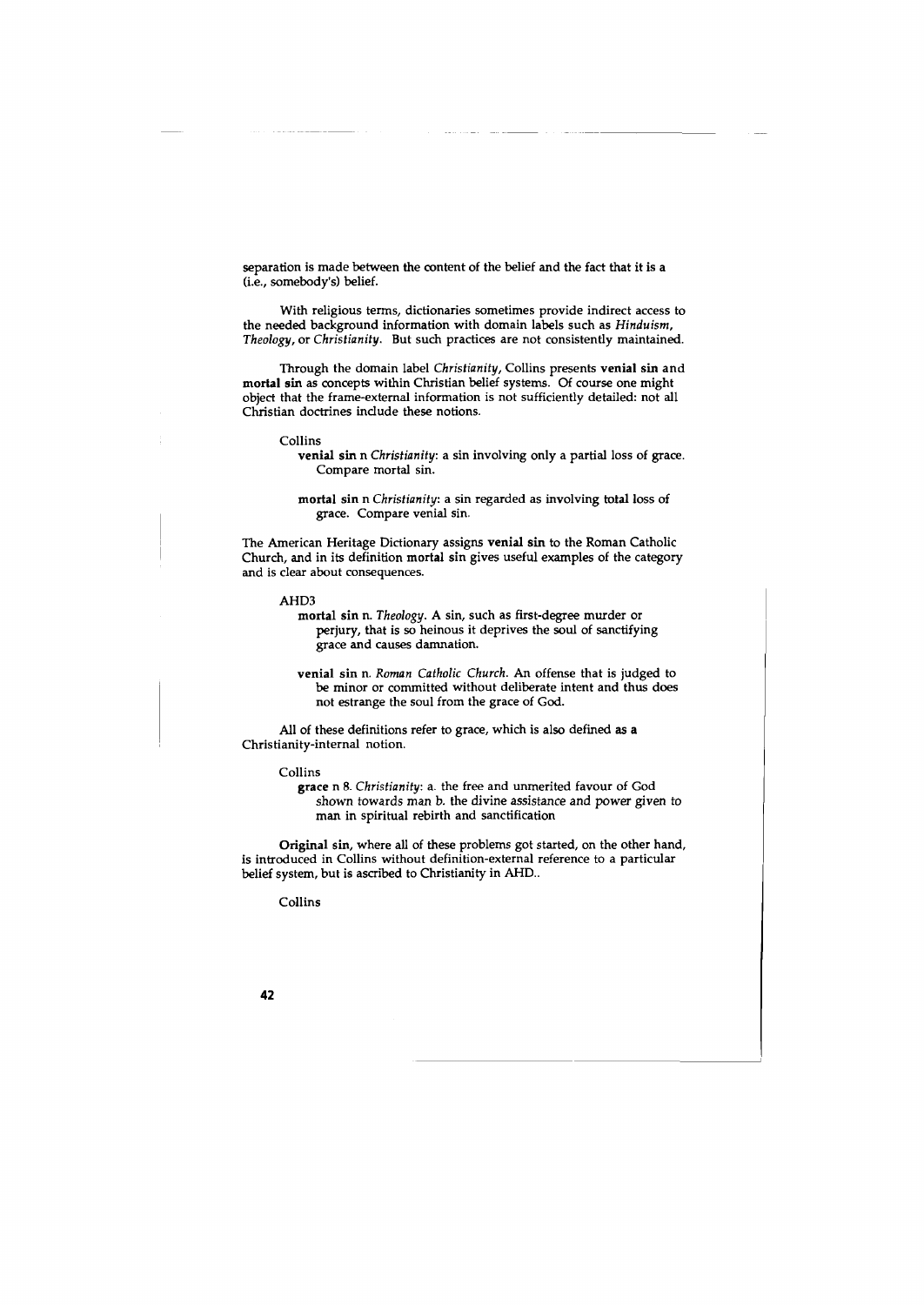separation is made between the content of the belief and the fact that it is a (i.e., somebody's) belief.

With religious terms, dictionaries sometimes provide indirect access to the needed background information with domain labels such as *Hinduism*, *Theology*, or *Christianity*. But such practices are not consistently maintained.

Through the domain label *Christianity*, Collins presents **venial sin** and **mortal sin** as concepts within Christian belief systems. Of course one might object that the frame-external information is not sufficiently detailed: not all Christian doctrines include these notions.

> Collins
>
> **venial sin** n *Christianity*: a sin involving only a partial loss of grace. Compare mortal sin.
>
> **mortal sin** n *Christianity*: a sin regarded as involving total loss of grace. Compare venial sin.

The American Heritage Dictionary assigns **venial sin** to the Roman Catholic Church, and in its definition mortal sin gives useful examples of the category and is clear about consequences.

> AHD3
>
> **mortal sin** n. *Theology*. A sin, such as first-degree murder or perjury, that is so heinous it deprives the soul of sanctifying grace and causes damnation.
>
> **venial sin** n. *Roman Catholic Church*. An offense that is judged to be minor or committed without deliberate intent and thus does not estrange the soul from the grace of God.

All of these definitions refer to grace, which is also defined as a Christianity-internal notion.

> Collins
>
> **grace** n 8. *Christianity*: a. the free and unmerited favour of God shown towards man b. the divine assistance and power given to man in spiritual rebirth and sanctification

**Original sin**, where all of these problems got started, on the other hand, is introduced in Collins without definition-external reference to a particular belief system, but is ascribed to Christianity in AHD..

> Collins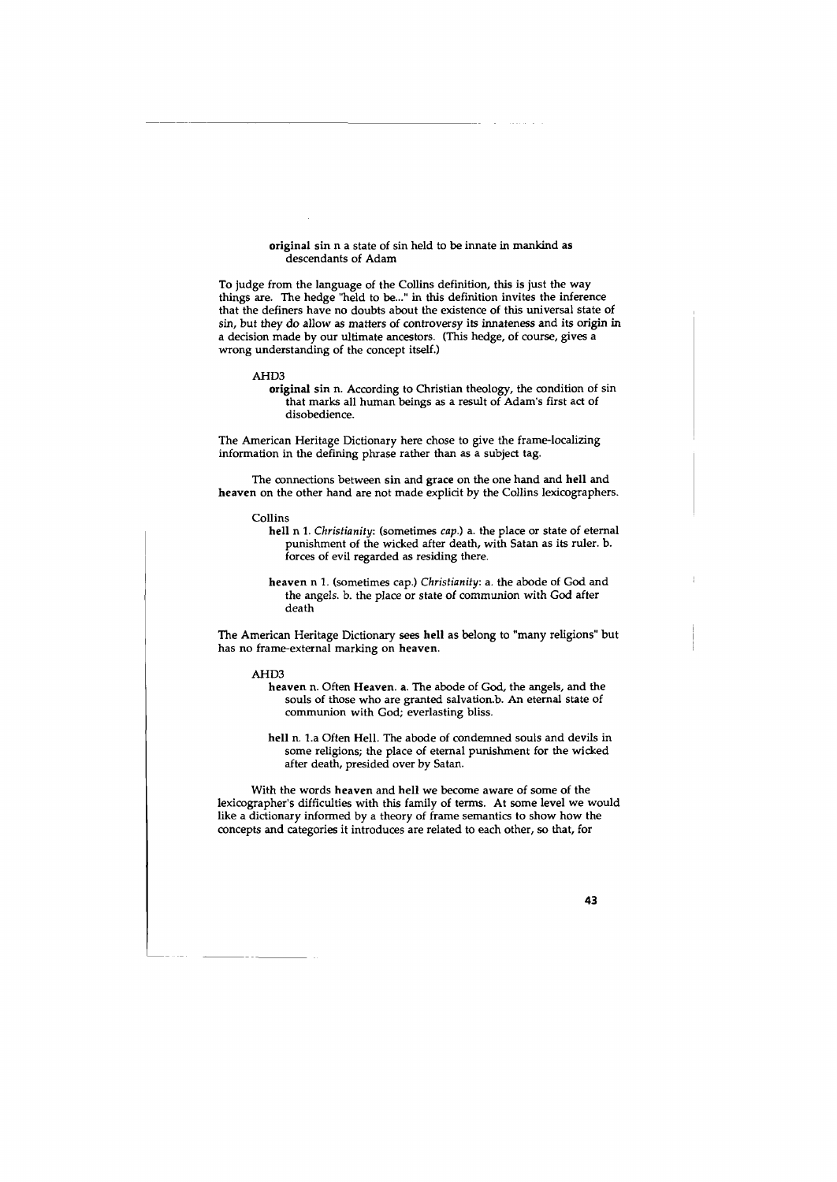> **original sin** n a state of sin held to be innate in mankind as descendants of Adam

To judge from the language of the Collins definition, this is just the way things are. The hedge "held to be..." in this definition invites the inference that the definers have no doubts about the existence of this universal state of sin, but they do allow as matters of controversy its innateness and its origin in a decision made by our ultimate ancestors. (This hedge, of course, gives a wrong understanding of the concept itself.)

AHD3

> **original sin** n. According to Christian theology, the condition of sin that marks all human beings as a result of Adam's first act of disobedience.

The American Heritage Dictionary here chose to give the frame-localizing information in the defining phrase rather than as a subject tag.

The connections between **sin** and **grace** on the one hand and **hell** and **heaven** on the other hand are not made explicit by the Collins lexicographers.

Collins

> **hell** n 1. *Christianity:* (sometimes *cap.*) a. the place or state of eternal punishment of the wicked after death, with Satan as its ruler. b. forces of evil regarded as residing there.
>
> **heaven** n 1. (sometimes cap.) *Christianity*: a. the abode of God and the angels. b. the place or state of communion with God after death

The American Heritage Dictionary sees **hell** as belong to "many religions" but has no frame-external marking on **heaven**.

AHD3

> **heaven** n. Often **Heaven**. a. The abode of God, the angels, and the souls of those who are granted salvation.b. An eternal state of communion with God; everlasting bliss.
>
> **hell** n. 1.a Often Hell. The abode of condemned souls and devils in some religions; the place of eternal punishment for the wicked after death, presided over by Satan.

With the words **heaven** and **hell** we become aware of some of the lexicographer's difficulties with this family of terms. At some level we would like a dictionary informed by a theory of frame semantics to show how the concepts and categories it introduces are related to each other, so that, for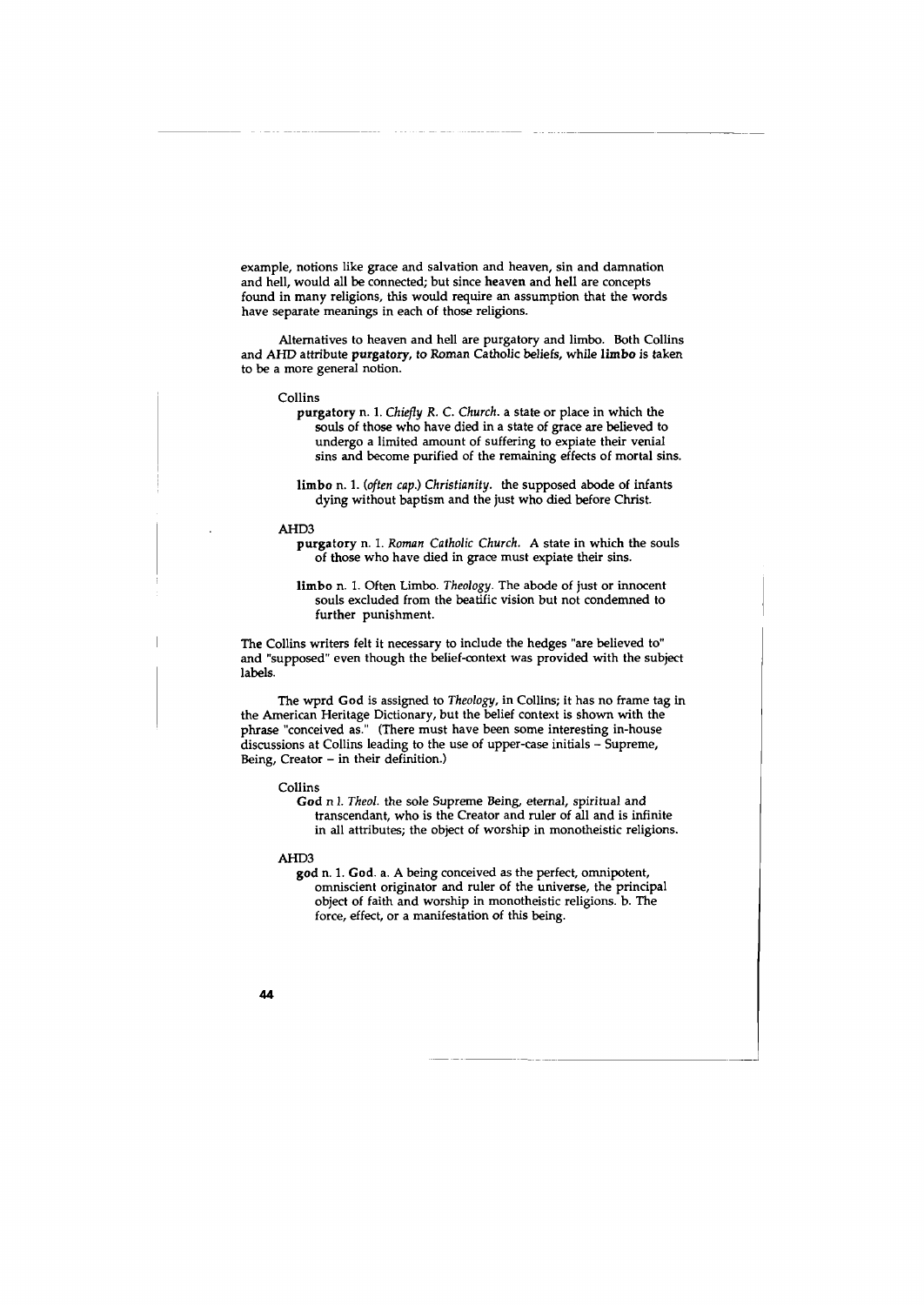example, notions like grace and salvation and heaven, sin and damnation and hell, would all be connected; but since **heaven** and **hell** are concepts found in many religions, this would require an assumption that the words have separate meanings in each of those religions.

Alternatives to heaven and hell are purgatory and limbo. Both Collins and AHD attribute **purgatory**, to Roman Catholic beliefs, while **limbo** is taken to be a more general notion.

Collins

> **purgatory** n. 1. *Chiefly R. C. Church*. a state or place in which the souls of those who have died in a state of grace are believed to undergo a limited amount of suffering to expiate their venial sins and become purified of the remaining effects of mortal sins.
>
> **limbo** n. 1. (*often cap.*) *Christianity*. the supposed abode of infants dying without baptism and the just who died before Christ.

AHD3

> **purgatory** n. 1. *Roman Catholic Church*. A state in which the souls of those who have died in grace must expiate their sins.
>
> **limbo** n. 1. Often Limbo. *Theology*. The abode of just or innocent souls excluded from the beatific vision but not condemned to further punishment.

The Collins writers felt it necessary to include the hedges "are believed to" and "supposed" even though the belief-context was provided with the subject labels.

The wprd **God** is assigned to *Theology*, in Collins; it has no frame tag in the American Heritage Dictionary, but the belief context is shown with the phrase "conceived as." (There must have been some interesting in-house discussions at Collins leading to the use of upper-case initials – Supreme, Being, Creator – in their definition.)

Collins

> **God** n 1. *Theol*. the sole Supreme Being, eternal, spiritual and transcendant, who is the Creator and ruler of all and is infinite in all attributes; the object of worship in monotheistic religions.

AHD3

> **god** n. 1. **God**. a. A being conceived as the perfect, omnipotent, omniscient originator and ruler of the universe, the principal object of faith and worship in monotheistic religions. b. The force, effect, or a manifestation of this being.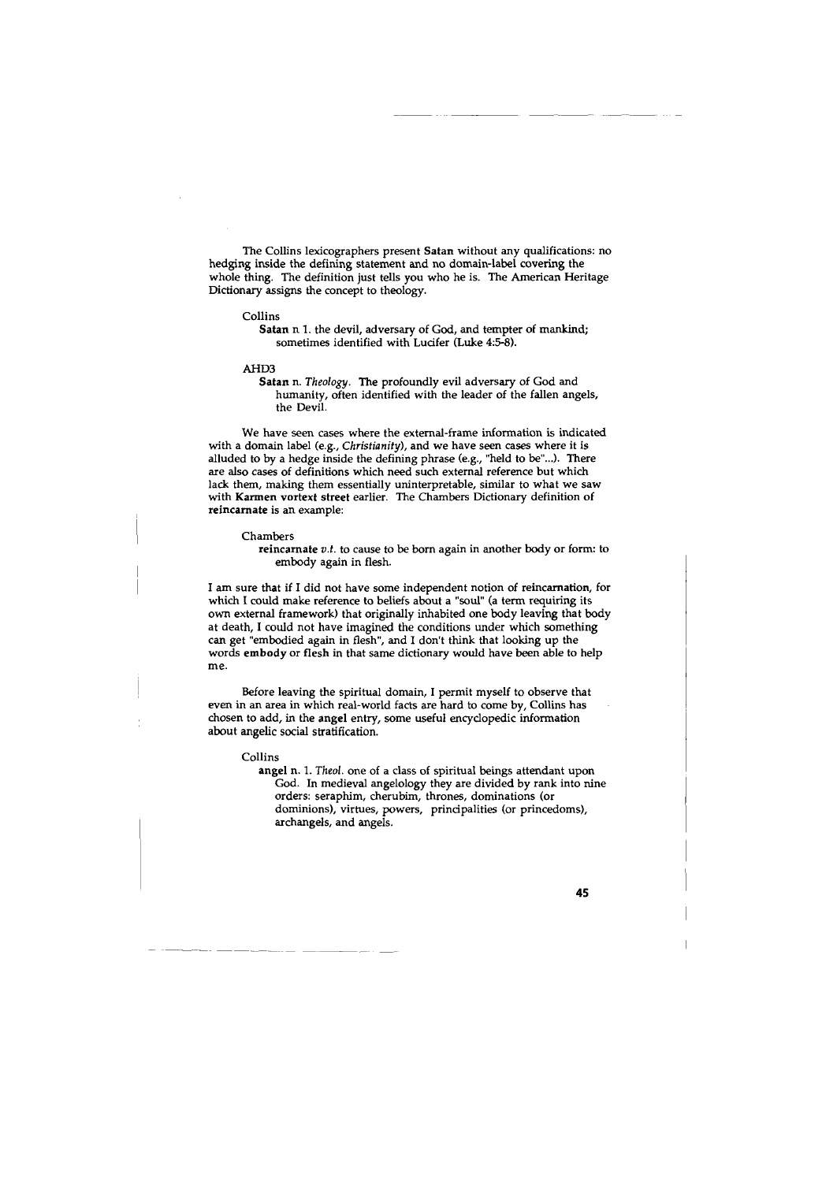The Collins lexicographers present **Satan** without any qualifications: no hedging inside the defining statement and no domain-label covering the whole thing. The definition just tells you who he is. The American Heritage Dictionary assigns the concept to theology.

> Collins
>
> **Satan** n 1. the devil, adversary of God, and tempter of mankind; sometimes identified with Lucifer (Luke 4:5-8).

> AHD3
>
> **Satan** n. *Theology*. The profoundly evil adversary of God and humanity, often identified with the leader of the fallen angels, the Devil.

We have seen cases where the external-frame information is indicated with a domain label (e.g., *Christianity*), and we have seen cases where it is alluded to by a hedge inside the defining phrase (e.g., "held to be"...). There are also cases of definitions which need such external reference but which lack them, making them essentially uninterpretable, similar to what we saw with **Karmen vortext street** earlier. The Chambers Dictionary definition of **reincarnate** is an example:

> Chambers
>
> **reincarnate** *v.t.* to cause to be born again in another body or form: to embody again in flesh.

I am sure that if I did not have some independent notion of **reincarnation**, for which I could make reference to beliefs about a "soul" (a term requiring its own external framework) that originally inhabited one body leaving that body at death, I could not have imagined the conditions under which something can get "embodied again in flesh", and I don't think that looking up the words **embody** or **flesh** in that same dictionary would have been able to help me.

Before leaving the spiritual domain, I permit myself to observe that even in an area in which real-world facts are hard to come by, Collins has chosen to add, in the **angel** entry, some useful encyclopedic information about angelic social stratification.

> Collins
>
> **angel** n. 1. *Theol.* one of a class of spiritual beings attendant upon God. In medieval angelology they are divided by rank into nine orders: seraphim, cherubim, thrones, dominations (or dominions), virtues, powers, principalities (or princedoms), archangels, and angels.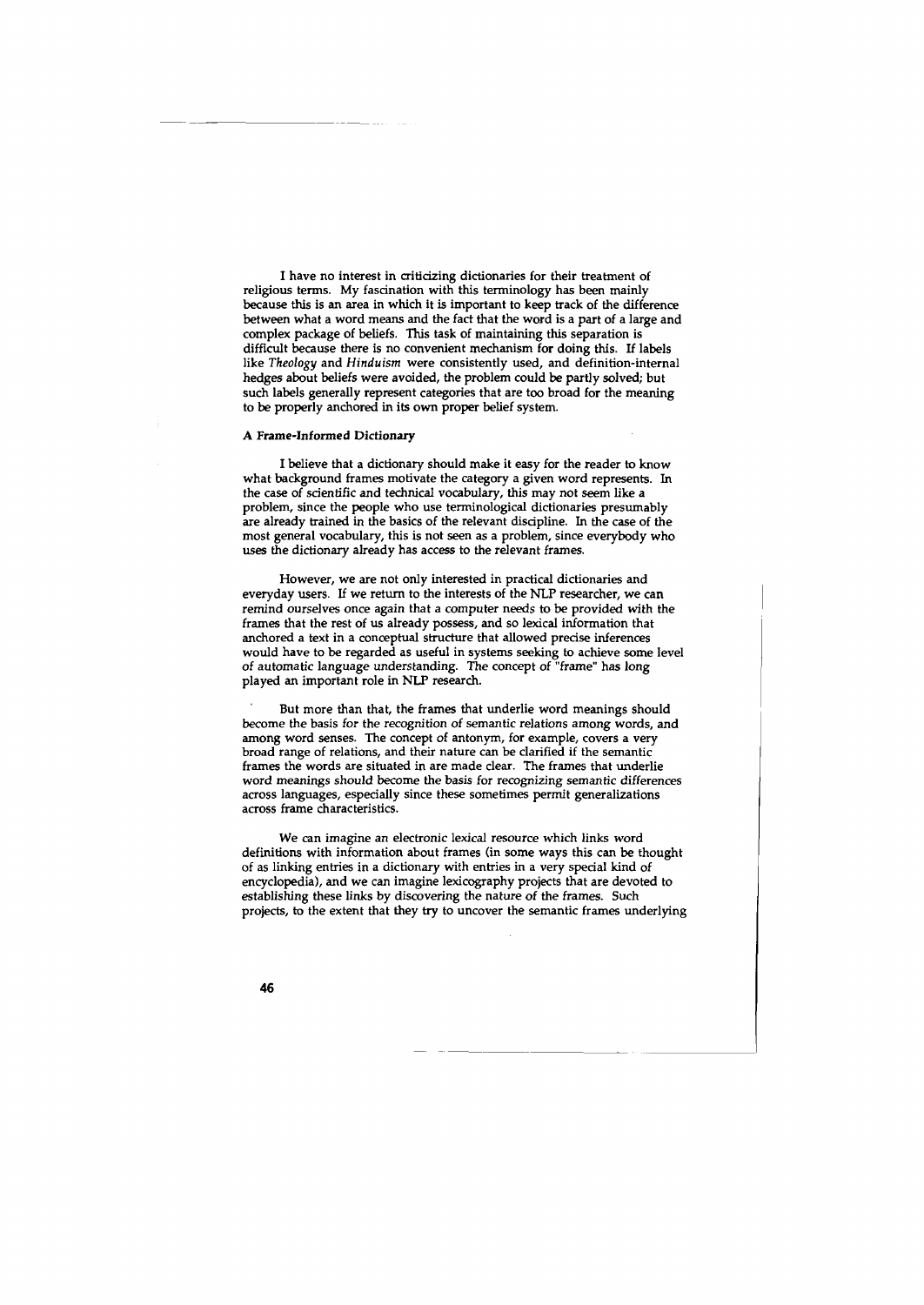I have no interest in criticizing dictionaries for their treatment of religious terms. My fascination with this terminology has been mainly because this is an area in which it is important to keep track of the difference between what a word means and the fact that the word is a part of a large and complex package of beliefs. This task of maintaining this separation is difficult because there is no convenient mechanism for doing this. If labels like *Theology* and *Hinduism* were consistently used, and definition-internal hedges about beliefs were avoided, the problem could be partly solved; but such labels generally represent categories that are too broad for the meaning to be properly anchored in its own proper belief system.

### A Frame-Informed Dictionary

I believe that a dictionary should make it easy for the reader to know what background frames motivate the category a given word represents. In the case of scientific and technical vocabulary, this may not seem like a problem, since the people who use terminological dictionaries presumably are already trained in the basics of the relevant discipline. In the case of the most general vocabulary, this is not seen as a problem, since everybody who uses the dictionary already has access to the relevant frames.

However, we are not only interested in practical dictionaries and everyday users. If we return to the interests of the NLP researcher, we can remind ourselves once again that a computer needs to be provided with the frames that the rest of us already possess, and so lexical information that anchored a text in a conceptual structure that allowed precise inferences would have to be regarded as useful in systems seeking to achieve some level of automatic language understanding. The concept of "frame" has long played an important role in NLP research.

But more than that, the frames that underlie word meanings should become the basis for the recognition of semantic relations among words, and among word senses. The concept of antonym, for example, covers a very broad range of relations, and their nature can be clarified if the semantic frames the words are situated in are made clear. The frames that underlie word meanings should become the basis for recognizing semantic differences across languages, especially since these sometimes permit generalizations across frame characteristics.

We can imagine an electronic lexical resource which links word definitions with information about frames (in some ways this can be thought of as linking entries in a dictionary with entries in a very special kind of encyclopedia), and we can imagine lexicography projects that are devoted to establishing these links by discovering the nature of the frames. Such projects, to the extent that they try to uncover the semantic frames underlying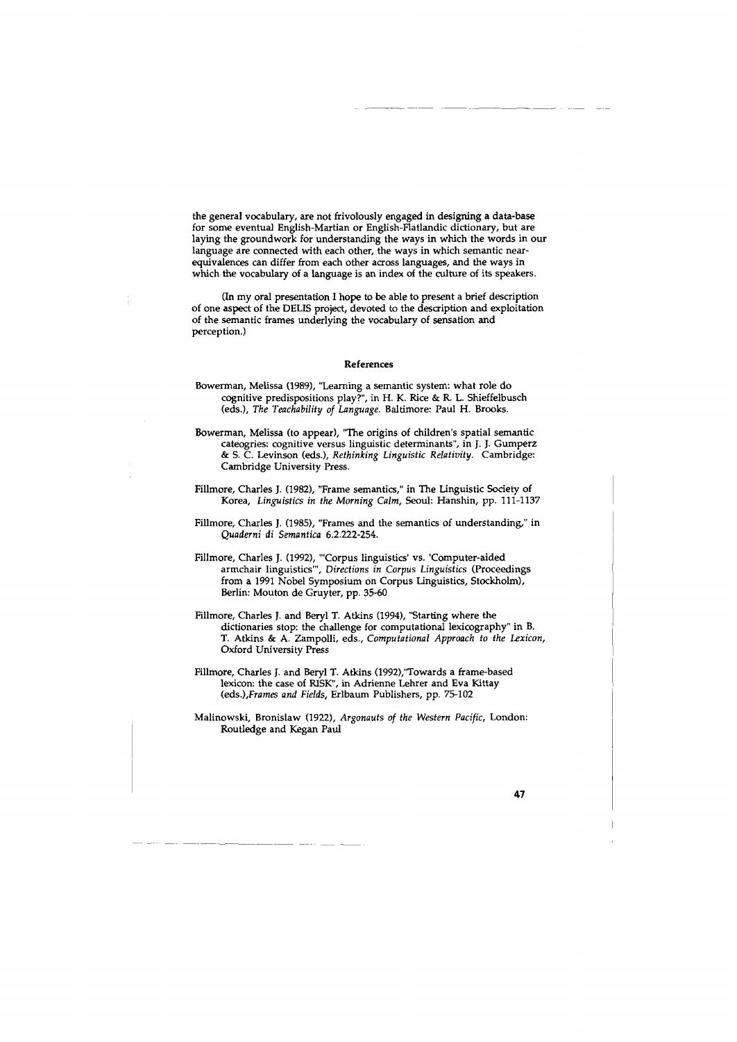the general vocabulary, are not frivolously engaged in designing a data-base for some eventual English-Martian or English-Flatlandic dictionary, but are laying the groundwork for understanding the ways in which the words in our language are connected with each other, the ways in which semantic near-equivalences can differ from each other across languages, and the ways in which the vocabulary of a language is an index of the culture of its speakers.

(In my oral presentation I hope to be able to present a brief description of one aspect of the DELIS project, devoted to the description and exploitation of the semantic frames underlying the vocabulary of sensation and perception.)

#### References

Bowerman, Melissa (1989), "Learning a semantic system: what role do cognitive predispositions play?", in H. K. Rice & R. L. Shieffelbusch (eds.), *The Teachability of Language.* Baltimore: Paul H. Brooks.

Bowerman, Melissa (to appear), "The origins of children's spatial semantic cateogries: cognitive versus linguistic determinants", in J. J. Gumperz & S. C. Levinson (eds.), *Rethinking Linguistic Relativity.* Cambridge: Cambridge University Press.

Fillmore, Charles J. (1982), "Frame semantics," in The Linguistic Society of Korea, *Linguistics in the Morning Calm*, Seoul: Hanshin, pp. 111-1137

Fillmore, Charles J. (1985), "Frames and the semantics of understanding," in *Quaderni di Semantica* 6.2.222-254.

Fillmore, Charles J. (1992), "'Corpus linguistics' vs. 'Computer-aided armchair linguistics'", *Directions in Corpus Linguistics* (Proceedings from a 1991 Nobel Symposium on Corpus Linguistics, Stockholm), Berlin: Mouton de Gruyter, pp. 35-60

Fillmore, Charles J. and Beryl T. Atkins (1994), "Starting where the dictionaries stop: the challenge for computational lexicography" in B. T. Atkins & A. Zampolli, eds., *Computational Approach to the Lexicon*, Oxford University Press

Fillmore, Charles J. and Beryl T. Atkins (1992),"Towards a frame-based lexicon: the case of RISK", in Adrienne Lehrer and Eva Kittay (eds.),*Frames and Fields*, Erlbaum Publishers, pp. 75-102

Malinowski, Bronislaw (1922), *Argonauts of the Western Pacific*, London: Routledge and Kegan Paul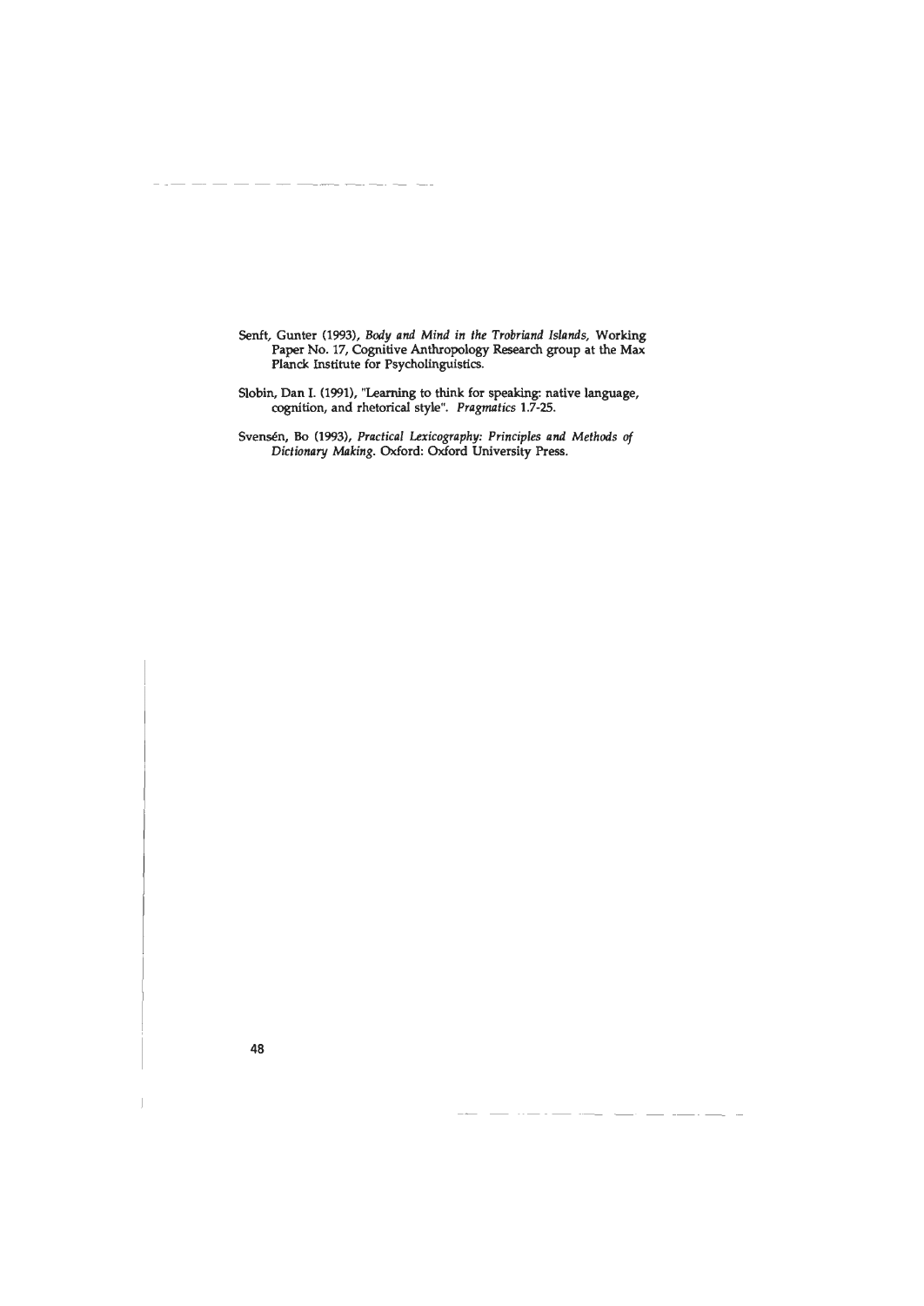Senft, Gunter (1993), *Body and Mind in the Trobriand Islands*, Working Paper No. 17, Cognitive Anthropology Research group at the Max Planck Institute for Psycholinguistics.

Slobin, Dan I. (1991), "Learning to think for speaking: native language, cognition, and rhetorical style". *Pragmatics* 1.7-25.

Svensén, Bo (1993), *Practical Lexicography: Principles and Methods of Dictionary Making*. Oxford: Oxford University Press.